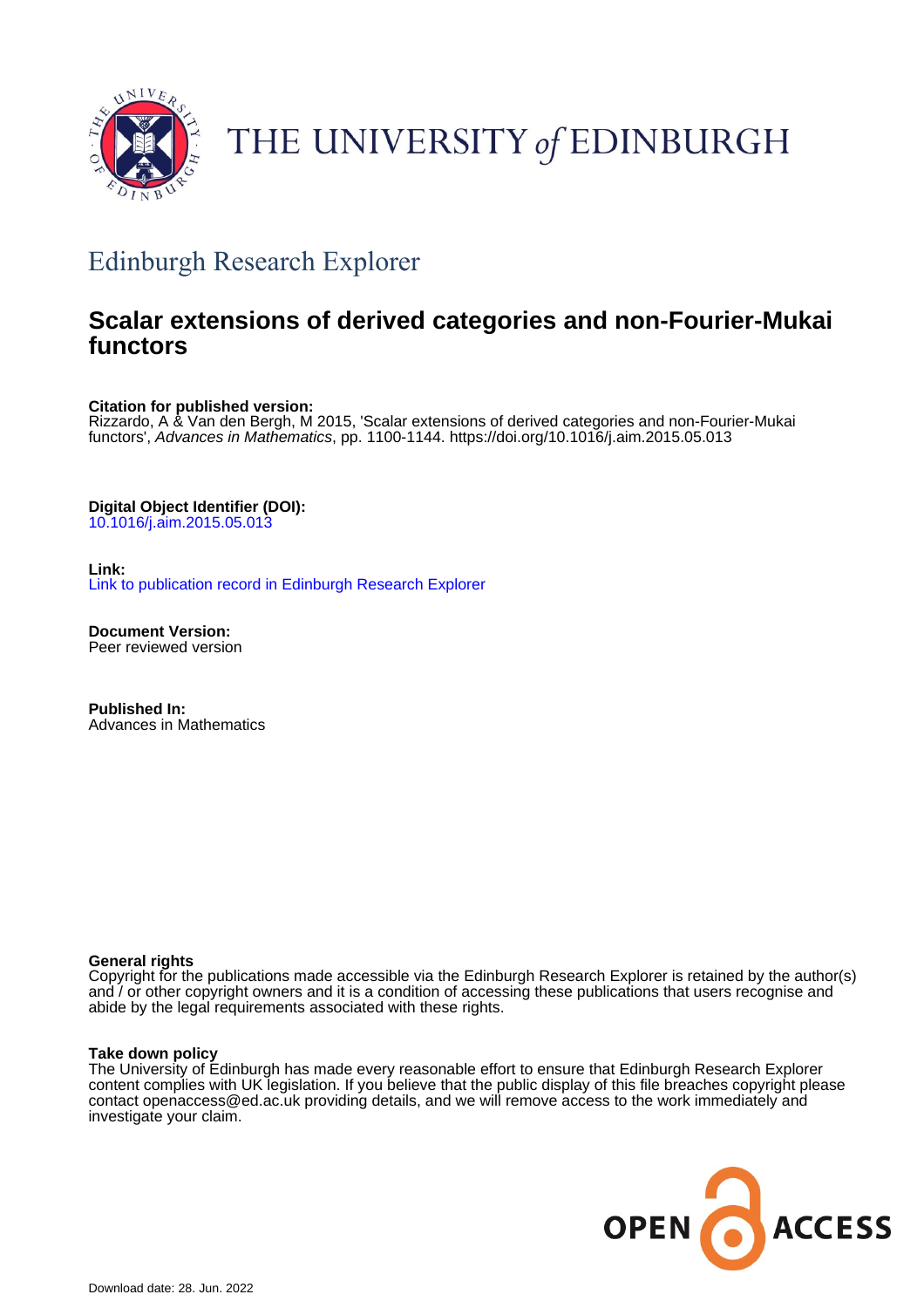THE UNIVERSITY *of* EDINBURGH

## Edinburgh Research Explorer

# Scalar extensions of derived categories and non-Fourier-Mukai functors

**Citation for published version:**
Rizzardo, A & Van den Bergh, M 2015, 'Scalar extensions of derived categories and non-Fourier-Mukai functors', *Advances in Mathematics*, pp. 1100-1144. https://doi.org/10.1016/j.aim.2015.05.013

**Digital Object Identifier (DOI):**
10.1016/j.aim.2015.05.013

**Link:**
Link to publication record in Edinburgh Research Explorer

**Document Version:**
Peer reviewed version

**Published In:**
Advances in Mathematics

**General rights**
Copyright for the publications made accessible via the Edinburgh Research Explorer is retained by the author(s) and / or other copyright owners and it is a condition of accessing these publications that users recognise and abide by the legal requirements associated with these rights.

**Take down policy**
The University of Edinburgh has made every reasonable effort to ensure that Edinburgh Research Explorer content complies with UK legislation. If you believe that the public display of this file breaches copyright please contact openaccess@ed.ac.uk providing details, and we will remove access to the work immediately and investigate your claim.

Download date: 28. Jun. 2022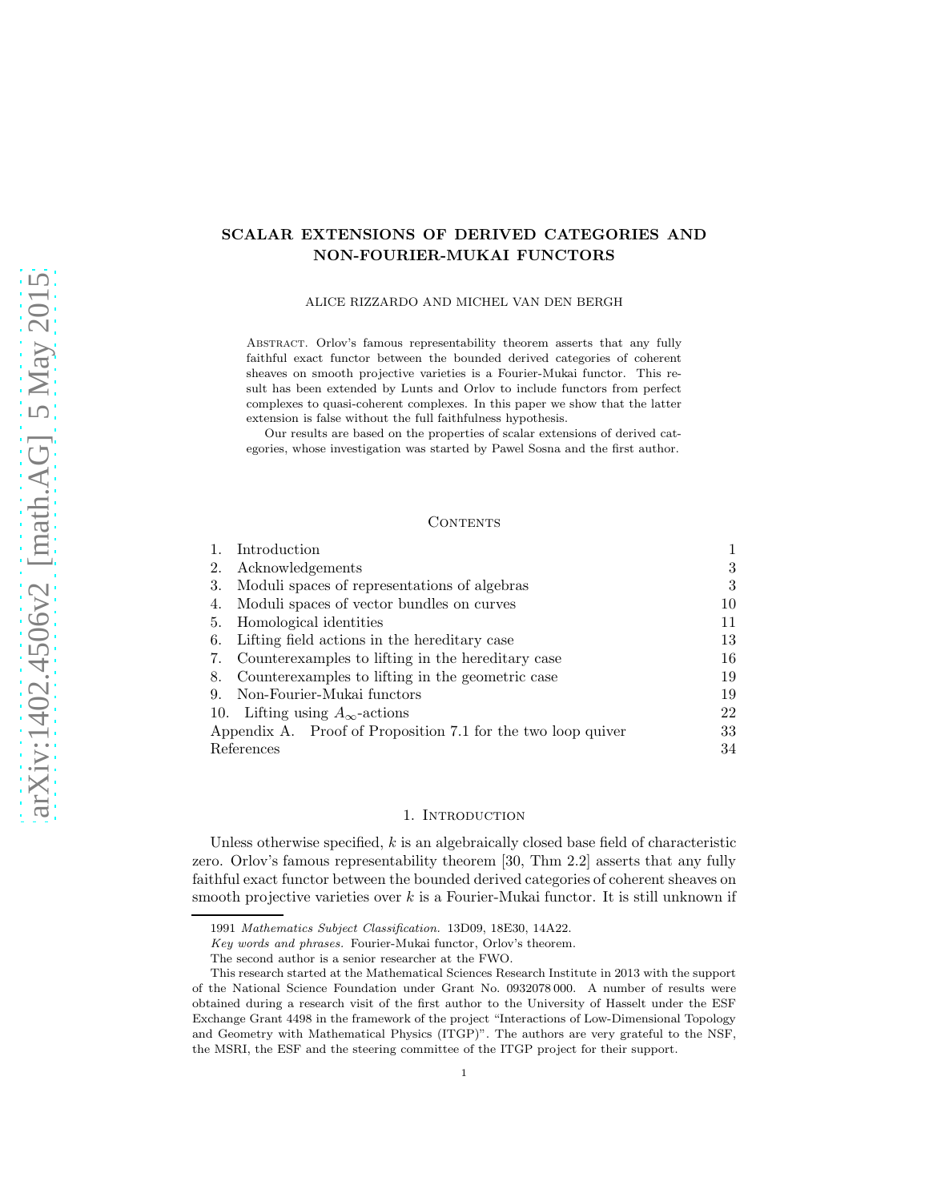# SCALAR EXTENSIONS OF DERIVED CATEGORIES AND NON-FOURIER-MUKAI FUNCTORS

ALICE RIZZARDO AND MICHEL VAN DEN BERGH

Abstract. Orlov's famous representability theorem asserts that any fully faithful exact functor between the bounded derived categories of coherent sheaves on smooth projective varieties is a Fourier-Mukai functor. This result has been extended by Lunts and Orlov to include functors from perfect complexes to quasi-coherent complexes. In this paper we show that the latter extension is false without the full faithfulness hypothesis.

Our results are based on the properties of scalar extensions of derived categories, whose investigation was started by Pawel Sosna and the first author.

## Contents

| | | |
|---|---|---|
| 1. | Introduction | 1 |
| 2. | Acknowledgements | 3 |
| 3. | Moduli spaces of representations of algebras | 3 |
| 4. | Moduli spaces of vector bundles on curves | 10 |
| 5. | Homological identities | 11 |
| 6. | Lifting field actions in the hereditary case | 13 |
| 7. | Counterexamples to lifting in the hereditary case | 16 |
| 8. | Counterexamples to lifting in the geometric case | 19 |
| 9. | Non-Fourier-Mukai functors | 19 |
| 10. | Lifting using $A_\infty$-actions | 22 |
| Appendix A. | Proof of Proposition 7.1 for the two loop quiver | 33 |
| References | | 34 |

## 1. Introduction

Unless otherwise specified, $k$ is an algebraically closed base field of characteristic zero. Orlov's famous representability theorem [30, Thm 2.2] asserts that any fully faithful exact functor between the bounded derived categories of coherent sheaves on smooth projective varieties over $k$ is a Fourier-Mukai functor. It is still unknown if

---

1991 *Mathematics Subject Classification.* 13D09, 18E30, 14A22.

*Key words and phrases.* Fourier-Mukai functor, Orlov's theorem.

The second author is a senior researcher at the FWO.

This research started at the Mathematical Sciences Research Institute in 2013 with the support of the National Science Foundation under Grant No. 0932078 000. A number of results were obtained during a research visit of the first author to the University of Hasselt under the ESF Exchange Grant 4498 in the framework of the project "Interactions of Low-Dimensional Topology and Geometry with Mathematical Physics (ITGP)". The authors are very grateful to the NSF, the MSRI, the ESF and the steering committee of the ITGP project for their support.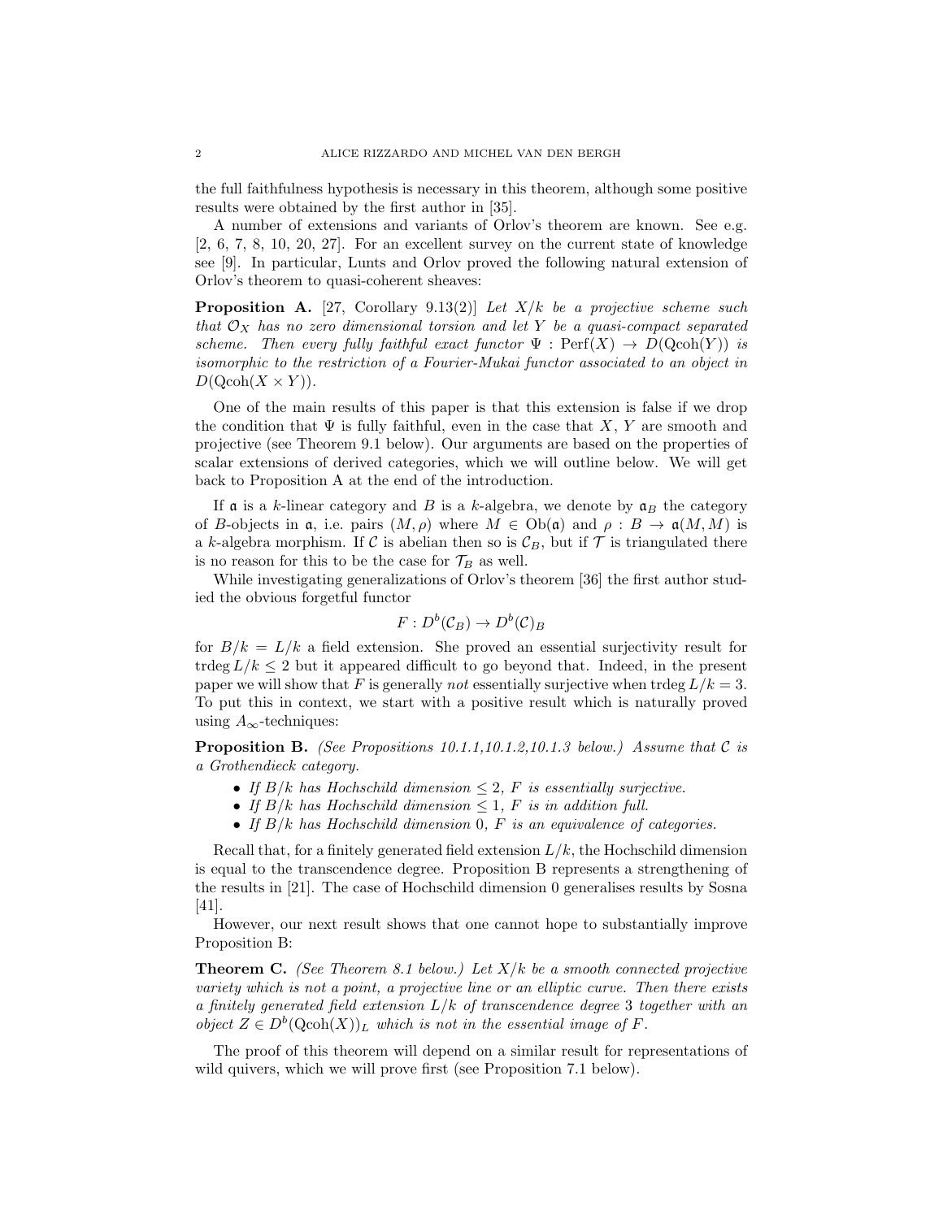the full faithfulness hypothesis is necessary in this theorem, although some positive results were obtained by the first author in [35].

A number of extensions and variants of Orlov's theorem are known. See e.g. [2, 6, 7, 8, 10, 20, 27]. For an excellent survey on the current state of knowledge see [9]. In particular, Lunts and Orlov proved the following natural extension of Orlov's theorem to quasi-coherent sheaves:

**Proposition A.** [27, Corollary 9.13(2)] *Let $X/k$ be a projective scheme such that $\mathcal{O}_X$ has no zero dimensional torsion and let $Y$ be a quasi-compact separated scheme. Then every fully faithful exact functor $\Psi : \operatorname{Perf}(X) \to D(\operatorname{Qcoh}(Y))$ is isomorphic to the restriction of a Fourier-Mukai functor associated to an object in $D(\operatorname{Qcoh}(X \times Y))$.*

One of the main results of this paper is that this extension is false if we drop the condition that $\Psi$ is fully faithful, even in the case that $X$, $Y$ are smooth and projective (see Theorem 9.1 below). Our arguments are based on the properties of scalar extensions of derived categories, which we will outline below. We will get back to Proposition A at the end of the introduction.

If $\mathfrak{a}$ is a $k$-linear category and $B$ is a $k$-algebra, we denote by $\mathfrak{a}_B$ the category of $B$-objects in $\mathfrak{a}$, i.e. pairs $(M, \rho)$ where $M \in \operatorname{Ob}(\mathfrak{a})$ and $\rho : B \to \mathfrak{a}(M, M)$ is a $k$-algebra morphism. If $\mathcal{C}$ is abelian then so is $\mathcal{C}_B$, but if $\mathcal{T}$ is triangulated there is no reason for this to be the case for $\mathcal{T}_B$ as well.

While investigating generalizations of Orlov's theorem [36] the first author studied the obvious forgetful functor

$$F : D^b(\mathcal{C}_B) \to D^b(\mathcal{C})_B$$

for $B/k = L/k$ a field extension. She proved an essential surjectivity result for $\operatorname{trdeg} L/k \leq 2$ but it appeared difficult to go beyond that. Indeed, in the present paper we will show that $F$ is generally *not* essentially surjective when $\operatorname{trdeg} L/k = 3$. To put this in context, we start with a positive result which is naturally proved using $A_\infty$-techniques:

**Proposition B.** *(See Propositions 10.1.1,10.1.2,10.1.3 below.) Assume that $\mathcal{C}$ is a Grothendieck category.*

- *If $B/k$ has Hochschild dimension $\leq 2$, $F$ is essentially surjective.*
- *If $B/k$ has Hochschild dimension $\leq 1$, $F$ is in addition full.*
- *If $B/k$ has Hochschild dimension $0$, $F$ is an equivalence of categories.*

Recall that, for a finitely generated field extension $L/k$, the Hochschild dimension is equal to the transcendence degree. Proposition B represents a strengthening of the results in [21]. The case of Hochschild dimension 0 generalises results by Sosna [41].

However, our next result shows that one cannot hope to substantially improve Proposition B:

**Theorem C.** *(See Theorem 8.1 below.) Let $X/k$ be a smooth connected projective variety which is not a point, a projective line or an elliptic curve. Then there exists a finitely generated field extension $L/k$ of transcendence degree 3 together with an object $Z \in D^b(\operatorname{Qcoh}(X))_L$ which is not in the essential image of $F$.*

The proof of this theorem will depend on a similar result for representations of wild quivers, which we will prove first (see Proposition 7.1 below).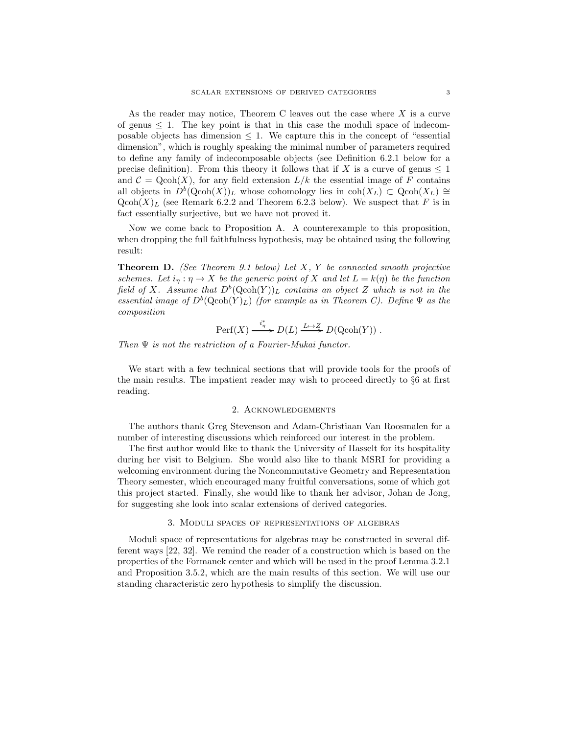As the reader may notice, Theorem C leaves out the case where $X$ is a curve of genus $\leq 1$. The key point is that in this case the moduli space of indecomposable objects has dimension $\leq 1$. We capture this in the concept of "essential dimension", which is roughly speaking the minimal number of parameters required to define any family of indecomposable objects (see Definition 6.2.1 below for a precise definition). From this theory it follows that if $X$ is a curve of genus $\leq 1$ and $\mathcal{C} = \operatorname{Qcoh}(X)$, for any field extension $L/k$ the essential image of $F$ contains all objects in $D^b(\operatorname{Qcoh}(X))_L$ whose cohomology lies in $\operatorname{coh}(X_L) \subset \operatorname{Qcoh}(X_L) \cong \operatorname{Qcoh}(X)_L$ (see Remark 6.2.2 and Theorem 6.2.3 below). We suspect that $F$ is in fact essentially surjective, but we have not proved it.

Now we come back to Proposition A. A counterexample to this proposition, when dropping the full faithfulness hypothesis, may be obtained using the following result:

**Theorem D.** *(See Theorem 9.1 below) Let $X$, $Y$ be connected smooth projective schemes. Let $i_\eta : \eta \to X$ be the generic point of $X$ and let $L = k(\eta)$ be the function field of $X$. Assume that $D^b(\operatorname{Qcoh}(Y))_L$ contains an object $Z$ which is not in the essential image of $D^b(\operatorname{Qcoh}(Y)_L)$ (for example as in Theorem C). Define $\Psi$ as the composition*

$$\operatorname{Perf}(X) \xrightarrow{i_\eta^*} D(L) \xrightarrow{L \mapsto Z} D(\operatorname{Qcoh}(Y)) .$$

*Then $\Psi$ is not the restriction of a Fourier-Mukai functor.*

We start with a few technical sections that will provide tools for the proofs of the main results. The impatient reader may wish to proceed directly to §6 at first reading.

## 2. Acknowledgements

The authors thank Greg Stevenson and Adam-Christiaan Van Roosmalen for a number of interesting discussions which reinforced our interest in the problem.

The first author would like to thank the University of Hasselt for its hospitality during her visit to Belgium. She would also like to thank MSRI for providing a welcoming environment during the Noncommutative Geometry and Representation Theory semester, which encouraged many fruitful conversations, some of which got this project started. Finally, she would like to thank her advisor, Johan de Jong, for suggesting she look into scalar extensions of derived categories.

## 3. Moduli spaces of representations of algebras

Moduli space of representations for algebras may be constructed in several different ways [22, 32]. We remind the reader of a construction which is based on the properties of the Formanek center and which will be used in the proof Lemma 3.2.1 and Proposition 3.5.2, which are the main results of this section. We will use our standing characteristic zero hypothesis to simplify the discussion.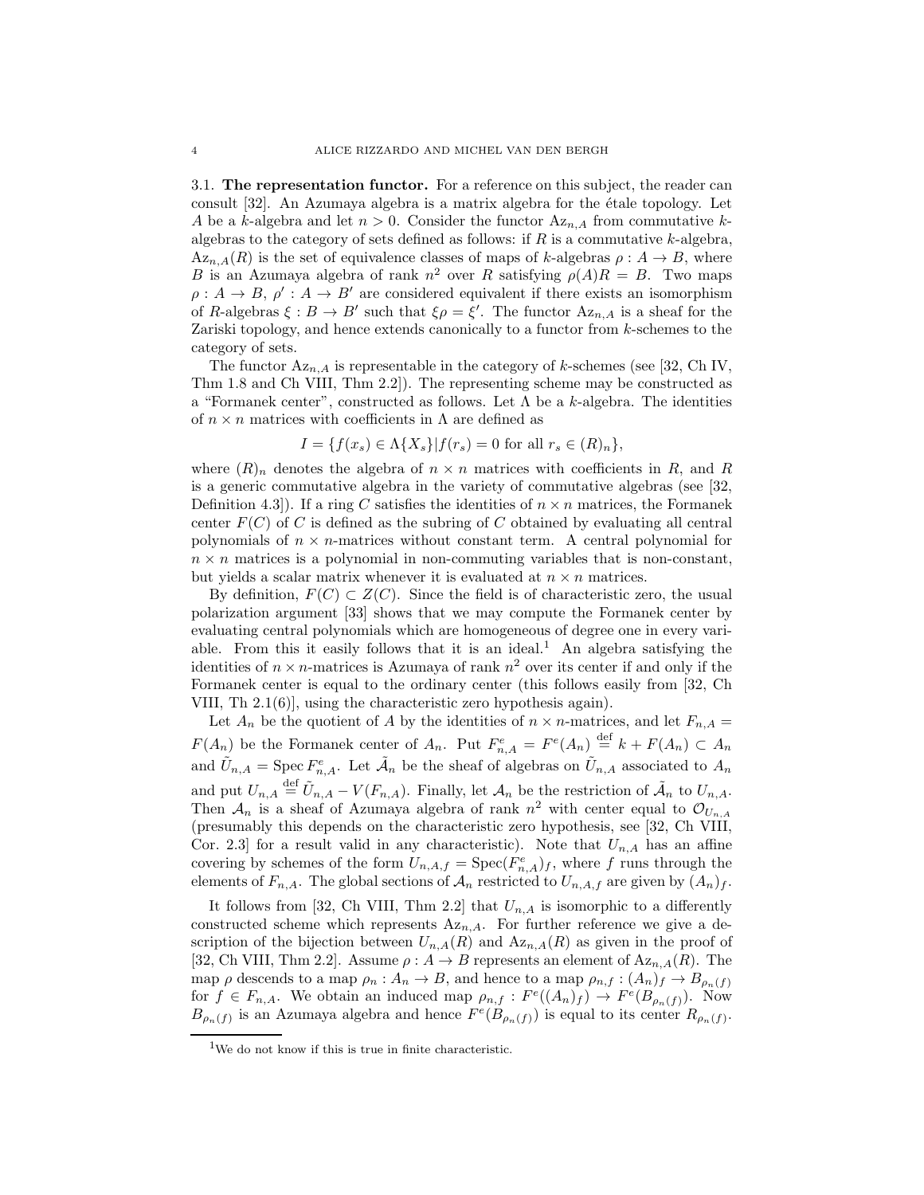**3.1. The representation functor.** For a reference on this subject, the reader can consult [32]. An Azumaya algebra is a matrix algebra for the étale topology. Let $A$ be a $k$-algebra and let $n > 0$. Consider the functor $\mathrm{Az}_{n,A}$ from commutative $k$-algebras to the category of sets defined as follows: if $R$ is a commutative $k$-algebra, $\mathrm{Az}_{n,A}(R)$ is the set of equivalence classes of maps of $k$-algebras $\rho : A \to B$, where $B$ is an Azumaya algebra of rank $n^2$ over $R$ satisfying $\rho(A)R = B$. Two maps $\rho : A \to B$, $\rho' : A \to B'$ are considered equivalent if there exists an isomorphism of $R$-algebras $\xi : B \to B'$ such that $\xi\rho = \xi'$. The functor $\mathrm{Az}_{n,A}$ is a sheaf for the Zariski topology, and hence extends canonically to a functor from $k$-schemes to the category of sets.

The functor $\mathrm{Az}_{n,A}$ is representable in the category of $k$-schemes (see [32, Ch IV, Thm 1.8 and Ch VIII, Thm 2.2]). The representing scheme may be constructed as a "Formanek center", constructed as follows. Let $\Lambda$ be a $k$-algebra. The identities of $n \times n$ matrices with coefficients in $\Lambda$ are defined as

$$I = \{f(x_s) \in \Lambda\{X_s\} | f(r_s) = 0 \text{ for all } r_s \in (R)_n\},$$

where $(R)_n$ denotes the algebra of $n \times n$ matrices with coefficients in $R$, and $R$ is a generic commutative algebra in the variety of commutative algebras (see [32, Definition 4.3]). If a ring $C$ satisfies the identities of $n \times n$ matrices, the Formanek center $F(C)$ of $C$ is defined as the subring of $C$ obtained by evaluating all central polynomials of $n \times n$-matrices without constant term. A central polynomial for $n \times n$ matrices is a polynomial in non-commuting variables that is non-constant, but yields a scalar matrix whenever it is evaluated at $n \times n$ matrices.

By definition, $F(C) \subset Z(C)$. Since the field is of characteristic zero, the usual polarization argument [33] shows that we may compute the Formanek center by evaluating central polynomials which are homogeneous of degree one in every variable. From this it easily follows that it is an ideal.[1] An algebra satisfying the identities of $n \times n$-matrices is Azumaya of rank $n^2$ over its center if and only if the Formanek center is equal to the ordinary center (this follows easily from [32, Ch VIII, Th 2.1(6)], using the characteristic zero hypothesis again).

Let $A_n$ be the quotient of $A$ by the identities of $n \times n$-matrices, and let $F_{n,A} = F(A_n)$ be the Formanek center of $A_n$. Put $F^e_{n,A} = F^e(A_n) \stackrel{\text{def}}{=} k + F(A_n) \subset A_n$ and $\tilde{U}_{n,A} = \operatorname{Spec} F^e_{n,A}$. Let $\tilde{\mathcal{A}}_n$ be the sheaf of algebras on $\tilde{U}_{n,A}$ associated to $A_n$ and put $U_{n,A} \stackrel{\text{def}}{=} \tilde{U}_{n,A} - V(F_{n,A})$. Finally, let $\mathcal{A}_n$ be the restriction of $\tilde{\mathcal{A}}_n$ to $U_{n,A}$. Then $\mathcal{A}_n$ is a sheaf of Azumaya algebra of rank $n^2$ with center equal to $\mathcal{O}_{U_{n,A}}$ (presumably this depends on the characteristic zero hypothesis, see [32, Ch VIII, Cor. 2.3] for a result valid in any characteristic). Note that $U_{n,A}$ has an affine covering by schemes of the form $U_{n,A,f} = \operatorname{Spec}(F^e_{n,A})_f$, where $f$ runs through the elements of $F_{n,A}$. The global sections of $\mathcal{A}_n$ restricted to $U_{n,A,f}$ are given by $(A_n)_f$.

It follows from [32, Ch VIII, Thm 2.2] that $U_{n,A}$ is isomorphic to a differently constructed scheme which represents $\mathrm{Az}_{n,A}$. For further reference we give a description of the bijection between $U_{n,A}(R)$ and $\mathrm{Az}_{n,A}(R)$ as given in the proof of [32, Ch VIII, Thm 2.2]. Assume $\rho : A \to B$ represents an element of $\mathrm{Az}_{n,A}(R)$. The map $\rho$ descends to a map $\rho_n : A_n \to B$, and hence to a map $\rho_{n,f} : (A_n)_f \to B_{\rho_n(f)}$ for $f \in F_{n,A}$. We obtain an induced map $\rho_{n,f} : F^e((A_n)_f) \to F^e(B_{\rho_n(f)})$. Now $B_{\rho_n(f)}$ is an Azumaya algebra and hence $F^e(B_{\rho_n(f)})$ is equal to its center $R_{\rho_n(f)}$.

[1] We do not know if this is true in finite characteristic.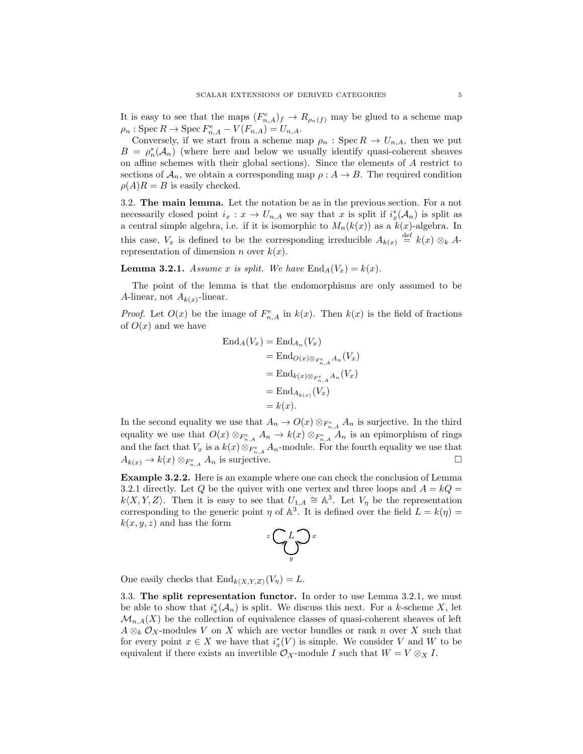It is easy to see that the maps $(F^e_{n,A})_f \to R_{\rho_n(f)}$ may be glued to a scheme map $\rho_n : \operatorname{Spec} R \to \operatorname{Spec} F^e_{n,A} - V(F_{n,A}) = U_{n,A}$.

Conversely, if we start from a scheme map $\rho_n : \operatorname{Spec} R \to U_{n,A}$, then we put $B = \rho_n^*(\mathcal{A}_n)$ (where here and below we usually identify quasi-coherent sheaves on affine schemes with their global sections). Since the elements of $A$ restrict to sections of $\mathcal{A}_n$, we obtain a corresponding map $\rho : A \to B$. The required condition $\rho(A)R = B$ is easily checked.

**3.2. The main lemma.** Let the notation be as in the previous section. For a not necessarily closed point $i_x : x \to U_{n,A}$ we say that $x$ is split if $i_x^*(\mathcal{A}_n)$ is split as a central simple algebra, i.e. if it is isomorphic to $M_n(k(x))$ as a $k(x)$-algebra. In this case, $V_x$ is defined to be the corresponding irreducible $A_{k(x)} \overset{\text{def}}{=} k(x) \otimes_k A$-representation of dimension $n$ over $k(x)$.

**Lemma 3.2.1.** *Assume $x$ is split. We have $\operatorname{End}_A(V_x) = k(x)$.*

The point of the lemma is that the endomorphisms are only assumed to be $A$-linear, not $A_{k(x)}$-linear.

*Proof.* Let $O(x)$ be the image of $F^e_{n,A}$ in $k(x)$. Then $k(x)$ is the field of fractions of $O(x)$ and we have

$$\begin{aligned}
\operatorname{End}_A(V_x) &= \operatorname{End}_{A_n}(V_x) \\
&= \operatorname{End}_{O(x)\otimes_{F^e_{n,A}} A_n}(V_x) \\
&= \operatorname{End}_{k(x)\otimes_{F^e_{n,A}} A_n}(V_x) \\
&= \operatorname{End}_{A_{k(x)}}(V_x) \\
&= k(x).
\end{aligned}$$

In the second equality we use that $A_n \to O(x) \otimes_{F^e_{n,A}} A_n$ is surjective. In the third equality we use that $O(x) \otimes_{F^e_{n,A}} A_n \to k(x) \otimes_{F^e_{n,A}} A_n$ is an epimorphism of rings and the fact that $V_x$ is a $k(x) \otimes_{F^e_{n,A}} A_n$-module. For the fourth equality we use that $A_{k(x)} \to k(x) \otimes_{F^e_{n,A}} A_n$ is surjective. $\square$

**Example 3.2.2.** Here is an example where one can check the conclusion of Lemma 3.2.1 directly. Let $Q$ be the quiver with one vertex and three loops and $A = kQ = k\langle X, Y, Z\rangle$. Then it is easy to see that $U_{1,A} \cong \mathbb{A}^3$. Let $V_\eta$ be the representation corresponding to the generic point $\eta$ of $\mathbb{A}^3$. It is defined over the field $L = k(\eta) = k(x, y, z)$ and has the form

$$z \circlearrowleft L \circlearrowright x, \quad y \circlearrowleft L$$

One easily checks that $\operatorname{End}_{k\langle X,Y,Z\rangle}(V_\eta) = L$.

**3.3. The split representation functor.** In order to use Lemma 3.2.1, we must be able to show that $i_x^*(\mathcal{A}_n)$ is split. We discuss this next. For a $k$-scheme $X$, let $\mathcal{M}_{n,A}(X)$ be the collection of equivalence classes of quasi-coherent sheaves of left $A \otimes_k \mathcal{O}_X$-modules $V$ on $X$ which are vector bundles or rank $n$ over $X$ such that for every point $x \in X$ we have that $i_x^*(V)$ is simple. We consider $V$ and $W$ to be equivalent if there exists an invertible $\mathcal{O}_X$-module $I$ such that $W = V \otimes_X I$.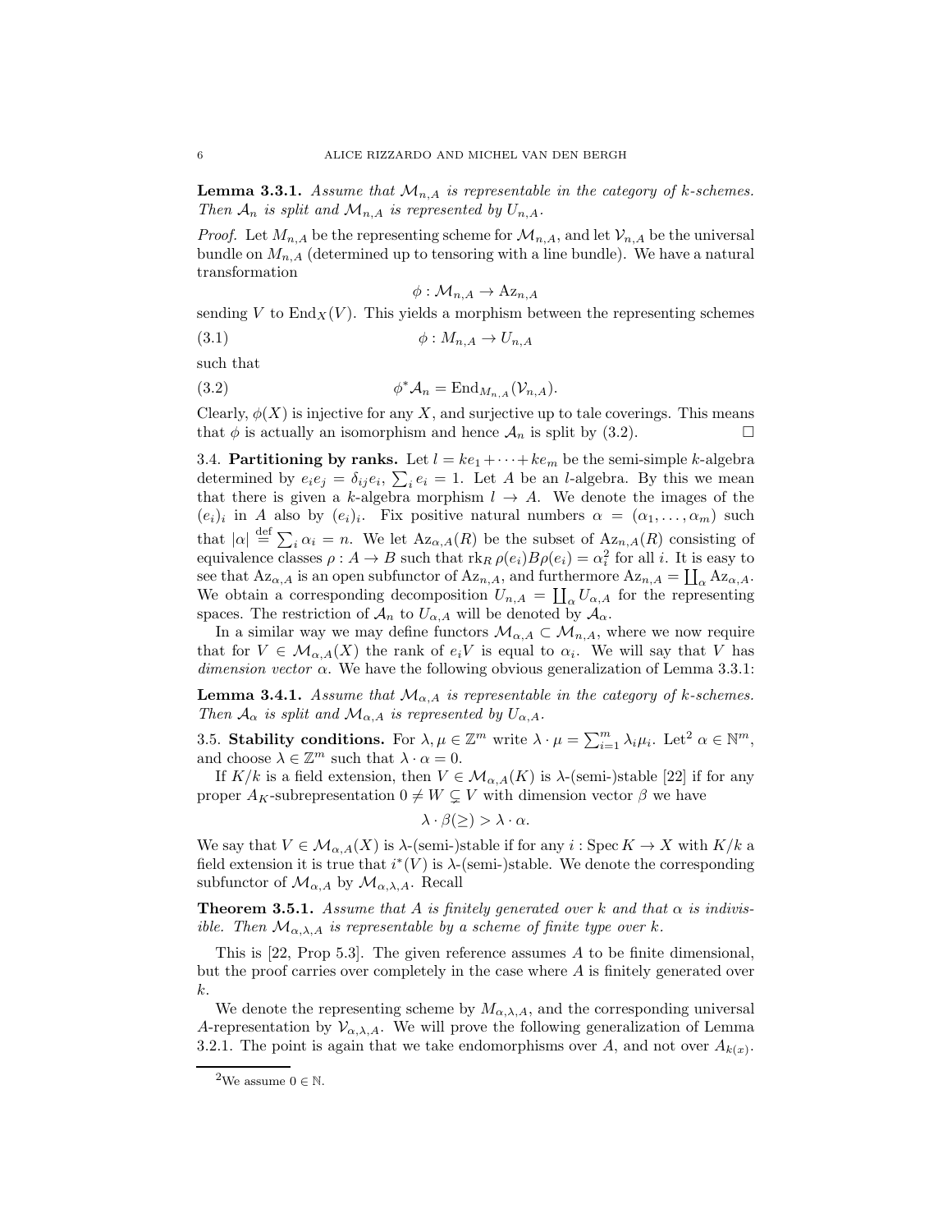**Lemma 3.3.1.** *Assume that $\mathcal{M}_{n,A}$ is representable in the category of k-schemes. Then $\mathcal{A}_n$ is split and $\mathcal{M}_{n,A}$ is represented by $U_{n,A}$.*

*Proof.* Let $M_{n,A}$ be the representing scheme for $\mathcal{M}_{n,A}$, and let $\mathcal{V}_{n,A}$ be the universal bundle on $M_{n,A}$ (determined up to tensoring with a line bundle). We have a natural transformation

$$\phi : \mathcal{M}_{n,A} \to \mathrm{Az}_{n,A}$$

sending $V$ to $\mathrm{End}_X(V)$. This yields a morphism between the representing schemes

$$\phi : M_{n,A} \to U_{n,A} \tag{3.1}$$

such that

$$\phi^* \mathcal{A}_n = \mathrm{End}_{M_{n,A}}(\mathcal{V}_{n,A}). \tag{3.2}$$

Clearly, $\phi(X)$ is injective for any $X$, and surjective up to tale coverings. This means that $\phi$ is actually an isomorphism and hence $\mathcal{A}_n$ is split by (3.2). $\square$

3.4. **Partitioning by ranks.** Let $l = ke_1 + \cdots + ke_m$ be the semi-simple $k$-algebra determined by $e_i e_j = \delta_{ij} e_i$, $\sum_i e_i = 1$. Let $A$ be an $l$-algebra. By this we mean that there is given a $k$-algebra morphism $l \to A$. We denote the images of the $(e_i)_i$ in $A$ also by $(e_i)_i$. Fix positive natural numbers $\alpha = (\alpha_1, \ldots, \alpha_m)$ such that $|\alpha| \overset{\text{def}}{=} \sum_i \alpha_i = n$. We let $\mathrm{Az}_{\alpha,A}(R)$ be the subset of $\mathrm{Az}_{n,A}(R)$ consisting of equivalence classes $\rho : A \to B$ such that $\mathrm{rk}_R\, \rho(e_i) B \rho(e_i) = \alpha_i^2$ for all $i$. It is easy to see that $\mathrm{Az}_{\alpha,A}$ is an open subfunctor of $\mathrm{Az}_{n,A}$, and furthermore $\mathrm{Az}_{n,A} = \coprod_\alpha \mathrm{Az}_{\alpha,A}$. We obtain a corresponding decomposition $U_{n,A} = \coprod_\alpha U_{\alpha,A}$ for the representing spaces. The restriction of $\mathcal{A}_n$ to $U_{\alpha,A}$ will be denoted by $\mathcal{A}_\alpha$.

In a similar way we may define functors $\mathcal{M}_{\alpha,A} \subset \mathcal{M}_{n,A}$, where we now require that for $V \in \mathcal{M}_{\alpha,A}(X)$ the rank of $e_i V$ is equal to $\alpha_i$. We will say that $V$ has *dimension vector* $\alpha$. We have the following obvious generalization of Lemma 3.3.1:

**Lemma 3.4.1.** *Assume that $\mathcal{M}_{\alpha,A}$ is representable in the category of k-schemes. Then $\mathcal{A}_\alpha$ is split and $\mathcal{M}_{\alpha,A}$ is represented by $U_{\alpha,A}$.*

3.5. **Stability conditions.** For $\lambda, \mu \in \mathbb{Z}^m$ write $\lambda \cdot \mu = \sum_{i=1}^m \lambda_i \mu_i$. Let[2] $\alpha \in \mathbb{N}^m$, and choose $\lambda \in \mathbb{Z}^m$ such that $\lambda \cdot \alpha = 0$.

If $K/k$ is a field extension, then $V \in \mathcal{M}_{\alpha,A}(K)$ is $\lambda$-(semi-)stable [22] if for any proper $A_K$-subrepresentation $0 \neq W \subsetneq V$ with dimension vector $\beta$ we have

$$\lambda \cdot \beta (\geq) > \lambda \cdot \alpha.$$

We say that $V \in \mathcal{M}_{\alpha,A}(X)$ is $\lambda$-(semi-)stable if for any $i : \operatorname{Spec} K \to X$ with $K/k$ a field extension it is true that $i^*(V)$ is $\lambda$-(semi-)stable. We denote the corresponding subfunctor of $\mathcal{M}_{\alpha,A}$ by $\mathcal{M}_{\alpha,\lambda,A}$. Recall

**Theorem 3.5.1.** *Assume that $A$ is finitely generated over $k$ and that $\alpha$ is indivisible. Then $\mathcal{M}_{\alpha,\lambda,A}$ is representable by a scheme of finite type over $k$.*

This is [22, Prop 5.3]. The given reference assumes $A$ to be finite dimensional, but the proof carries over completely in the case where $A$ is finitely generated over $k$.

We denote the representing scheme by $M_{\alpha,\lambda,A}$, and the corresponding universal $A$-representation by $\mathcal{V}_{\alpha,\lambda,A}$. We will prove the following generalization of Lemma 3.2.1. The point is again that we take endomorphisms over $A$, and not over $A_{k(x)}$.

[2] We assume $0 \in \mathbb{N}$.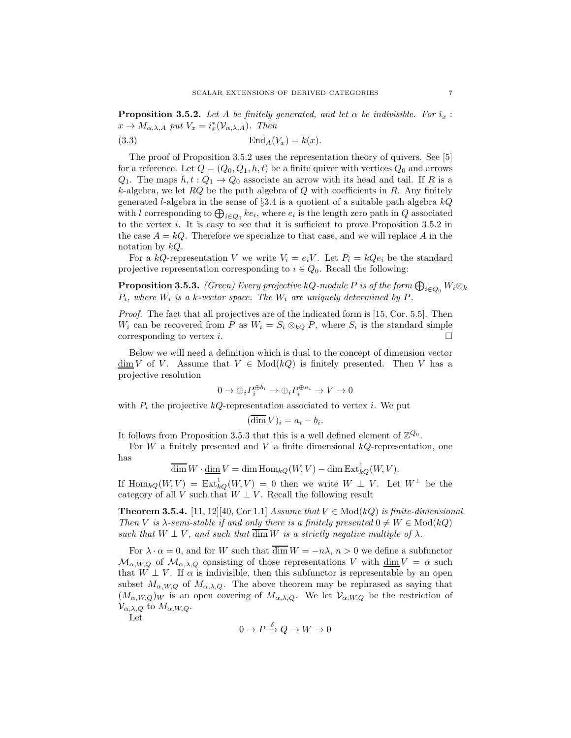**Proposition 3.5.2.** *Let $A$ be finitely generated, and let $\alpha$ be indivisible. For $i_x : x \to M_{\alpha,\lambda,A}$ put $V_x = i_x^*(\mathcal{V}_{\alpha,\lambda,A})$. Then*

$$\operatorname{End}_A(V_x) = k(x). \tag{3.3}$$

The proof of Proposition 3.5.2 uses the representation theory of quivers. See [5] for a reference. Let $Q = (Q_0, Q_1, h, t)$ be a finite quiver with vertices $Q_0$ and arrows $Q_1$. The maps $h, t : Q_1 \to Q_0$ associate an arrow with its head and tail. If $R$ is a $k$-algebra, we let $RQ$ be the path algebra of $Q$ with coefficients in $R$. Any finitely generated $l$-algebra in the sense of §3.4 is a quotient of a suitable path algebra $kQ$ with $l$ corresponding to $\bigoplus_{i \in Q_0} ke_i$, where $e_i$ is the length zero path in $Q$ associated to the vertex $i$. It is easy to see that it is sufficient to prove Proposition 3.5.2 in the case $A = kQ$. Therefore we specialize to that case, and we will replace $A$ in the notation by $kQ$.

For a $kQ$-representation $V$ we write $V_i = e_i V$. Let $P_i = kQe_i$ be the standard projective representation corresponding to $i \in Q_0$. Recall the following:

**Proposition 3.5.3.** *(Green) Every projective $kQ$-module $P$ is of the form $\bigoplus_{i \in Q_0} W_i \otimes_k P_i$, where $W_i$ is a $k$-vector space. The $W_i$ are uniquely determined by $P$.*

*Proof.* The fact that all projectives are of the indicated form is [15, Cor. 5.5]. Then $W_i$ can be recovered from $P$ as $W_i = S_i \otimes_{kQ} P$, where $S_i$ is the standard simple corresponding to vertex $i$. $\square$

Below we will need a definition which is dual to the concept of dimension vector $\underline{\dim}\, V$ of $V$. Assume that $V \in \operatorname{Mod}(kQ)$ is finitely presented. Then $V$ has a projective resolution

$$0 \to \oplus_i P_i^{\oplus b_i} \to \oplus_i P_i^{\oplus a_i} \to V \to 0$$

with $P_i$ the projective $kQ$-representation associated to vertex $i$. We put

$$(\overline{\dim}\, V)_i = a_i - b_i.$$

It follows from Proposition 3.5.3 that this is a well defined element of $\mathbb{Z}^{Q_0}$.

For $W$ a finitely presented and $V$ a finite dimensional $kQ$-representation, one has

$$\overline{\dim}\, W \cdot \underline{\dim}\, V = \dim \operatorname{Hom}_{kQ}(W, V) - \dim \operatorname{Ext}^1_{kQ}(W, V).$$

If $\operatorname{Hom}_{kQ}(W, V) = \operatorname{Ext}^1_{kQ}(W, V) = 0$ then we write $W \perp V$. Let $W^\perp$ be the category of all $V$ such that $W \perp V$. Recall the following result

**Theorem 3.5.4.** [11, 12][40, Cor 1.1] *Assume that $V \in \operatorname{Mod}(kQ)$ is finite-dimensional. Then $V$ is $\lambda$-semi-stable if and only there is a finitely presented $0 \neq W \in \operatorname{Mod}(kQ)$ such that $W \perp V$, and such that $\overline{\dim}\, W$ is a strictly negative multiple of $\lambda$.*

For $\lambda \cdot \alpha = 0$, and for $W$ such that $\overline{\dim}\, W = -n\lambda$, $n > 0$ we define a subfunctor $\mathcal{M}_{\alpha,W,Q}$ of $\mathcal{M}_{\alpha,\lambda,Q}$ consisting of those representations $V$ with $\underline{\dim}\, V = \alpha$ such that $W \perp V$. If $\alpha$ is indivisible, then this subfunctor is representable by an open subset $M_{\alpha,W,Q}$ of $M_{\alpha,\lambda,Q}$. The above theorem may be rephrased as saying that $(M_{\alpha,W,Q})_W$ is an open covering of $M_{\alpha,\lambda,Q}$. We let $\mathcal{V}_{\alpha,W,Q}$ be the restriction of $\mathcal{V}_{\alpha,\lambda,Q}$ to $M_{\alpha,W,Q}$.

Let

$$0 \to P \xrightarrow{\delta} Q \to W \to 0$$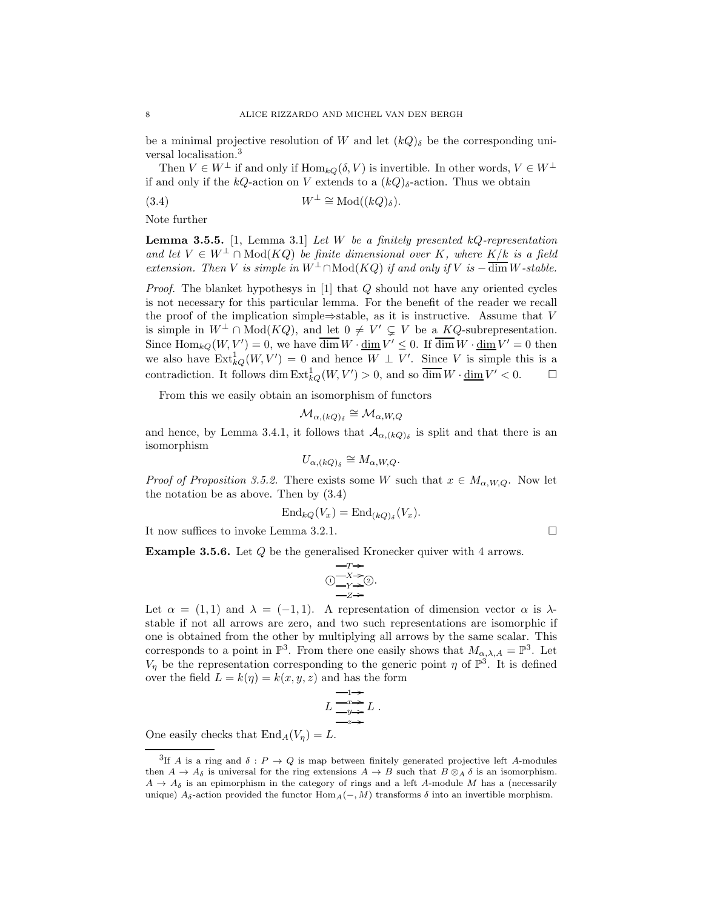be a minimal projective resolution of $W$ and let $(kQ)_\delta$ be the corresponding universal localisation.[3]

Then $V \in W^\perp$ if and only if $\operatorname{Hom}_{kQ}(\delta, V)$ is invertible. In other words, $V \in W^\perp$ if and only if the $kQ$-action on $V$ extends to a $(kQ)_\delta$-action. Thus we obtain

$$W^\perp \cong \operatorname{Mod}((kQ)_\delta). \tag{3.4}$$

Note further

**Lemma 3.5.5.** [1, Lemma 3.1] *Let $W$ be a finitely presented $kQ$-representation and let $V \in W^\perp \cap \operatorname{Mod}(KQ)$ be finite dimensional over $K$, where $K/k$ is a field extension. Then $V$ is simple in $W^\perp \cap \operatorname{Mod}(KQ)$ if and only if $V$ is $-\overline{\dim}\, W$-stable.*

*Proof.* The blanket hypothesys in [1] that $Q$ should not have any oriented cycles is not necessary for this particular lemma. For the benefit of the reader we recall the proof of the implication simple$\Rightarrow$stable, as it is instructive. Assume that $V$ is simple in $W^\perp \cap \operatorname{Mod}(KQ)$, and let $0 \neq V' \subsetneq V$ be a $KQ$-subrepresentation. Since $\operatorname{Hom}_{kQ}(W, V') = 0$, we have $\overline{\dim}\, W \cdot \underline{\dim}\, V' \leq 0$. If $\overline{\dim}\, W \cdot \underline{\dim}\, V' = 0$ then we also have $\operatorname{Ext}^1_{kQ}(W, V') = 0$ and hence $W \perp V'$. Since $V$ is simple this is a contradiction. It follows $\dim \operatorname{Ext}^1_{kQ}(W, V') > 0$, and so $\overline{\dim}\, W \cdot \underline{\dim}\, V' < 0$. □

From this we easily obtain an isomorphism of functors

$$\mathcal{M}_{\alpha,(kQ)_\delta} \cong \mathcal{M}_{\alpha,W,Q}$$

and hence, by Lemma 3.4.1, it follows that $\mathcal{A}_{\alpha,(kQ)_\delta}$ is split and that there is an isomorphism

$$U_{\alpha,(kQ)_\delta} \cong M_{\alpha,W,Q}.$$

*Proof of Proposition 3.5.2.* There exists some $W$ such that $x \in M_{\alpha,W,Q}$. Now let the notation be as above. Then by (3.4)

$$\operatorname{End}_{kQ}(V_x) = \operatorname{End}_{(kQ)_\delta}(V_x).$$

It now suffices to invoke Lemma 3.2.1. □

**Example 3.5.6.** Let $Q$ be the generalised Kronecker quiver with 4 arrows.

$$\textcircled{1} \overset{T,\,X,\,Y,\,Z}{\rightrightarrows\rightrightarrows} \textcircled{2}.$$

Let $\alpha = (1,1)$ and $\lambda = (-1,1)$. A representation of dimension vector $\alpha$ is $\lambda$-stable if not all arrows are zero, and two such representations are isomorphic if one is obtained from the other by multiplying all arrows by the same scalar. This corresponds to a point in $\mathbb{P}^3$. From there one easily shows that $M_{\alpha,\lambda,A} = \mathbb{P}^3$. Let $V_\eta$ be the representation corresponding to the generic point $\eta$ of $\mathbb{P}^3$. It is defined over the field $L = k(\eta) = k(x,y,z)$ and has the form

$$L \overset{1,\,x,\,y,\,z}{\rightrightarrows\rightrightarrows} L\,.$$

One easily checks that $\operatorname{End}_A(V_\eta) = L$.

---

[3] If $A$ is a ring and $\delta : P \to Q$ is map between finitely generated projective left $A$-modules then $A \to A_\delta$ is universal for the ring extensions $A \to B$ such that $B \otimes_A \delta$ is an isomorphism. $A \to A_\delta$ is an epimorphism in the category of rings and a left $A$-module $M$ has a (necessarily unique) $A_\delta$-action provided the functor $\operatorname{Hom}_A(-, M)$ transforms $\delta$ into an invertible morphism.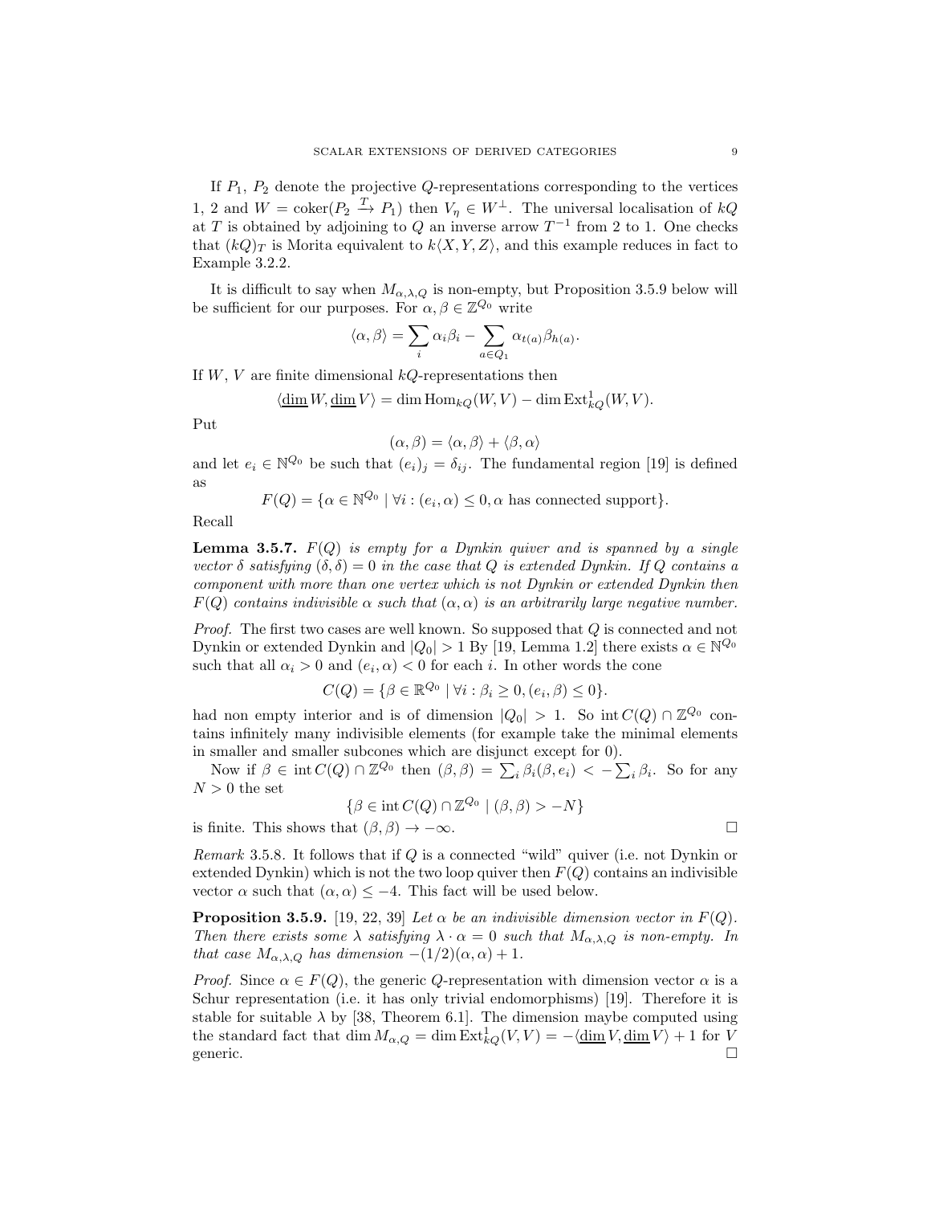If $P_1$, $P_2$ denote the projective $Q$-representations corresponding to the vertices 1, 2 and $W = \operatorname{coker}(P_2 \xrightarrow{T} P_1)$ then $V_\eta \in W^\perp$. The universal localisation of $kQ$ at $T$ is obtained by adjoining to $Q$ an inverse arrow $T^{-1}$ from 2 to 1. One checks that $(kQ)_T$ is Morita equivalent to $k\langle X, Y, Z\rangle$, and this example reduces in fact to Example 3.2.2.

It is difficult to say when $M_{\alpha,\lambda,Q}$ is non-empty, but Proposition 3.5.9 below will be sufficient for our purposes. For $\alpha, \beta \in \mathbb{Z}^{Q_0}$ write

$$\langle \alpha, \beta \rangle = \sum_i \alpha_i \beta_i - \sum_{a \in Q_1} \alpha_{t(a)} \beta_{h(a)}.$$

If $W$, $V$ are finite dimensional $kQ$-representations then

$$\langle \underline{\dim}\, W, \underline{\dim}\, V \rangle = \dim \operatorname{Hom}_{kQ}(W, V) - \dim \operatorname{Ext}^1_{kQ}(W, V).$$

Put

$$(\alpha, \beta) = \langle \alpha, \beta \rangle + \langle \beta, \alpha \rangle$$

and let $e_i \in \mathbb{N}^{Q_0}$ be such that $(e_i)_j = \delta_{ij}$. The fundamental region [19] is defined as

$$F(Q) = \{\alpha \in \mathbb{N}^{Q_0} \mid \forall i : (e_i, \alpha) \leq 0, \alpha \text{ has connected support}\}.$$

Recall

**Lemma 3.5.7.** *$F(Q)$ is empty for a Dynkin quiver and is spanned by a single vector $\delta$ satisfying $(\delta, \delta) = 0$ in the case that $Q$ is extended Dynkin. If $Q$ contains a component with more than one vertex which is not Dynkin or extended Dynkin then $F(Q)$ contains indivisible $\alpha$ such that $(\alpha, \alpha)$ is an arbitrarily large negative number.*

*Proof.* The first two cases are well known. So supposed that $Q$ is connected and not Dynkin or extended Dynkin and $|Q_0| > 1$ By [19, Lemma 1.2] there exists $\alpha \in \mathbb{N}^{Q_0}$ such that all $\alpha_i > 0$ and $(e_i, \alpha) < 0$ for each $i$. In other words the cone

$$C(Q) = \{\beta \in \mathbb{R}^{Q_0} \mid \forall i : \beta_i \geq 0, (e_i, \beta) \leq 0\}.$$

had non empty interior and is of dimension $|Q_0| > 1$. So $\operatorname{int} C(Q) \cap \mathbb{Z}^{Q_0}$ contains infinitely many indivisible elements (for example take the minimal elements in smaller and smaller subcones which are disjunct except for 0).

Now if $\beta \in \operatorname{int} C(Q) \cap \mathbb{Z}^{Q_0}$ then $(\beta, \beta) = \sum_i \beta_i (\beta, e_i) < -\sum_i \beta_i$. So for any $N > 0$ the set

$$\{\beta \in \operatorname{int} C(Q) \cap \mathbb{Z}^{Q_0} \mid (\beta, \beta) > -N\}$$

is finite. This shows that $(\beta, \beta) \to -\infty$. $\square$

*Remark* 3.5.8. It follows that if $Q$ is a connected "wild" quiver (i.e. not Dynkin or extended Dynkin) which is not the two loop quiver then $F(Q)$ contains an indivisible vector $\alpha$ such that $(\alpha, \alpha) \leq -4$. This fact will be used below.

**Proposition 3.5.9.** [19, 22, 39] *Let $\alpha$ be an indivisible dimension vector in $F(Q)$. Then there exists some $\lambda$ satisfying $\lambda \cdot \alpha = 0$ such that $M_{\alpha,\lambda,Q}$ is non-empty. In that case $M_{\alpha,\lambda,Q}$ has dimension $-(1/2)(\alpha, \alpha) + 1$.*

*Proof.* Since $\alpha \in F(Q)$, the generic $Q$-representation with dimension vector $\alpha$ is a Schur representation (i.e. it has only trivial endomorphisms) [19]. Therefore it is stable for suitable $\lambda$ by [38, Theorem 6.1]. The dimension maybe computed using the standard fact that $\dim M_{\alpha,Q} = \dim \operatorname{Ext}^1_{kQ}(V, V) = -\langle \underline{\dim}\, V, \underline{\dim}\, V \rangle + 1$ for $V$ generic. $\square$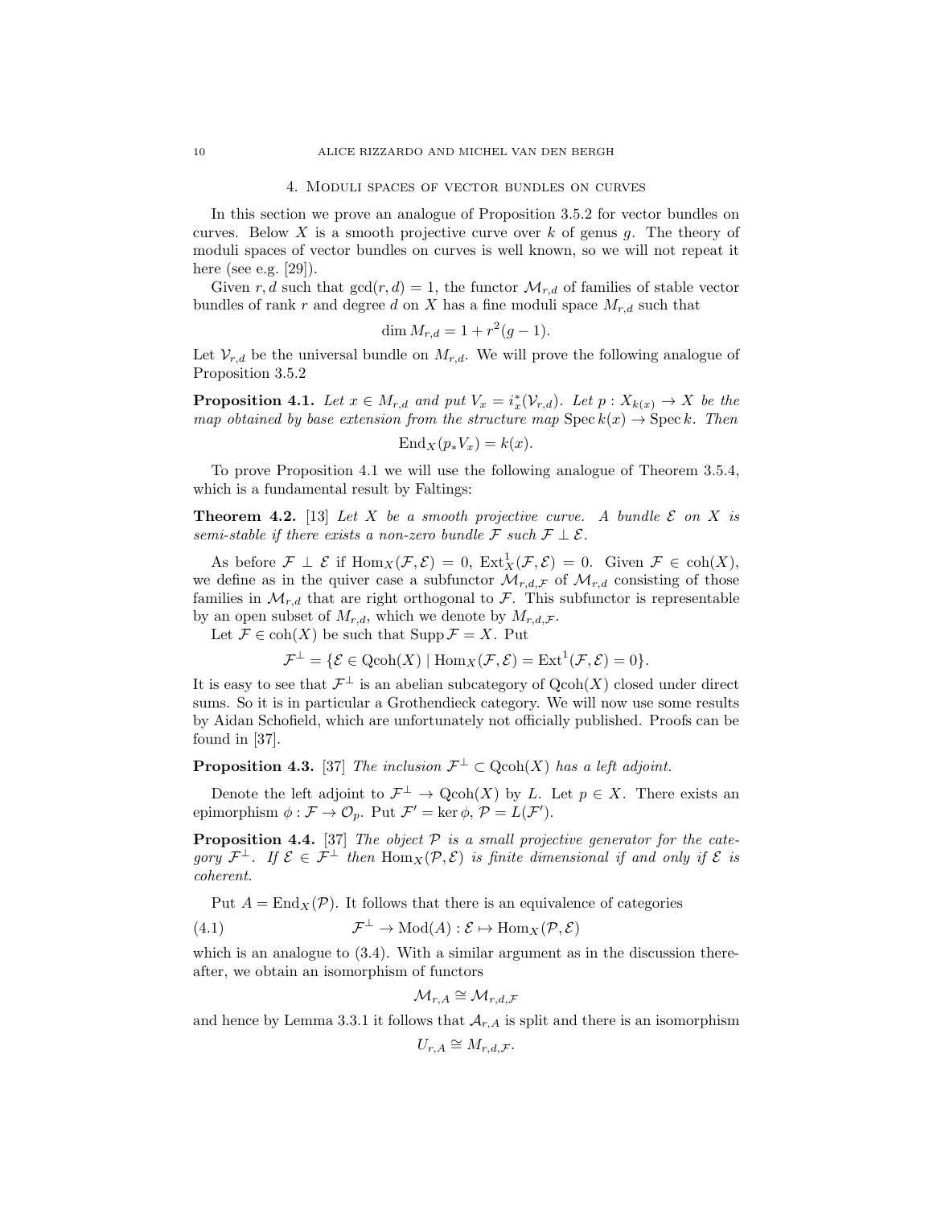## 4. Moduli spaces of vector bundles on curves

In this section we prove an analogue of Proposition 3.5.2 for vector bundles on curves. Below $X$ is a smooth projective curve over $k$ of genus $g$. The theory of moduli spaces of vector bundles on curves is well known, so we will not repeat it here (see e.g. [29]).

Given $r, d$ such that $\gcd(r, d) = 1$, the functor $\mathcal{M}_{r,d}$ of families of stable vector bundles of rank $r$ and degree $d$ on $X$ has a fine moduli space $M_{r,d}$ such that

$$\dim M_{r,d} = 1 + r^2(g-1).$$

Let $\mathcal{V}_{r,d}$ be the universal bundle on $M_{r,d}$. We will prove the following analogue of Proposition 3.5.2

**Proposition 4.1.** *Let $x \in M_{r,d}$ and put $V_x = i_x^*(\mathcal{V}_{r,d})$. Let $p : X_{k(x)} \to X$ be the map obtained by base extension from the structure map $\operatorname{Spec} k(x) \to \operatorname{Spec} k$. Then*

$$\operatorname{End}_X(p_* V_x) = k(x).$$

To prove Proposition 4.1 we will use the following analogue of Theorem 3.5.4, which is a fundamental result by Faltings:

**Theorem 4.2.** [13] *Let $X$ be a smooth projective curve. A bundle $\mathcal{E}$ on $X$ is semi-stable if there exists a non-zero bundle $\mathcal{F}$ such $\mathcal{F} \perp \mathcal{E}$.*

As before $\mathcal{F} \perp \mathcal{E}$ if $\operatorname{Hom}_X(\mathcal{F}, \mathcal{E}) = 0$, $\operatorname{Ext}^1_X(\mathcal{F}, \mathcal{E}) = 0$. Given $\mathcal{F} \in \operatorname{coh}(X)$, we define as in the quiver case a subfunctor $\mathcal{M}_{r,d,\mathcal{F}}$ of $\mathcal{M}_{r,d}$ consisting of those families in $\mathcal{M}_{r,d}$ that are right orthogonal to $\mathcal{F}$. This subfunctor is representable by an open subset of $M_{r,d}$, which we denote by $M_{r,d,\mathcal{F}}$.

Let $\mathcal{F} \in \operatorname{coh}(X)$ be such that $\operatorname{Supp} \mathcal{F} = X$. Put

$$\mathcal{F}^\perp = \{\mathcal{E} \in \operatorname{Qcoh}(X) \mid \operatorname{Hom}_X(\mathcal{F}, \mathcal{E}) = \operatorname{Ext}^1(\mathcal{F}, \mathcal{E}) = 0\}.$$

It is easy to see that $\mathcal{F}^\perp$ is an abelian subcategory of $\operatorname{Qcoh}(X)$ closed under direct sums. So it is in particular a Grothendieck category. We will now use some results by Aidan Schofield, which are unfortunately not officially published. Proofs can be found in [37].

**Proposition 4.3.** [37] *The inclusion $\mathcal{F}^\perp \subset \operatorname{Qcoh}(X)$ has a left adjoint.*

Denote the left adjoint to $\mathcal{F}^\perp \to \operatorname{Qcoh}(X)$ by $L$. Let $p \in X$. There exists an epimorphism $\phi : \mathcal{F} \to \mathcal{O}_p$. Put $\mathcal{F}' = \ker \phi$, $\mathcal{P} = L(\mathcal{F}')$.

**Proposition 4.4.** [37] *The object $\mathcal{P}$ is a small projective generator for the category $\mathcal{F}^\perp$. If $\mathcal{E} \in \mathcal{F}^\perp$ then $\operatorname{Hom}_X(\mathcal{P}, \mathcal{E})$ is finite dimensional if and only if $\mathcal{E}$ is coherent.*

Put $A = \operatorname{End}_X(\mathcal{P})$. It follows that there is an equivalence of categories

$$\mathcal{F}^\perp \to \operatorname{Mod}(A) : \mathcal{E} \mapsto \operatorname{Hom}_X(\mathcal{P}, \mathcal{E}) \tag{4.1}$$

which is an analogue to (3.4). With a similar argument as in the discussion thereafter, we obtain an isomorphism of functors

$$\mathcal{M}_{r,A} \cong \mathcal{M}_{r,d,\mathcal{F}}$$

and hence by Lemma 3.3.1 it follows that $\mathcal{A}_{r,A}$ is split and there is an isomorphism

$$U_{r,A} \cong M_{r,d,\mathcal{F}}.$$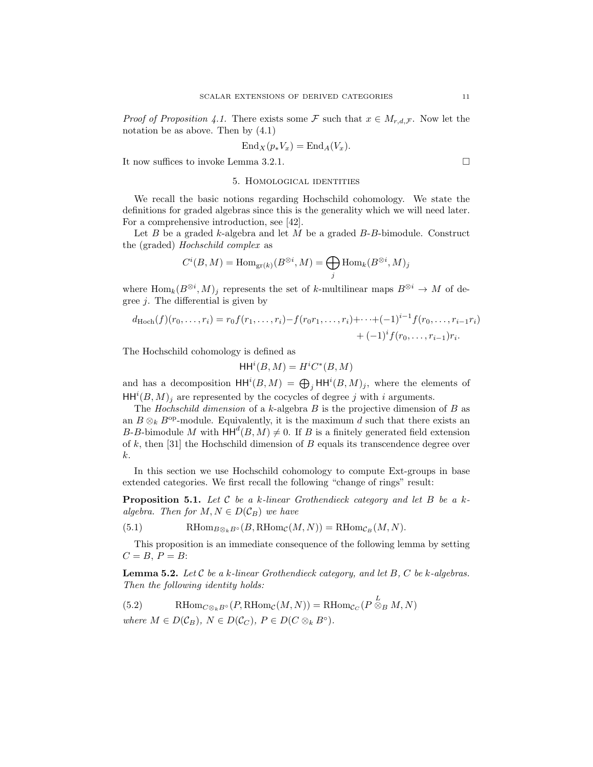*Proof of Proposition 4.1.* There exists some $\mathcal{F}$ such that $x \in M_{r,d,\mathcal{F}}$. Now let the notation be as above. Then by (4.1)

$$\mathrm{End}_X(p_* V_x) = \mathrm{End}_A(V_x).$$

It now suffices to invoke Lemma 3.2.1. $\square$

## 5. Homological identities

We recall the basic notions regarding Hochschild cohomology. We state the definitions for graded algebras since this is the generality which we will need later. For a comprehensive introduction, see [42].

Let $B$ be a graded $k$-algebra and let $M$ be a graded $B$-$B$-bimodule. Construct the (graded) *Hochschild complex* as

$$C^i(B, M) = \mathrm{Hom}_{\mathrm{gr}(k)}(B^{\otimes i}, M) = \bigoplus_j \mathrm{Hom}_k(B^{\otimes i}, M)_j$$

where $\mathrm{Hom}_k(B^{\otimes i}, M)_j$ represents the set of $k$-multilinear maps $B^{\otimes i} \to M$ of degree $j$. The differential is given by

$$d_{\mathrm{Hoch}}(f)(r_0, \ldots, r_i) = r_0 f(r_1, \ldots, r_i) - f(r_0 r_1, \ldots, r_i) + \cdots + (-1)^{i-1} f(r_0, \ldots, r_{i-1} r_i) + (-1)^i f(r_0, \ldots, r_{i-1}) r_i.$$

The Hochschild cohomology is defined as

$$\mathsf{HH}^i(B, M) = H^i C^*(B, M)$$

and has a decomposition $\mathsf{HH}^i(B, M) = \bigoplus_j \mathsf{HH}^i(B, M)_j$, where the elements of $\mathsf{HH}^i(B, M)_j$ are represented by the cocycles of degree $j$ with $i$ arguments.

The *Hochschild dimension* of a $k$-algebra $B$ is the projective dimension of $B$ as an $B \otimes_k B^{\mathrm{op}}$-module. Equivalently, it is the maximum $d$ such that there exists an $B$-$B$-bimodule $M$ with $\mathsf{HH}^d(B, M) \neq 0$. If $B$ is a finitely generated field extension of $k$, then [31] the Hochschild dimension of $B$ equals its transcendence degree over $k$.

In this section we use Hochschild cohomology to compute Ext-groups in base extended categories. We first recall the following "change of rings" result:

**Proposition 5.1.** *Let $\mathcal{C}$ be a $k$-linear Grothendieck category and let $B$ be a $k$-algebra. Then for $M, N \in D(\mathcal{C}_B)$ we have*

$$\mathrm{RHom}_{B \otimes_k B^\circ}(B, \mathrm{RHom}_{\mathcal{C}}(M, N)) = \mathrm{RHom}_{\mathcal{C}_B}(M, N). \tag{5.1}$$

This proposition is an immediate consequence of the following lemma by setting $C = B$, $P = B$:

**Lemma 5.2.** *Let $\mathcal{C}$ be a $k$-linear Grothendieck category, and let $B$, $C$ be $k$-algebras. Then the following identity holds:*

$$\mathrm{RHom}_{C \otimes_k B^\circ}(P, \mathrm{RHom}_{\mathcal{C}}(M, N)) = \mathrm{RHom}_{\mathcal{C}_C}(P \overset{L}{\otimes}_B M, N) \tag{5.2}$$

*where $M \in D(\mathcal{C}_B)$, $N \in D(\mathcal{C}_C)$, $P \in D(C \otimes_k B^\circ)$.*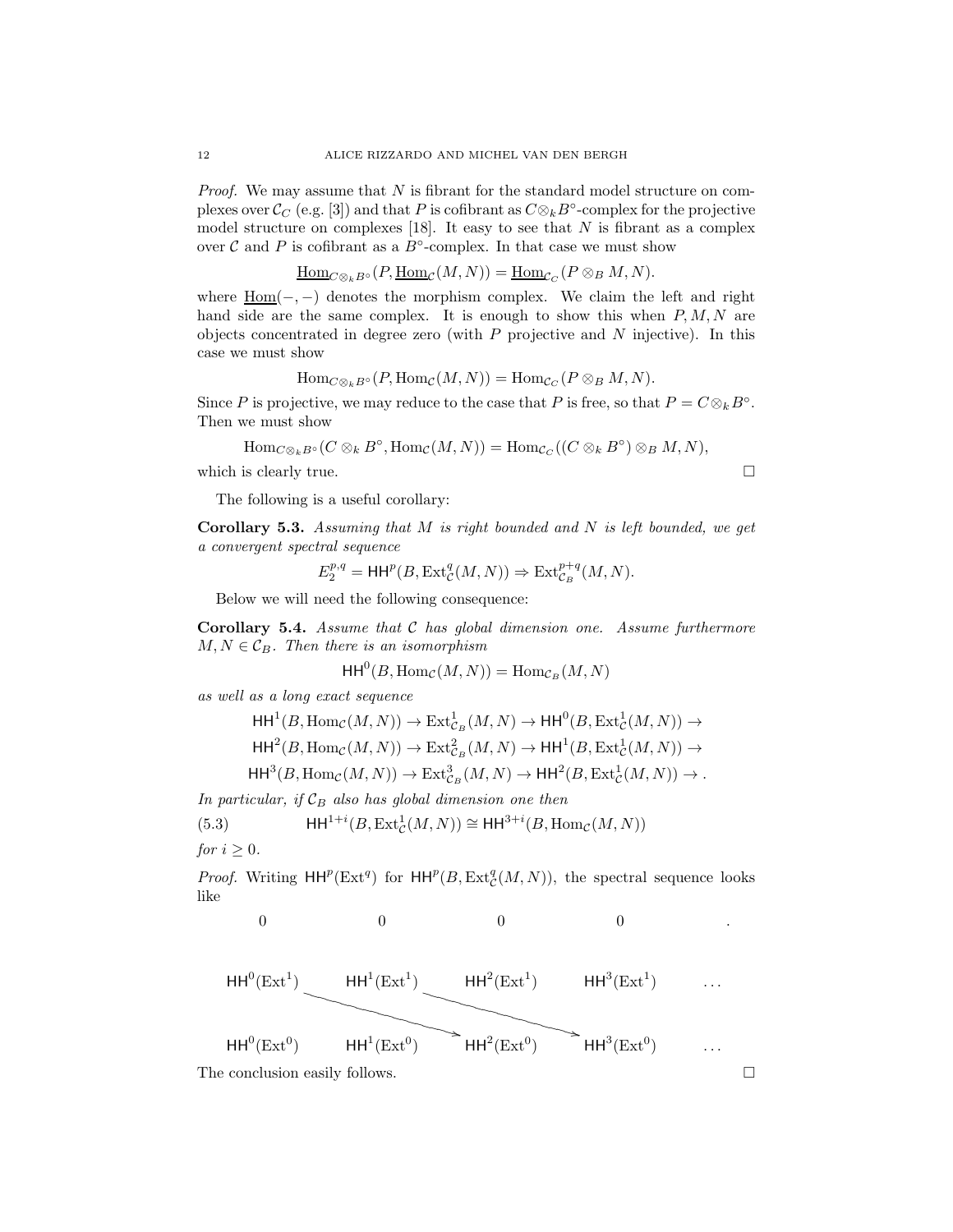*Proof.* We may assume that $N$ is fibrant for the standard model structure on complexes over $\mathcal{C}_C$ (e.g. [3]) and that $P$ is cofibrant as $C \otimes_k B^\circ$-complex for the projective model structure on complexes [18]. It easy to see that $N$ is fibrant as a complex over $\mathcal{C}$ and $P$ is cofibrant as a $B^\circ$-complex. In that case we must show

$$\underline{\operatorname{Hom}}_{C \otimes_k B^\circ}(P, \underline{\operatorname{Hom}}_{\mathcal{C}}(M, N)) = \underline{\operatorname{Hom}}_{\mathcal{C}_C}(P \otimes_B M, N).$$

where $\underline{\operatorname{Hom}}(-,-)$ denotes the morphism complex. We claim the left and right hand side are the same complex. It is enough to show this when $P, M, N$ are objects concentrated in degree zero (with $P$ projective and $N$ injective). In this case we must show

$$\operatorname{Hom}_{C \otimes_k B^\circ}(P, \operatorname{Hom}_{\mathcal{C}}(M, N)) = \operatorname{Hom}_{\mathcal{C}_C}(P \otimes_B M, N).$$

Since $P$ is projective, we may reduce to the case that $P$ is free, so that $P = C \otimes_k B^\circ$. Then we must show

$$\operatorname{Hom}_{C \otimes_k B^\circ}(C \otimes_k B^\circ, \operatorname{Hom}_{\mathcal{C}}(M, N)) = \operatorname{Hom}_{\mathcal{C}_C}((C \otimes_k B^\circ) \otimes_B M, N),$$

which is clearly true. □

The following is a useful corollary:

**Corollary 5.3.** *Assuming that $M$ is right bounded and $N$ is left bounded, we get a convergent spectral sequence*

$$E_2^{p,q} = \mathsf{HH}^p(B, \operatorname{Ext}^q_{\mathcal{C}}(M, N)) \Rightarrow \operatorname{Ext}^{p+q}_{\mathcal{C}_B}(M, N).$$

Below we will need the following consequence:

**Corollary 5.4.** *Assume that $\mathcal{C}$ has global dimension one. Assume furthermore $M, N \in \mathcal{C}_B$. Then there is an isomorphism*

$$\mathsf{HH}^0(B, \operatorname{Hom}_{\mathcal{C}}(M, N)) = \operatorname{Hom}_{\mathcal{C}_B}(M, N)$$

*as well as a long exact sequence*

$$\begin{aligned}
&\mathsf{HH}^1(B, \operatorname{Hom}_{\mathcal{C}}(M, N)) \to \operatorname{Ext}^1_{\mathcal{C}_B}(M, N) \to \mathsf{HH}^0(B, \operatorname{Ext}^1_{\mathcal{C}}(M, N)) \to \\
&\mathsf{HH}^2(B, \operatorname{Hom}_{\mathcal{C}}(M, N)) \to \operatorname{Ext}^2_{\mathcal{C}_B}(M, N) \to \mathsf{HH}^1(B, \operatorname{Ext}^1_{\mathcal{C}}(M, N)) \to \\
&\mathsf{HH}^3(B, \operatorname{Hom}_{\mathcal{C}}(M, N)) \to \operatorname{Ext}^3_{\mathcal{C}_B}(M, N) \to \mathsf{HH}^2(B, \operatorname{Ext}^1_{\mathcal{C}}(M, N)) \to .
\end{aligned}$$

*In particular, if $\mathcal{C}_B$ also has global dimension one then*

$$\mathsf{HH}^{1+i}(B, \operatorname{Ext}^1_{\mathcal{C}}(M, N)) \cong \mathsf{HH}^{3+i}(B, \operatorname{Hom}_{\mathcal{C}}(M, N)) \tag{5.3}$$

*for $i \geq 0$.*

*Proof.* Writing $\mathsf{HH}^p(\operatorname{Ext}^q)$ for $\mathsf{HH}^p(B, \operatorname{Ext}^q_{\mathcal{C}}(M, N))$, the spectral sequence looks like

$$\begin{array}{ccccc}
0 & 0 & 0 & 0 & . \\
\mathsf{HH}^0(\operatorname{Ext}^1) & \mathsf{HH}^1(\operatorname{Ext}^1) & \mathsf{HH}^2(\operatorname{Ext}^1) & \mathsf{HH}^3(\operatorname{Ext}^1) & \ldots \\
\mathsf{HH}^0(\operatorname{Ext}^0) & \mathsf{HH}^1(\operatorname{Ext}^0) & \mathsf{HH}^2(\operatorname{Ext}^0) & \mathsf{HH}^3(\operatorname{Ext}^0) & \ldots
\end{array}$$

(with differentials $\mathsf{HH}^0(\operatorname{Ext}^1) \to \mathsf{HH}^2(\operatorname{Ext}^0)$ and $\mathsf{HH}^1(\operatorname{Ext}^1) \to \mathsf{HH}^3(\operatorname{Ext}^0)$)

The conclusion easily follows. □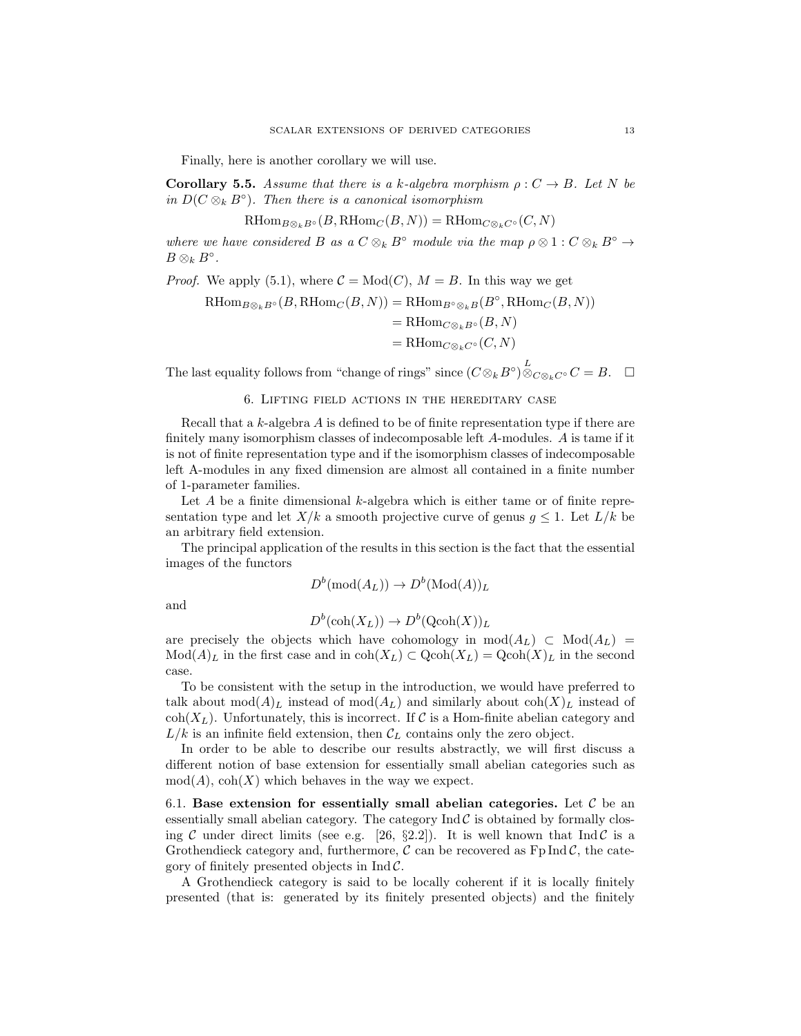Finally, here is another corollary we will use.

**Corollary 5.5.** *Assume that there is a $k$-algebra morphism $\rho : C \to B$. Let $N$ be in $D(C \otimes_k B^\circ)$. Then there is a canonical isomorphism*

$$\mathrm{RHom}_{B\otimes_k B^\circ}(B, \mathrm{RHom}_C(B, N)) = \mathrm{RHom}_{C\otimes_k C^\circ}(C, N)$$

*where we have considered $B$ as a $C \otimes_k B^\circ$ module via the map $\rho \otimes 1 : C \otimes_k B^\circ \to B \otimes_k B^\circ$.*

*Proof.* We apply (5.1), where $\mathcal{C} = \mathrm{Mod}(C)$, $M = B$. In this way we get

$$\begin{aligned}
\mathrm{RHom}_{B\otimes_k B^\circ}(B, \mathrm{RHom}_C(B, N)) &= \mathrm{RHom}_{B^\circ \otimes_k B}(B^\circ, \mathrm{RHom}_C(B, N)) \\
&= \mathrm{RHom}_{C\otimes_k B^\circ}(B, N) \\
&= \mathrm{RHom}_{C\otimes_k C^\circ}(C, N)
\end{aligned}$$

The last equality follows from "change of rings" since $(C \otimes_k B^\circ) \overset{L}{\otimes}_{C\otimes_k C^\circ} C = B$. $\square$

## 6. Lifting field actions in the hereditary case

Recall that a $k$-algebra $A$ is defined to be of finite representation type if there are finitely many isomorphism classes of indecomposable left $A$-modules. $A$ is tame if it is not of finite representation type and if the isomorphism classes of indecomposable left A-modules in any fixed dimension are almost all contained in a finite number of 1-parameter families.

Let $A$ be a finite dimensional $k$-algebra which is either tame or of finite representation type and let $X/k$ a smooth projective curve of genus $g \leq 1$. Let $L/k$ be an arbitrary field extension.

The principal application of the results in this section is the fact that the essential images of the functors

$$D^b(\mathrm{mod}(A_L)) \to D^b(\mathrm{Mod}(A))_L$$

and

$$D^b(\mathrm{coh}(X_L)) \to D^b(\mathrm{Qcoh}(X))_L$$

are precisely the objects which have cohomology in $\mathrm{mod}(A_L) \subset \mathrm{Mod}(A_L) = \mathrm{Mod}(A)_L$ in the first case and in $\mathrm{coh}(X_L) \subset \mathrm{Qcoh}(X_L) = \mathrm{Qcoh}(X)_L$ in the second case.

To be consistent with the setup in the introduction, we would have preferred to talk about $\mathrm{mod}(A)_L$ instead of $\mathrm{mod}(A_L)$ and similarly about $\mathrm{coh}(X)_L$ instead of $\mathrm{coh}(X_L)$. Unfortunately, this is incorrect. If $\mathcal{C}$ is a Hom-finite abelian category and $L/k$ is an infinite field extension, then $\mathcal{C}_L$ contains only the zero object.

In order to be able to describe our results abstractly, we will first discuss a different notion of base extension for essentially small abelian categories such as $\mathrm{mod}(A)$, $\mathrm{coh}(X)$ which behaves in the way we expect.

6.1. **Base extension for essentially small abelian categories.** Let $\mathcal{C}$ be an essentially small abelian category. The category $\mathrm{Ind}\,\mathcal{C}$ is obtained by formally closing $\mathcal{C}$ under direct limits (see e.g. [26, §2.2]). It is well known that $\mathrm{Ind}\,\mathcal{C}$ is a Grothendieck category and, furthermore, $\mathcal{C}$ can be recovered as $\mathrm{Fp}\,\mathrm{Ind}\,\mathcal{C}$, the category of finitely presented objects in $\mathrm{Ind}\,\mathcal{C}$.

A Grothendieck category is said to be locally coherent if it is locally finitely presented (that is: generated by its finitely presented objects) and the finitely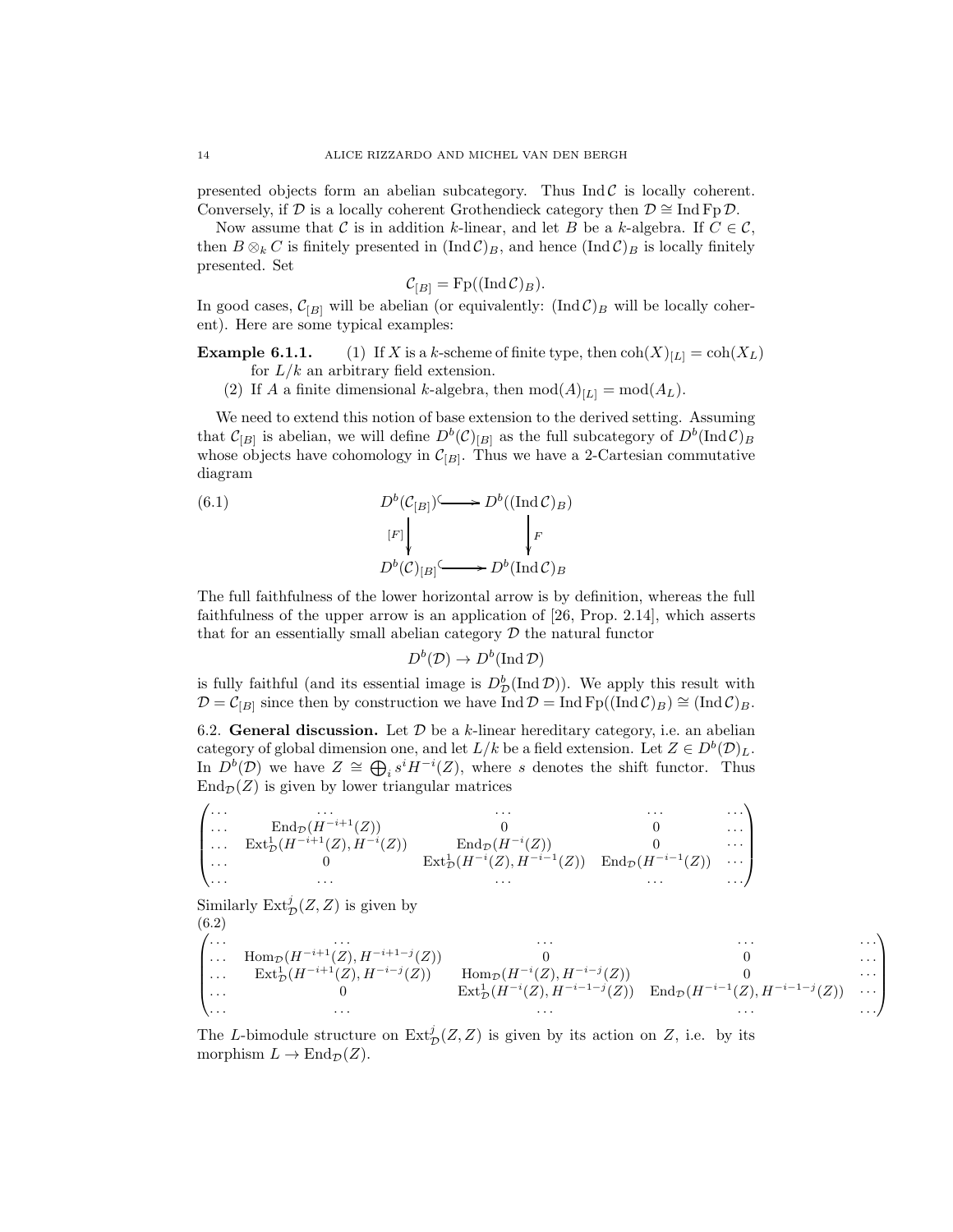presented objects form an abelian subcategory. Thus $\operatorname{Ind}\mathcal{C}$ is locally coherent. Conversely, if $\mathcal{D}$ is a locally coherent Grothendieck category then $\mathcal{D} \cong \operatorname{Ind}\operatorname{Fp}\mathcal{D}$.

Now assume that $\mathcal{C}$ is in addition $k$-linear, and let $B$ be a $k$-algebra. If $C \in \mathcal{C}$, then $B \otimes_k C$ is finitely presented in $(\operatorname{Ind}\mathcal{C})_B$, and hence $(\operatorname{Ind}\mathcal{C})_B$ is locally finitely presented. Set

$$\mathcal{C}_{[B]} = \operatorname{Fp}((\operatorname{Ind}\mathcal{C})_B).$$

In good cases, $\mathcal{C}_{[B]}$ will be abelian (or equivalently: $(\operatorname{Ind}\mathcal{C})_B$ will be locally coherent). Here are some typical examples:

**Example 6.1.1.**
(1) If $X$ is a $k$-scheme of finite type, then $\operatorname{coh}(X)_{[L]} = \operatorname{coh}(X_L)$ for $L/k$ an arbitrary field extension.
(2) If $A$ a finite dimensional $k$-algebra, then $\operatorname{mod}(A)_{[L]} = \operatorname{mod}(A_L)$.

We need to extend this notion of base extension to the derived setting. Assuming that $\mathcal{C}_{[B]}$ is abelian, we will define $D^b(\mathcal{C})_{[B]}$ as the full subcategory of $D^b(\operatorname{Ind}\mathcal{C})_B$ whose objects have cohomology in $\mathcal{C}_{[B]}$. Thus we have a 2-Cartesian commutative diagram

$$\begin{array}{ccc} D^b(\mathcal{C}_{[B]}) & \hookrightarrow & D^b((\operatorname{Ind}\mathcal{C})_B) \\ {\scriptstyle [F]}\downarrow & & \downarrow{\scriptstyle F} \\ D^b(\mathcal{C})_{[B]} & \hookrightarrow & D^b(\operatorname{Ind}\mathcal{C})_B \end{array} \tag{6.1}$$

The full faithfulness of the lower horizontal arrow is by definition, whereas the full faithfulness of the upper arrow is an application of [26, Prop. 2.14], which asserts that for an essentially small abelian category $\mathcal{D}$ the natural functor

$$D^b(\mathcal{D}) \to D^b(\operatorname{Ind}\mathcal{D})$$

is fully faithful (and its essential image is $D^b_{\mathcal{D}}(\operatorname{Ind}\mathcal{D})$). We apply this result with $\mathcal{D} = \mathcal{C}_{[B]}$ since then by construction we have $\operatorname{Ind}\mathcal{D} = \operatorname{Ind}\operatorname{Fp}((\operatorname{Ind}\mathcal{C})_B) \cong (\operatorname{Ind}\mathcal{C})_B$.

6.2. **General discussion.** Let $\mathcal{D}$ be a $k$-linear hereditary category, i.e. an abelian category of global dimension one, and let $L/k$ be a field extension. Let $Z \in D^b(\mathcal{D})_L$. In $D^b(\mathcal{D})$ we have $Z \cong \bigoplus_i s^i H^{-i}(Z)$, where $s$ denotes the shift functor. Thus $\operatorname{End}_{\mathcal{D}}(Z)$ is given by lower triangular matrices

$$\begin{pmatrix} \cdots & \cdots & \cdots & \cdots & \cdots \\ \cdots & \operatorname{End}_{\mathcal{D}}(H^{-i+1}(Z)) & 0 & 0 & \cdots \\ \cdots & \operatorname{Ext}^1_{\mathcal{D}}(H^{-i+1}(Z), H^{-i}(Z)) & \operatorname{End}_{\mathcal{D}}(H^{-i}(Z)) & 0 & \cdots \\ \cdots & 0 & \operatorname{Ext}^1_{\mathcal{D}}(H^{-i}(Z), H^{-i-1}(Z)) & \operatorname{End}_{\mathcal{D}}(H^{-i-1}(Z)) & \cdots \\ \cdots & \cdots & \cdots & \cdots & \cdots \end{pmatrix}$$

Similarly $\operatorname{Ext}^j_{\mathcal{D}}(Z, Z)$ is given by

$$\begin{pmatrix} \cdots & \cdots & \cdots & \cdots & \cdots \\ \cdots & \operatorname{Hom}_{\mathcal{D}}(H^{-i+1}(Z), H^{-i+1-j}(Z)) & 0 & 0 & \cdots \\ \cdots & \operatorname{Ext}^1_{\mathcal{D}}(H^{-i+1}(Z), H^{-i-j}(Z)) & \operatorname{Hom}_{\mathcal{D}}(H^{-i}(Z), H^{-i-j}(Z)) & 0 & \cdots \\ \cdots & 0 & \operatorname{Ext}^1_{\mathcal{D}}(H^{-i}(Z), H^{-i-1-j}(Z)) & \operatorname{End}_{\mathcal{D}}(H^{-i-1}(Z), H^{-i-1-j}(Z)) & \cdots \\ \cdots & \cdots & \cdots & \cdots & \cdots \end{pmatrix} \tag{6.2}$$

The $L$-bimodule structure on $\operatorname{Ext}^j_{\mathcal{D}}(Z, Z)$ is given by its action on $Z$, i.e. by its morphism $L \to \operatorname{End}_{\mathcal{D}}(Z)$.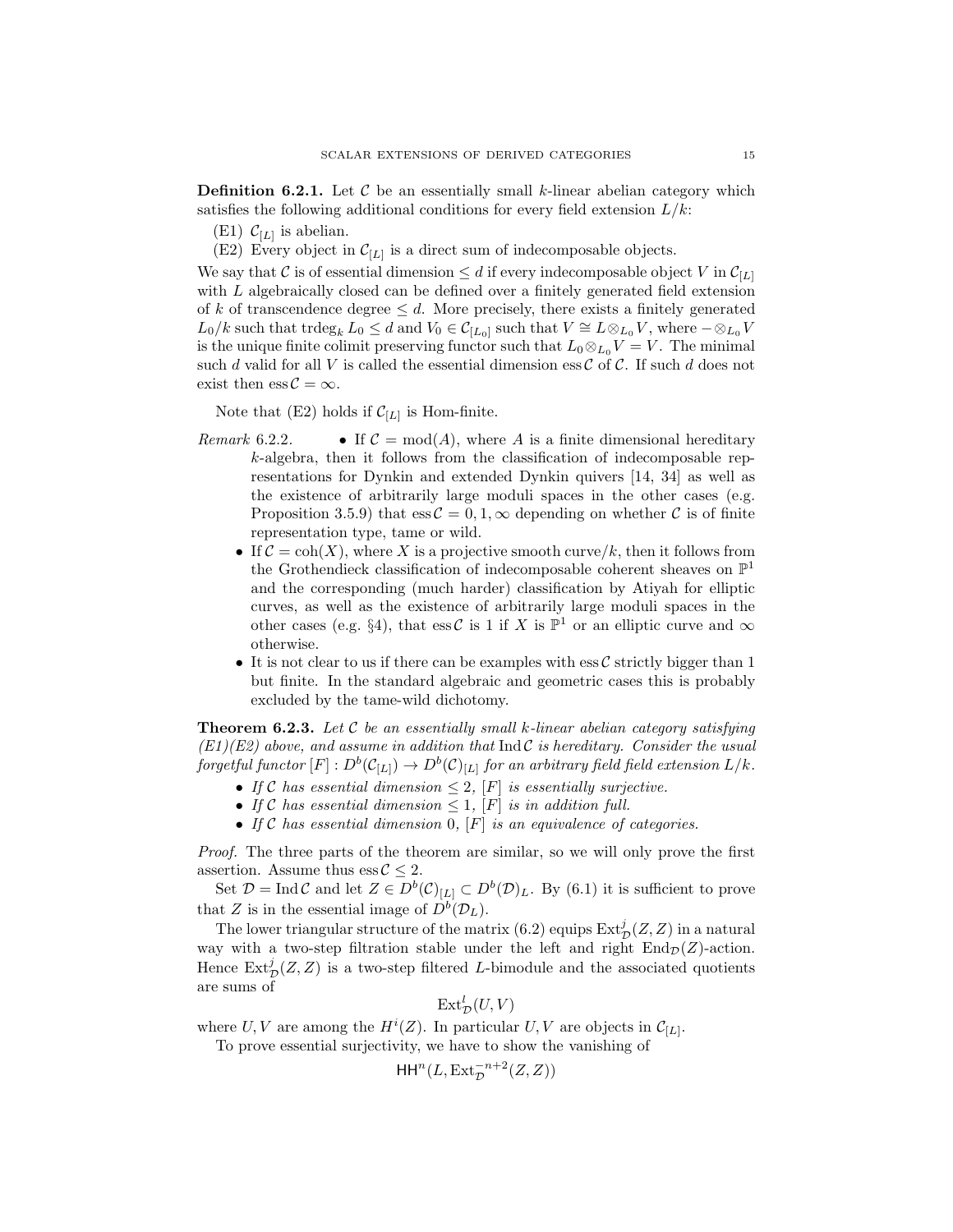**Definition 6.2.1.** Let $\mathcal{C}$ be an essentially small $k$-linear abelian category which satisfies the following additional conditions for every field extension $L/k$:

(E1) $\mathcal{C}_{[L]}$ is abelian.

(E2) Every object in $\mathcal{C}_{[L]}$ is a direct sum of indecomposable objects.

We say that $\mathcal{C}$ is of essential dimension $\leq d$ if every indecomposable object $V$ in $\mathcal{C}_{[L]}$ with $L$ algebraically closed can be defined over a finitely generated field extension of $k$ of transcendence degree $\leq d$. More precisely, there exists a finitely generated $L_0/k$ such that $\operatorname{trdeg}_k L_0 \leq d$ and $V_0 \in \mathcal{C}_{[L_0]}$ such that $V \cong L \otimes_{L_0} V$, where $- \otimes_{L_0} V$ is the unique finite colimit preserving functor such that $L_0 \otimes_{L_0} V = V$. The minimal such $d$ valid for all $V$ is called the essential dimension $\operatorname{ess} \mathcal{C}$ of $\mathcal{C}$. If such $d$ does not exist then $\operatorname{ess} \mathcal{C} = \infty$.

Note that (E2) holds if $\mathcal{C}_{[L]}$ is Hom-finite.

*Remark* 6.2.2.

- If $\mathcal{C} = \operatorname{mod}(A)$, where $A$ is a finite dimensional hereditary $k$-algebra, then it follows from the classification of indecomposable representations for Dynkin and extended Dynkin quivers [14, 34] as well as the existence of arbitrarily large moduli spaces in the other cases (e.g. Proposition 3.5.9) that $\operatorname{ess} \mathcal{C} = 0, 1, \infty$ depending on whether $\mathcal{C}$ is of finite representation type, tame or wild.
- If $\mathcal{C} = \operatorname{coh}(X)$, where $X$ is a projective smooth curve$/k$, then it follows from the Grothendieck classification of indecomposable coherent sheaves on $\mathbb{P}^1$ and the corresponding (much harder) classification by Atiyah for elliptic curves, as well as the existence of arbitrarily large moduli spaces in the other cases (e.g. §4), that $\operatorname{ess} \mathcal{C}$ is 1 if $X$ is $\mathbb{P}^1$ or an elliptic curve and $\infty$ otherwise.
- It is not clear to us if there can be examples with $\operatorname{ess} \mathcal{C}$ strictly bigger than 1 but finite. In the standard algebraic and geometric cases this is probably excluded by the tame-wild dichotomy.

**Theorem 6.2.3.** *Let $\mathcal{C}$ be an essentially small $k$-linear abelian category satisfying (E1)(E2) above, and assume in addition that $\operatorname{Ind} \mathcal{C}$ is hereditary. Consider the usual forgetful functor $[F] : D^b(\mathcal{C}_{[L]}) \to D^b(\mathcal{C})_{[L]}$ for an arbitrary field field extension $L/k$.*

- *If $\mathcal{C}$ has essential dimension $\leq 2$, $[F]$ is essentially surjective.*
- *If $\mathcal{C}$ has essential dimension $\leq 1$, $[F]$ is in addition full.*
- *If $\mathcal{C}$ has essential dimension 0, $[F]$ is an equivalence of categories.*

*Proof.* The three parts of the theorem are similar, so we will only prove the first assertion. Assume thus $\operatorname{ess} \mathcal{C} \leq 2$.

Set $\mathcal{D} = \operatorname{Ind} \mathcal{C}$ and let $Z \in D^b(\mathcal{C})_{[L]} \subset D^b(\mathcal{D})_L$. By (6.1) it is sufficient to prove that $Z$ is in the essential image of $D^b(\mathcal{D}_L)$.

The lower triangular structure of the matrix (6.2) equips $\operatorname{Ext}^j_{\mathcal{D}}(Z, Z)$ in a natural way with a two-step filtration stable under the left and right $\operatorname{End}_{\mathcal{D}}(Z)$-action. Hence $\operatorname{Ext}^j_{\mathcal{D}}(Z, Z)$ is a two-step filtered $L$-bimodule and the associated quotients are sums of

$$\operatorname{Ext}^l_{\mathcal{D}}(U, V)$$

where $U, V$ are among the $H^i(Z)$. In particular $U, V$ are objects in $\mathcal{C}_{[L]}$.

To prove essential surjectivity, we have to show the vanishing of

$$\mathsf{HH}^n(L, \operatorname{Ext}^{-n+2}_{\mathcal{D}}(Z, Z))$$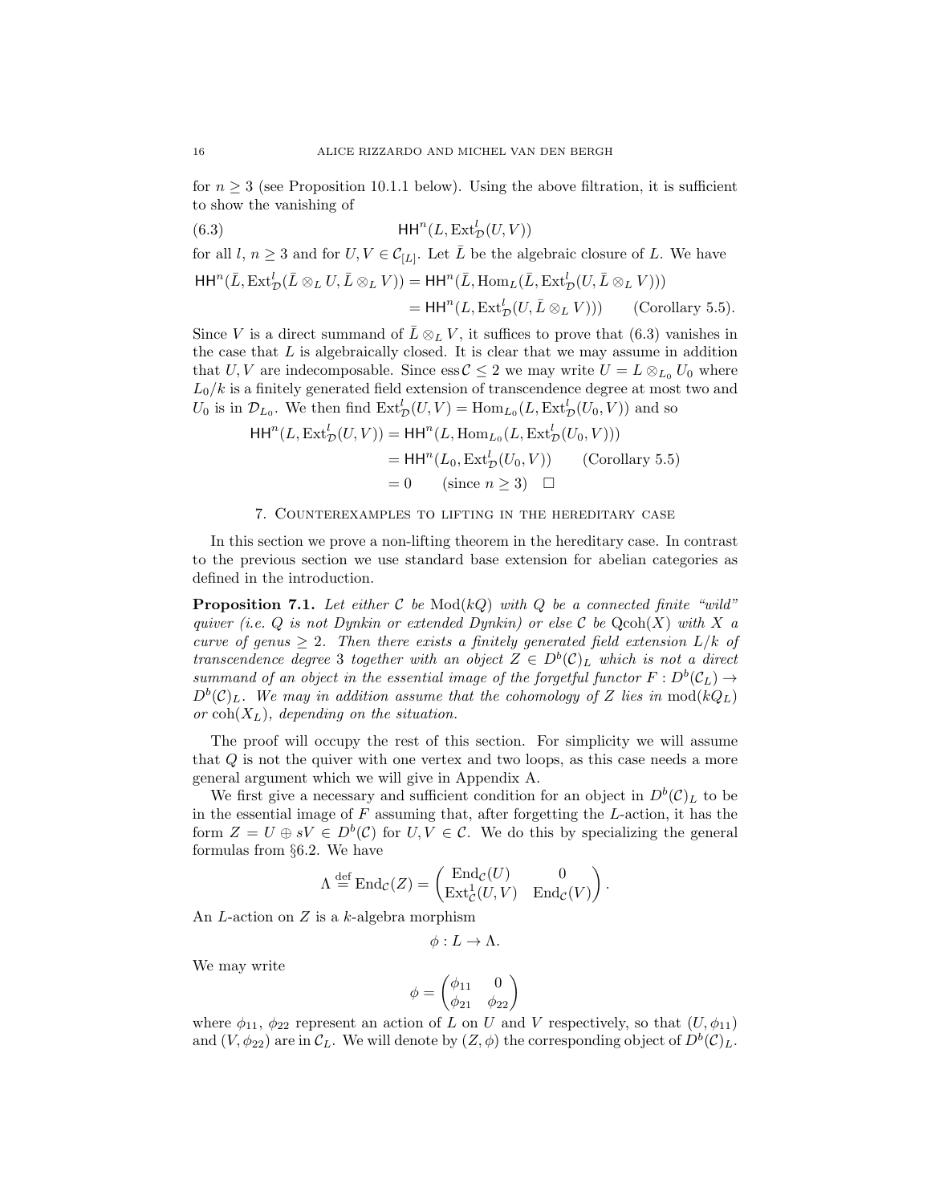for $n \geq 3$ (see Proposition 10.1.1 below). Using the above filtration, it is sufficient to show the vanishing of

$$\mathsf{HH}^n(L, \operatorname{Ext}^l_{\mathcal{D}}(U, V)) \tag{6.3}$$

for all $l$, $n \geq 3$ and for $U, V \in \mathcal{C}_{[L]}$. Let $\bar{L}$ be the algebraic closure of $L$. We have

$$\begin{aligned}
\mathsf{HH}^n(\bar{L}, \operatorname{Ext}^l_{\mathcal{D}}(\bar{L} \otimes_L U, \bar{L} \otimes_L V)) &= \mathsf{HH}^n(\bar{L}, \operatorname{Hom}_L(\bar{L}, \operatorname{Ext}^l_{\mathcal{D}}(U, \bar{L} \otimes_L V))) \\
&= \mathsf{HH}^n(L, \operatorname{Ext}^l_{\mathcal{D}}(U, \bar{L} \otimes_L V))) \qquad \text{(Corollary 5.5).}
\end{aligned}$$

Since $V$ is a direct summand of $\bar{L} \otimes_L V$, it suffices to prove that (6.3) vanishes in the case that $L$ is algebraically closed. It is clear that we may assume in addition that $U, V$ are indecomposable. Since $\operatorname{ess} \mathcal{C} \leq 2$ we may write $U = L \otimes_{L_0} U_0$ where $L_0/k$ is a finitely generated field extension of transcendence degree at most two and $U_0$ is in $\mathcal{D}_{L_0}$. We then find $\operatorname{Ext}^l_{\mathcal{D}}(U, V) = \operatorname{Hom}_{L_0}(L, \operatorname{Ext}^l_{\mathcal{D}}(U_0, V))$ and so

$$\begin{aligned}
\mathsf{HH}^n(L, \operatorname{Ext}^l_{\mathcal{D}}(U, V)) &= \mathsf{HH}^n(L, \operatorname{Hom}_{L_0}(L, \operatorname{Ext}^l_{\mathcal{D}}(U_0, V))) \\
&= \mathsf{HH}^n(L_0, \operatorname{Ext}^l_{\mathcal{D}}(U_0, V)) \qquad \text{(Corollary 5.5)} \\
&= 0 \qquad \text{(since } n \geq 3\text{)} \quad \square
\end{aligned}$$

## 7. Counterexamples to lifting in the hereditary case

In this section we prove a non-lifting theorem in the hereditary case. In contrast to the previous section we use standard base extension for abelian categories as defined in the introduction.

**Proposition 7.1.** *Let either $\mathcal{C}$ be $\operatorname{Mod}(kQ)$ with $Q$ be a connected finite "wild" quiver (i.e. $Q$ is not Dynkin or extended Dynkin) or else $\mathcal{C}$ be $\operatorname{Qcoh}(X)$ with $X$ a curve of genus $\geq 2$. Then there exists a finitely generated field extension $L/k$ of transcendence degree 3 together with an object $Z \in D^b(\mathcal{C})_L$ which is not a direct summand of an object in the essential image of the forgetful functor $F : D^b(\mathcal{C}_L) \to D^b(\mathcal{C})_L$. We may in addition assume that the cohomology of $Z$ lies in $\operatorname{mod}(kQ_L)$ or $\operatorname{coh}(X_L)$, depending on the situation.*

The proof will occupy the rest of this section. For simplicity we will assume that $Q$ is not the quiver with one vertex and two loops, as this case needs a more general argument which we will give in Appendix A.

We first give a necessary and sufficient condition for an object in $D^b(\mathcal{C})_L$ to be in the essential image of $F$ assuming that, after forgetting the $L$-action, it has the form $Z = U \oplus sV \in D^b(\mathcal{C})$ for $U, V \in \mathcal{C}$. We do this by specializing the general formulas from §6.2. We have

$$\Lambda \overset{\text{def}}{=} \operatorname{End}_{\mathcal{C}}(Z) = \begin{pmatrix} \operatorname{End}_{\mathcal{C}}(U) & 0 \\ \operatorname{Ext}^1_{\mathcal{C}}(U, V) & \operatorname{End}_{\mathcal{C}}(V) \end{pmatrix}.$$

An $L$-action on $Z$ is a $k$-algebra morphism

$$\phi : L \to \Lambda.$$

We may write

$$\phi = \begin{pmatrix} \phi_{11} & 0 \\ \phi_{21} & \phi_{22} \end{pmatrix}$$

where $\phi_{11}$, $\phi_{22}$ represent an action of $L$ on $U$ and $V$ respectively, so that $(U, \phi_{11})$ and $(V, \phi_{22})$ are in $\mathcal{C}_L$. We will denote by $(Z, \phi)$ the corresponding object of $D^b(\mathcal{C})_L$.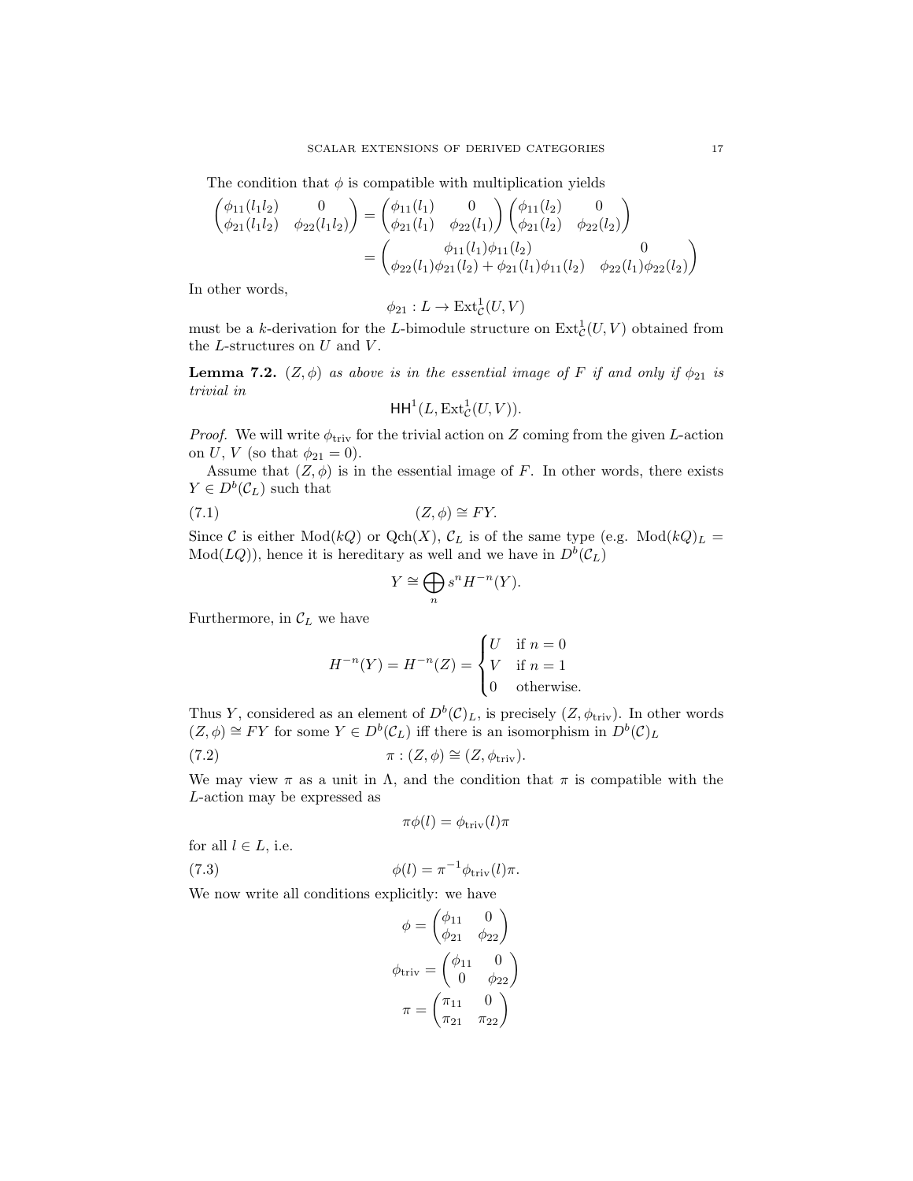The condition that $\phi$ is compatible with multiplication yields

$$\begin{pmatrix}\phi_{11}(l_1l_2) & 0\\ \phi_{21}(l_1l_2) & \phi_{22}(l_1l_2)\end{pmatrix} = \begin{pmatrix}\phi_{11}(l_1) & 0\\ \phi_{21}(l_1) & \phi_{22}(l_1)\end{pmatrix}\begin{pmatrix}\phi_{11}(l_2) & 0\\ \phi_{21}(l_2) & \phi_{22}(l_2)\end{pmatrix}$$
$$= \begin{pmatrix}\phi_{11}(l_1)\phi_{11}(l_2) & 0\\ \phi_{22}(l_1)\phi_{21}(l_2)+\phi_{21}(l_1)\phi_{11}(l_2) & \phi_{22}(l_1)\phi_{22}(l_2)\end{pmatrix}$$

In other words,

$$\phi_{21} : L \to \operatorname{Ext}^1_{\mathcal{C}}(U, V)$$

must be a $k$-derivation for the $L$-bimodule structure on $\operatorname{Ext}^1_{\mathcal{C}}(U,V)$ obtained from the $L$-structures on $U$ and $V$.

**Lemma 7.2.** *$(Z,\phi)$ as above is in the essential image of $F$ if and only if $\phi_{21}$ is trivial in*

$$\mathsf{HH}^1(L, \operatorname{Ext}^1_{\mathcal{C}}(U,V)).$$

*Proof.* We will write $\phi_{\text{triv}}$ for the trivial action on $Z$ coming from the given $L$-action on $U$, $V$ (so that $\phi_{21} = 0$).

Assume that $(Z,\phi)$ is in the essential image of $F$. In other words, there exists $Y \in D^b(\mathcal{C}_L)$ such that

$$(Z,\phi) \cong FY. \tag{7.1}$$

Since $\mathcal{C}$ is either $\operatorname{Mod}(kQ)$ or $\operatorname{Qch}(X)$, $\mathcal{C}_L$ is of the same type (e.g. $\operatorname{Mod}(kQ)_L = \operatorname{Mod}(LQ)$), hence it is hereditary as well and we have in $D^b(\mathcal{C}_L)$

$$Y \cong \bigoplus_n s^n H^{-n}(Y).$$

Furthermore, in $\mathcal{C}_L$ we have

$$H^{-n}(Y) = H^{-n}(Z) = \begin{cases} U & \text{if } n = 0\\ V & \text{if } n = 1\\ 0 & \text{otherwise.}\end{cases}$$

Thus $Y$, considered as an element of $D^b(\mathcal{C})_L$, is precisely $(Z, \phi_{\text{triv}})$. In other words $(Z,\phi) \cong FY$ for some $Y \in D^b(\mathcal{C}_L)$ iff there is an isomorphism in $D^b(\mathcal{C})_L$

$$\pi : (Z,\phi) \cong (Z, \phi_{\text{triv}}). \tag{7.2}$$

We may view $\pi$ as a unit in $\Lambda$, and the condition that $\pi$ is compatible with the $L$-action may be expressed as

$$\pi\phi(l) = \phi_{\text{triv}}(l)\pi$$

for all $l \in L$, i.e.

$$\phi(l) = \pi^{-1}\phi_{\text{triv}}(l)\pi. \tag{7.3}$$

We now write all conditions explicitly: we have

$$\phi = \begin{pmatrix}\phi_{11} & 0\\ \phi_{21} & \phi_{22}\end{pmatrix}$$
$$\phi_{\text{triv}} = \begin{pmatrix}\phi_{11} & 0\\ 0 & \phi_{22}\end{pmatrix}$$
$$\pi = \begin{pmatrix}\pi_{11} & 0\\ \pi_{21} & \pi_{22}\end{pmatrix}$$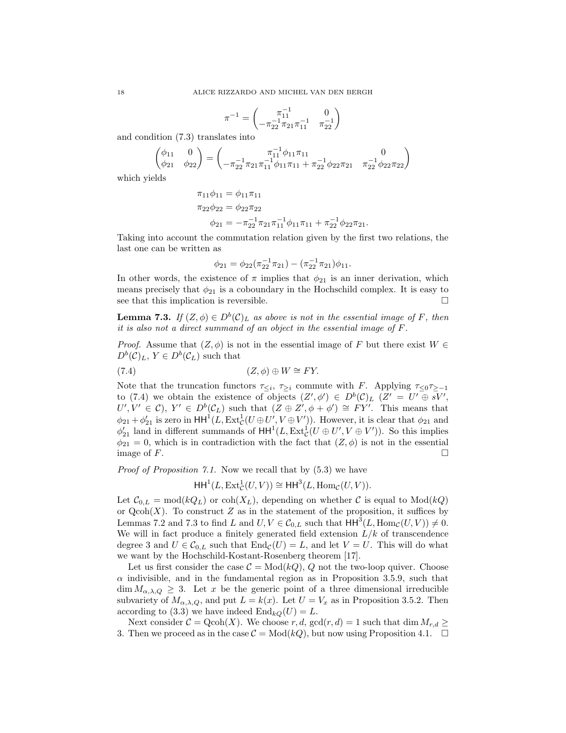$$\pi^{-1} = \begin{pmatrix} \pi_{11}^{-1} & 0 \\ -\pi_{22}^{-1}\pi_{21}\pi_{11}^{-1} & \pi_{22}^{-1} \end{pmatrix}$$

and condition (7.3) translates into

$$\begin{pmatrix} \phi_{11} & 0 \\ \phi_{21} & \phi_{22} \end{pmatrix} = \begin{pmatrix} \pi_{11}^{-1}\phi_{11}\pi_{11} & 0 \\ -\pi_{22}^{-1}\pi_{21}\pi_{11}^{-1}\phi_{11}\pi_{11} + \pi_{22}^{-1}\phi_{22}\pi_{21} & \pi_{22}^{-1}\phi_{22}\pi_{22} \end{pmatrix}$$

which yields

$$\begin{aligned} \pi_{11}\phi_{11} &= \phi_{11}\pi_{11} \\ \pi_{22}\phi_{22} &= \phi_{22}\pi_{22} \\ \phi_{21} &= -\pi_{22}^{-1}\pi_{21}\pi_{11}^{-1}\phi_{11}\pi_{11} + \pi_{22}^{-1}\phi_{22}\pi_{21}. \end{aligned}$$

Taking into account the commutation relation given by the first two relations, the last one can be written as

$$\phi_{21} = \phi_{22}(\pi_{22}^{-1}\pi_{21}) - (\pi_{22}^{-1}\pi_{21})\phi_{11}.$$

In other words, the existence of $\pi$ implies that $\phi_{21}$ is an inner derivation, which means precisely that $\phi_{21}$ is a coboundary in the Hochschild complex. It is easy to see that this implication is reversible. $\square$

**Lemma 7.3.** *If $(Z, \phi) \in D^b(\mathcal{C})_L$ as above is not in the essential image of $F$, then it is also not a direct summand of an object in the essential image of $F$.*

*Proof.* Assume that $(Z, \phi)$ is not in the essential image of $F$ but there exist $W \in D^b(\mathcal{C})_L$, $Y \in D^b(\mathcal{C}_L)$ such that

$$(Z, \phi) \oplus W \cong FY. \tag{7.4}$$

Note that the truncation functors $\tau_{\le i}$, $\tau_{\ge i}$ commute with $F$. Applying $\tau_{\le 0}\tau_{\ge -1}$ to (7.4) we obtain the existence of objects $(Z', \phi') \in D^b(\mathcal{C})_L$ ($Z' = U' \oplus sV'$, $U', V' \in \mathcal{C}$), $Y' \in D^b(\mathcal{C}_L)$ such that $(Z \oplus Z', \phi + \phi') \cong FY'$. This means that $\phi_{21} + \phi'_{21}$ is zero in $\mathsf{HH}^1(L, \operatorname{Ext}^1_{\mathcal{C}}(U \oplus U', V \oplus V'))$. However, it is clear that $\phi_{21}$ and $\phi'_{21}$ land in different summands of $\mathsf{HH}^1(L, \operatorname{Ext}^1_{\mathcal{C}}(U \oplus U', V \oplus V'))$. So this implies $\phi_{21} = 0$, which is in contradiction with the fact that $(Z, \phi)$ is not in the essential image of $F$. $\square$

*Proof of Proposition 7.1.* Now we recall that by (5.3) we have

$$\mathsf{HH}^1(L, \operatorname{Ext}^1_{\mathcal{C}}(U, V)) \cong \mathsf{HH}^3(L, \operatorname{Hom}_{\mathcal{C}}(U, V)).$$

Let $\mathcal{C}_{0,L} = \operatorname{mod}(kQ_L)$ or $\operatorname{coh}(X_L)$, depending on whether $\mathcal{C}$ is equal to $\operatorname{Mod}(kQ)$ or $\operatorname{Qcoh}(X)$. To construct $Z$ as in the statement of the proposition, it suffices by Lemmas 7.2 and 7.3 to find $L$ and $U, V \in \mathcal{C}_{0,L}$ such that $\mathsf{HH}^3(L, \operatorname{Hom}_{\mathcal{C}}(U, V)) \neq 0$. We will in fact produce a finitely generated field extension $L/k$ of transcendence degree 3 and $U \in \mathcal{C}_{0,L}$ such that $\operatorname{End}_{\mathcal{C}}(U) = L$, and let $V = U$. This will do what we want by the Hochschild-Kostant-Rosenberg theorem [17].

Let us first consider the case $\mathcal{C} = \operatorname{Mod}(kQ)$, $Q$ not the two-loop quiver. Choose $\alpha$ indivisible, and in the fundamental region as in Proposition 3.5.9, such that $\dim M_{\alpha,\lambda,Q} \ge 3$. Let $x$ be the generic point of a three dimensional irreducible subvariety of $M_{\alpha,\lambda,Q}$, and put $L = k(x)$. Let $U = V_x$ as in Proposition 3.5.2. Then according to (3.3) we have indeed $\operatorname{End}_{kQ}(U) = L$.

Next consider $\mathcal{C} = \operatorname{Qcoh}(X)$. We choose $r, d$, $\gcd(r, d) = 1$ such that $\dim M_{r,d} \ge 3$. Then we proceed as in the case $\mathcal{C} = \operatorname{Mod}(kQ)$, but now using Proposition 4.1. $\square$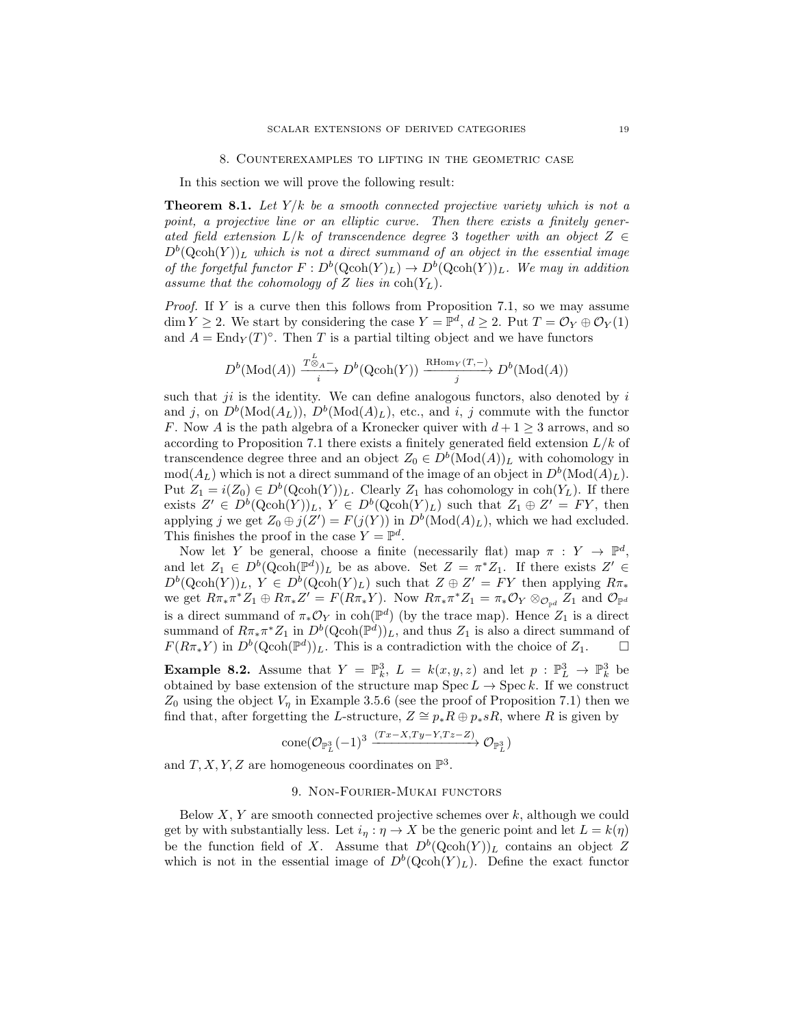## 8. Counterexamples to lifting in the geometric case

In this section we will prove the following result:

**Theorem 8.1.** *Let $Y/k$ be a smooth connected projective variety which is not a point, a projective line or an elliptic curve. Then there exists a finitely generated field extension $L/k$ of transcendence degree 3 together with an object $Z \in D^b(\mathrm{Qcoh}(Y))_L$ which is not a direct summand of an object in the essential image of the forgetful functor $F : D^b(\mathrm{Qcoh}(Y)_L) \to D^b(\mathrm{Qcoh}(Y))_L$. We may in addition assume that the cohomology of $Z$ lies in $\mathrm{coh}(Y_L)$.*

*Proof.* If $Y$ is a curve then this follows from Proposition 7.1, so we may assume $\dim Y \geq 2$. We start by considering the case $Y = \mathbb{P}^d$, $d \geq 2$. Put $T = \mathcal{O}_Y \oplus \mathcal{O}_Y(1)$ and $A = \mathrm{End}_Y(T)^\circ$. Then $T$ is a partial tilting object and we have functors

$$D^b(\mathrm{Mod}(A)) \xrightarrow[i]{T \overset{L}{\otimes}_A -} D^b(\mathrm{Qcoh}(Y)) \xrightarrow[j]{\mathrm{RHom}_Y(T,-)} D^b(\mathrm{Mod}(A))$$

such that $ji$ is the identity. We can define analogous functors, also denoted by $i$ and $j$, on $D^b(\mathrm{Mod}(A_L))$, $D^b(\mathrm{Mod}(A)_L)$, etc., and $i$, $j$ commute with the functor $F$. Now $A$ is the path algebra of a Kronecker quiver with $d+1 \geq 3$ arrows, and so according to Proposition 7.1 there exists a finitely generated field extension $L/k$ of transcendence degree three and an object $Z_0 \in D^b(\mathrm{Mod}(A))_L$ with cohomology in $\mathrm{mod}(A_L)$ which is not a direct summand of the image of an object in $D^b(\mathrm{Mod}(A)_L)$. Put $Z_1 = i(Z_0) \in D^b(\mathrm{Qcoh}(Y))_L$. Clearly $Z_1$ has cohomology in $\mathrm{coh}(Y_L)$. If there exists $Z' \in D^b(\mathrm{Qcoh}(Y))_L$, $Y \in D^b(\mathrm{Qcoh}(Y)_L)$ such that $Z_1 \oplus Z' = FY$, then applying $j$ we get $Z_0 \oplus j(Z') = F(j(Y))$ in $D^b(\mathrm{Mod}(A)_L)$, which we had excluded. This finishes the proof in the case $Y = \mathbb{P}^d$.

Now let $Y$ be general, choose a finite (necessarily flat) map $\pi : Y \to \mathbb{P}^d$, and let $Z_1 \in D^b(\mathrm{Qcoh}(\mathbb{P}^d))_L$ be as above. Set $Z = \pi^* Z_1$. If there exists $Z' \in D^b(\mathrm{Qcoh}(Y))_L$, $Y \in D^b(\mathrm{Qcoh}(Y)_L)$ such that $Z \oplus Z' = FY$ then applying $R\pi_*$ we get $R\pi_*\pi^* Z_1 \oplus R\pi_* Z' = F(R\pi_* Y)$. Now $R\pi_*\pi^* Z_1 = \pi_*\mathcal{O}_Y \otimes_{\mathcal{O}_{\mathbb{P}^d}} Z_1$ and $\mathcal{O}_{\mathbb{P}^d}$ is a direct summand of $\pi_*\mathcal{O}_Y$ in $\mathrm{coh}(\mathbb{P}^d)$ (by the trace map). Hence $Z_1$ is a direct summand of $R\pi_*\pi^* Z_1$ in $D^b(\mathrm{Qcoh}(\mathbb{P}^d))_L$, and thus $Z_1$ is also a direct summand of $F(R\pi_* Y)$ in $D^b(\mathrm{Qcoh}(\mathbb{P}^d))_L$. This is a contradiction with the choice of $Z_1$. $\square$

**Example 8.2.** Assume that $Y = \mathbb{P}^3_k$, $L = k(x,y,z)$ and let $p : \mathbb{P}^3_L \to \mathbb{P}^3_k$ be obtained by base extension of the structure map $\mathrm{Spec}\, L \to \mathrm{Spec}\, k$. If we construct $Z_0$ using the object $V_\eta$ in Example 3.5.6 (see the proof of Proposition 7.1) then we find that, after forgetting the $L$-structure, $Z \cong p_* R \oplus p_* sR$, where $R$ is given by

$$\mathrm{cone}(\mathcal{O}_{\mathbb{P}^3_L}(-1)^3 \xrightarrow{(Tx-X, Ty-Y, Tz-Z)} \mathcal{O}_{\mathbb{P}^3_L})$$

and $T, X, Y, Z$ are homogeneous coordinates on $\mathbb{P}^3$.

## 9. Non-Fourier-Mukai functors

Below $X$, $Y$ are smooth connected projective schemes over $k$, although we could get by with substantially less. Let $i_\eta : \eta \to X$ be the generic point and let $L = k(\eta)$ be the function field of $X$. Assume that $D^b(\mathrm{Qcoh}(Y))_L$ contains an object $Z$ which is not in the essential image of $D^b(\mathrm{Qcoh}(Y)_L)$. Define the exact functor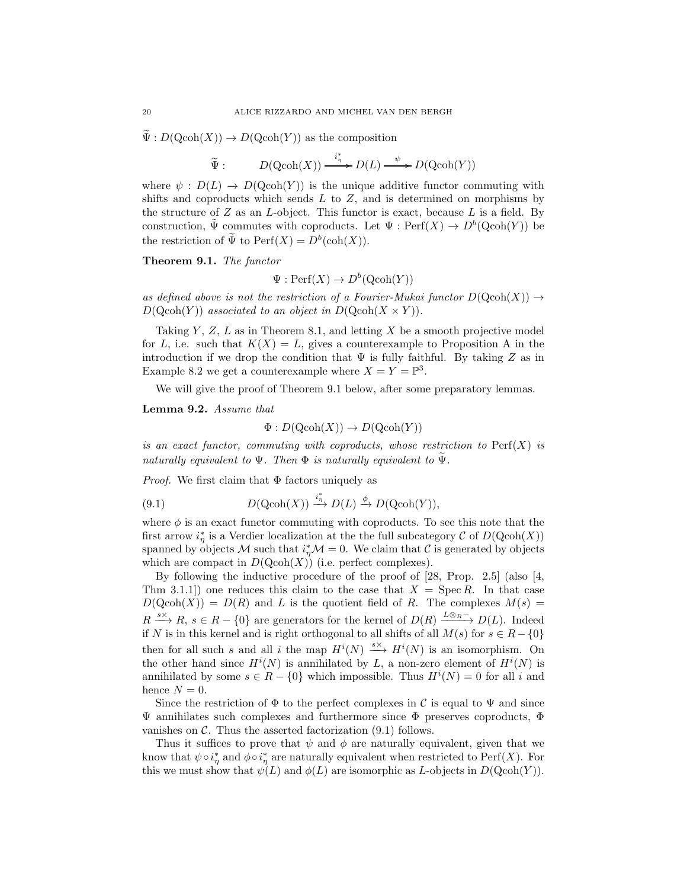$\widetilde{\Psi} : D(\mathrm{Qcoh}(X)) \to D(\mathrm{Qcoh}(Y))$ as the composition

$$\widetilde{\Psi} : \qquad D(\mathrm{Qcoh}(X)) \xrightarrow{i_\eta^*} D(L) \xrightarrow{\psi} D(\mathrm{Qcoh}(Y))$$

where $\psi : D(L) \to D(\mathrm{Qcoh}(Y))$ is the unique additive functor commuting with shifts and coproducts which sends $L$ to $Z$, and is determined on morphisms by the structure of $Z$ as an $L$-object. This functor is exact, because $L$ is a field. By construction, $\tilde{\Psi}$ commutes with coproducts. Let $\Psi : \mathrm{Perf}(X) \to D^b(\mathrm{Qcoh}(Y))$ be the restriction of $\widetilde{\Psi}$ to $\mathrm{Perf}(X) = D^b(\mathrm{coh}(X))$.

**Theorem 9.1.** *The functor*

$$\Psi : \mathrm{Perf}(X) \to D^b(\mathrm{Qcoh}(Y))$$

*as defined above is not the restriction of a Fourier-Mukai functor $D(\mathrm{Qcoh}(X)) \to D(\mathrm{Qcoh}(Y))$ associated to an object in $D(\mathrm{Qcoh}(X \times Y))$.*

Taking $Y$, $Z$, $L$ as in Theorem 8.1, and letting $X$ be a smooth projective model for $L$, i.e. such that $K(X) = L$, gives a counterexample to Proposition A in the introduction if we drop the condition that $\Psi$ is fully faithful. By taking $Z$ as in Example 8.2 we get a counterexample where $X = Y = \mathbb{P}^3$.

We will give the proof of Theorem 9.1 below, after some preparatory lemmas.

**Lemma 9.2.** *Assume that*

$$\Phi : D(\mathrm{Qcoh}(X)) \to D(\mathrm{Qcoh}(Y))$$

*is an exact functor, commuting with coproducts, whose restriction to $\mathrm{Perf}(X)$ is naturally equivalent to $\Psi$. Then $\Phi$ is naturally equivalent to $\widetilde{\Psi}$.*

*Proof.* We first claim that $\Phi$ factors uniquely as

$$D(\mathrm{Qcoh}(X)) \xrightarrow{i_\eta^*} D(L) \xrightarrow{\phi} D(\mathrm{Qcoh}(Y)), \tag{9.1}$$

where $\phi$ is an exact functor commuting with coproducts. To see this note that the first arrow $i_\eta^*$ is a Verdier localization at the the full subcategory $\mathcal{C}$ of $D(\mathrm{Qcoh}(X))$ spanned by objects $\mathcal{M}$ such that $i_\eta^* \mathcal{M} = 0$. We claim that $\mathcal{C}$ is generated by objects which are compact in $D(\mathrm{Qcoh}(X))$ (i.e. perfect complexes).

By following the inductive procedure of the proof of [28, Prop. 2.5] (also [4, Thm 3.1.1]) one reduces this claim to the case that $X = \operatorname{Spec} R$. In that case $D(\mathrm{Qcoh}(X)) = D(R)$ and $L$ is the quotient field of $R$. The complexes $M(s) = R \xrightarrow{s\times} R$, $s \in R - \{0\}$ are generators for the kernel of $D(R) \xrightarrow{L\otimes_R -} D(L)$. Indeed if $N$ is in this kernel and is right orthogonal to all shifts of all $M(s)$ for $s \in R - \{0\}$ then for all such $s$ and all $i$ the map $H^i(N) \xrightarrow{s\times} H^i(N)$ is an isomorphism. On the other hand since $H^i(N)$ is annihilated by $L$, a non-zero element of $H^i(N)$ is annihilated by some $s \in R - \{0\}$ which impossible. Thus $H^i(N) = 0$ for all $i$ and hence $N = 0$.

Since the restriction of $\Phi$ to the perfect complexes in $\mathcal{C}$ is equal to $\Psi$ and since $\Psi$ annihilates such complexes and furthermore since $\Phi$ preserves coproducts, $\Phi$ vanishes on $\mathcal{C}$. Thus the asserted factorization (9.1) follows.

Thus it suffices to prove that $\psi$ and $\phi$ are naturally equivalent, given that we know that $\psi \circ i_\eta^*$ and $\phi \circ i_\eta^*$ are naturally equivalent when restricted to $\mathrm{Perf}(X)$. For this we must show that $\psi(L)$ and $\phi(L)$ are isomorphic as $L$-objects in $D(\mathrm{Qcoh}(Y))$.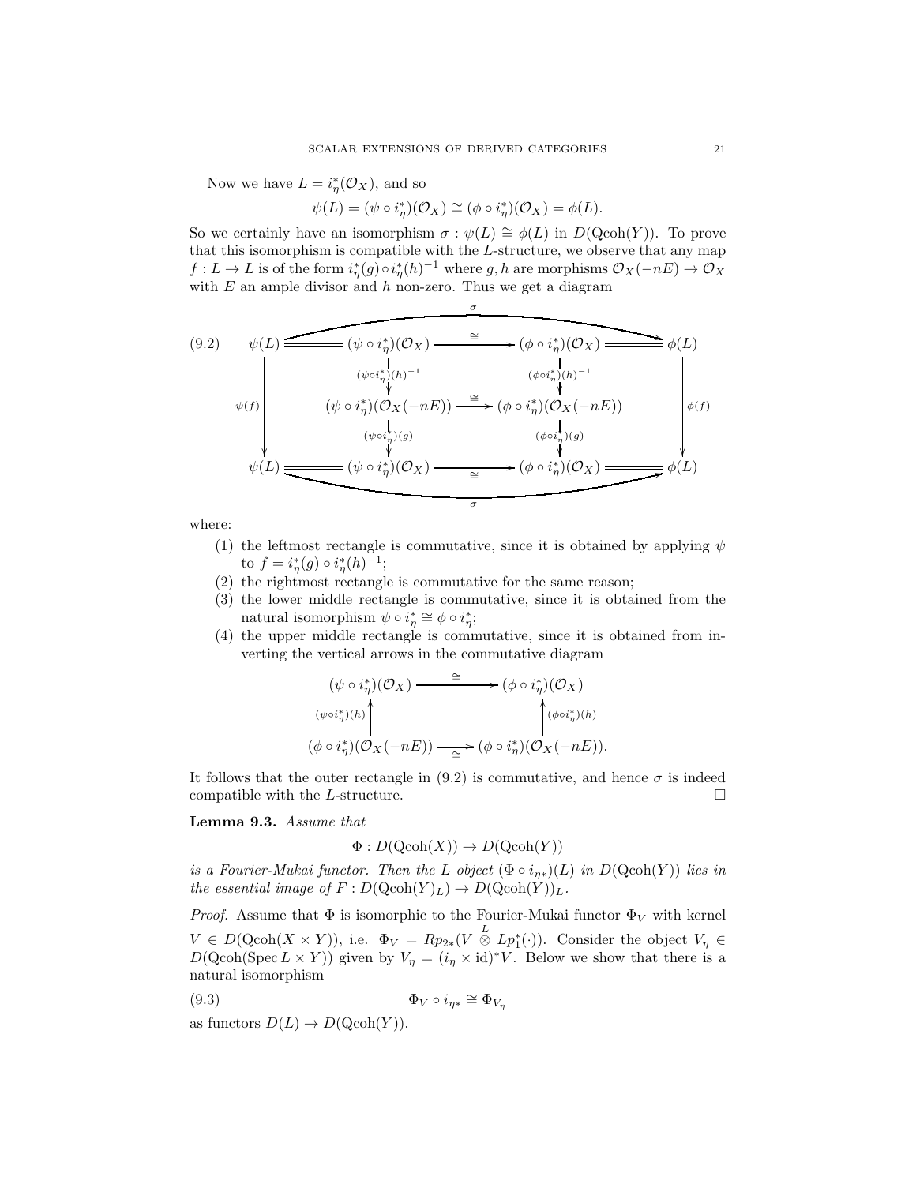Now we have $L = i_\eta^*(\mathcal{O}_X)$, and so

$$\psi(L) = (\psi \circ i_\eta^*)(\mathcal{O}_X) \cong (\phi \circ i_\eta^*)(\mathcal{O}_X) = \phi(L).$$

So we certainly have an isomorphism $\sigma : \psi(L) \cong \phi(L)$ in $D(\mathrm{Qcoh}(Y))$. To prove that this isomorphism is compatible with the $L$-structure, we observe that any map $f : L \to L$ is of the form $i_\eta^*(g) \circ i_\eta^*(h)^{-1}$ where $g, h$ are morphisms $\mathcal{O}_X(-nE) \to \mathcal{O}_X$ with $E$ an ample divisor and $h$ non-zero. Thus we get a diagram

$$(9.2) \qquad \begin{array}{ccccccc}
\psi(L) & = & (\psi \circ i_\eta^*)(\mathcal{O}_X) & \xrightarrow{\cong} & (\phi \circ i_\eta^*)(\mathcal{O}_X) & = & \phi(L) \\
\downarrow{\scriptstyle \psi(f)} & & \downarrow{\scriptstyle (\psi\circ i_\eta^*)(h)^{-1}} & & \downarrow{\scriptstyle (\phi\circ i_\eta^*)(h)^{-1}} & & \downarrow{\scriptstyle \phi(f)} \\
 & & (\psi \circ i_\eta^*)(\mathcal{O}_X(-nE)) & \xrightarrow{\cong} & (\phi \circ i_\eta^*)(\mathcal{O}_X(-nE)) & & \\
 & & \downarrow{\scriptstyle (\psi\circ i_\eta^*)(g)} & & \downarrow{\scriptstyle (\phi\circ i_\eta^*)(g)} & & \\
\psi(L) & = & (\psi \circ i_\eta^*)(\mathcal{O}_X) & \xrightarrow{\cong} & (\phi \circ i_\eta^*)(\mathcal{O}_X) & = & \phi(L)
\end{array}$$

(where the top and bottom rows compose to $\sigma$)

where:

1. the leftmost rectangle is commutative, since it is obtained by applying $\psi$ to $f = i_\eta^*(g) \circ i_\eta^*(h)^{-1}$;
2. the rightmost rectangle is commutative for the same reason;
3. the lower middle rectangle is commutative, since it is obtained from the natural isomorphism $\psi \circ i_\eta^* \cong \phi \circ i_\eta^*$;
4. the upper middle rectangle is commutative, since it is obtained from inverting the vertical arrows in the commutative diagram

$$\begin{array}{ccc}
(\psi \circ i_\eta^*)(\mathcal{O}_X) & \xrightarrow{\cong} & (\phi \circ i_\eta^*)(\mathcal{O}_X) \\
\uparrow{\scriptstyle (\psi\circ i_\eta^*)(h)} & & \uparrow{\scriptstyle (\phi\circ i_\eta^*)(h)} \\
(\phi \circ i_\eta^*)(\mathcal{O}_X(-nE)) & \xrightarrow{\cong} & (\phi \circ i_\eta^*)(\mathcal{O}_X(-nE)).
\end{array}$$

It follows that the outer rectangle in (9.2) is commutative, and hence $\sigma$ is indeed compatible with the $L$-structure. $\square$

**Lemma 9.3.** *Assume that*

$$\Phi : D(\mathrm{Qcoh}(X)) \to D(\mathrm{Qcoh}(Y))$$

*is a Fourier-Mukai functor. Then the $L$ object $(\Phi \circ i_{\eta*})(L)$ in $D(\mathrm{Qcoh}(Y))$ lies in the essential image of $F : D(\mathrm{Qcoh}(Y)_L) \to D(\mathrm{Qcoh}(Y))_L$.*

*Proof.* Assume that $\Phi$ is isomorphic to the Fourier-Mukai functor $\Phi_V$ with kernel $V \in D(\mathrm{Qcoh}(X \times Y))$, i.e. $\Phi_V = Rp_{2*}(V \overset{L}{\otimes} Lp_1^*(\cdot))$. Consider the object $V_\eta \in D(\mathrm{Qcoh}(\operatorname{Spec} L \times Y))$ given by $V_\eta = (i_\eta \times \mathrm{id})^* V$. Below we show that there is a natural isomorphism

$$\Phi_V \circ i_{\eta*} \cong \Phi_{V_\eta} \tag{9.3}$$

as functors $D(L) \to D(\mathrm{Qcoh}(Y))$.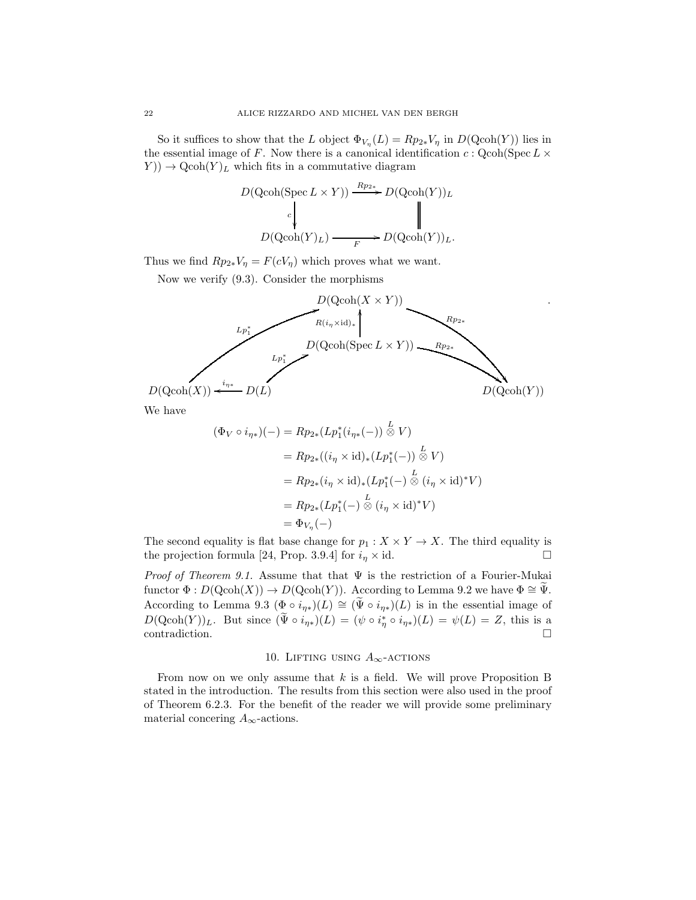So it suffices to show that the $L$ object $\Phi_{V_\eta}(L) = Rp_{2*}V_\eta$ in $D(\mathrm{Qcoh}(Y))$ lies in the essential image of $F$. Now there is a canonical identification $c : \mathrm{Qcoh}(\operatorname{Spec} L \times Y)) \to \mathrm{Qcoh}(Y)_L$ which fits in a commutative diagram

$$\begin{array}{ccc}
D(\mathrm{Qcoh}(\operatorname{Spec} L \times Y)) & \xrightarrow{Rp_{2*}} & D(\mathrm{Qcoh}(Y))_L \\
{\scriptstyle c}\downarrow & & \| \\
D(\mathrm{Qcoh}(Y)_L) & \xrightarrow[F]{} & D(\mathrm{Qcoh}(Y))_L.
\end{array}$$

Thus we find $Rp_{2*}V_\eta = F(cV_\eta)$ which proves what we want.

Now we verify (9.3). Consider the morphisms

$$\begin{array}{ccccc}
 & & D(\mathrm{Qcoh}(X \times Y)) & & \\
 & {\scriptstyle Lp_1^*}\nearrow & \uparrow{\scriptstyle R(i_\eta \times \mathrm{id})_*} & \searrow{\scriptstyle Rp_{2*}} & \\
 & & D(\mathrm{Qcoh}(\operatorname{Spec} L \times Y)) & \xrightarrow{Rp_{2*}} & \\
 & {\scriptstyle Lp_1^*}\nearrow & & & \\
D(\mathrm{Qcoh}(X)) \xleftarrow{i_{\eta *}} D(L) & & & & D(\mathrm{Qcoh}(Y))
\end{array}$$

We have

$$\begin{aligned}
(\Phi_V \circ i_{\eta *})(-) &= Rp_{2*}(Lp_1^*(i_{\eta *}(-)) \overset{L}{\otimes} V) \\
&= Rp_{2*}((i_\eta \times \mathrm{id})_*(Lp_1^*(-)) \overset{L}{\otimes} V) \\
&= Rp_{2*}(i_\eta \times \mathrm{id})_*(Lp_1^*(-) \overset{L}{\otimes} (i_\eta \times \mathrm{id})^* V) \\
&= Rp_{2*}(Lp_1^*(-) \overset{L}{\otimes} (i_\eta \times \mathrm{id})^* V) \\
&= \Phi_{V_\eta}(-)
\end{aligned}$$

The second equality is flat base change for $p_1 : X \times Y \to X$. The third equality is the projection formula [24, Prop. 3.9.4] for $i_\eta \times \mathrm{id}$. $\square$

*Proof of Theorem 9.1.* Assume that that $\Psi$ is the restriction of a Fourier-Mukai functor $\Phi : D(\mathrm{Qcoh}(X)) \to D(\mathrm{Qcoh}(Y))$. According to Lemma 9.2 we have $\Phi \cong \widetilde{\Psi}$. According to Lemma 9.3 $(\Phi \circ i_{\eta *})(L) \cong (\widetilde{\Psi} \circ i_{\eta *})(L)$ is in the essential image of $D(\mathrm{Qcoh}(Y))_L$. But since $(\widetilde{\Psi} \circ i_{\eta *})(L) = (\psi \circ i_\eta^* \circ i_{\eta *})(L) = \psi(L) = Z$, this is a contradiction. $\square$

## 10. Lifting using $A_\infty$-actions

From now on we only assume that $k$ is a field. We will prove Proposition B stated in the introduction. The results from this section were also used in the proof of Theorem 6.2.3. For the benefit of the reader we will provide some preliminary material concering $A_\infty$-actions.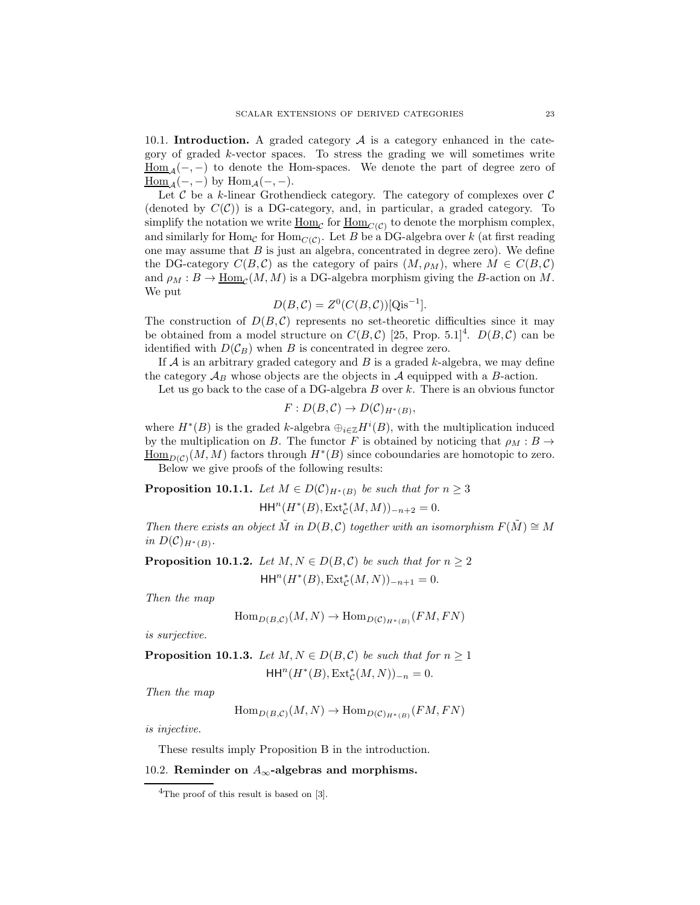### 10.1. Introduction.

A graded category $\mathcal{A}$ is a category enhanced in the category of graded $k$-vector spaces. To stress the grading we will sometimes write $\underline{\mathrm{Hom}}_{\mathcal{A}}(-,-)$ to denote the Hom-spaces. We denote the part of degree zero of $\underline{\mathrm{Hom}}_{\mathcal{A}}(-,-)$ by $\mathrm{Hom}_{\mathcal{A}}(-,-)$.

Let $\mathcal{C}$ be a $k$-linear Grothendieck category. The category of complexes over $\mathcal{C}$ (denoted by $C(\mathcal{C})$) is a DG-category, and, in particular, a graded category. To simplify the notation we write $\underline{\mathrm{Hom}}_{\mathcal{C}}$ for $\underline{\mathrm{Hom}}_{C(\mathcal{C})}$ to denote the morphism complex, and similarly for $\mathrm{Hom}_{\mathcal{C}}$ for $\mathrm{Hom}_{C(\mathcal{C})}$. Let $B$ be a DG-algebra over $k$ (at first reading one may assume that $B$ is just an algebra, concentrated in degree zero). We define the DG-category $C(B,\mathcal{C})$ as the category of pairs $(M,\rho_M)$, where $M \in C(B,\mathcal{C})$ and $\rho_M : B \to \underline{\mathrm{Hom}}_{\mathcal{C}}(M,M)$ is a DG-algebra morphism giving the $B$-action on $M$. We put

$$D(B,\mathcal{C}) = Z^0(C(B,\mathcal{C}))[\mathrm{Qis}^{-1}].$$

The construction of $D(B,\mathcal{C})$ represents no set-theoretic difficulties since it may be obtained from a model structure on $C(B,\mathcal{C})$ [25, Prop. 5.1][4]. $D(B,\mathcal{C})$ can be identified with $D(\mathcal{C}_B)$ when $B$ is concentrated in degree zero.

If $\mathcal{A}$ is an arbitrary graded category and $B$ is a graded $k$-algebra, we may define the category $\mathcal{A}_B$ whose objects are the objects in $\mathcal{A}$ equipped with a $B$-action.

Let us go back to the case of a DG-algebra $B$ over $k$. There is an obvious functor

$$F : D(B,\mathcal{C}) \to D(\mathcal{C})_{H^*(B)},$$

where $H^*(B)$ is the graded $k$-algebra $\oplus_{i\in\mathbb{Z}} H^i(B)$, with the multiplication induced by the multiplication on $B$. The functor $F$ is obtained by noticing that $\rho_M : B \to \underline{\mathrm{Hom}}_{D(\mathcal{C})}(M,M)$ factors through $H^*(B)$ since coboundaries are homotopic to zero.

Below we give proofs of the following results:

**Proposition 10.1.1.** *Let $M \in D(\mathcal{C})_{H^*(B)}$ be such that for $n \geq 3$*

$$\mathsf{HH}^n(H^*(B), \mathrm{Ext}^*_{\mathcal{C}}(M,M))_{-n+2} = 0.$$

*Then there exists an object $\tilde{M}$ in $D(B,\mathcal{C})$ together with an isomorphism $F(\tilde{M}) \cong M$ in $D(\mathcal{C})_{H^*(B)}$.*

**Proposition 10.1.2.** *Let $M, N \in D(B,\mathcal{C})$ be such that for $n \geq 2$*

$$\mathsf{HH}^n(H^*(B), \mathrm{Ext}^*_{\mathcal{C}}(M,N))_{-n+1} = 0.$$

*Then the map*

$$\mathrm{Hom}_{D(B,\mathcal{C})}(M,N) \to \mathrm{Hom}_{D(\mathcal{C})_{H^*(B)}}(FM,FN)$$

*is surjective.*

**Proposition 10.1.3.** *Let $M, N \in D(B,\mathcal{C})$ be such that for $n \geq 1$*

$$\mathsf{HH}^n(H^*(B), \mathrm{Ext}^*_{\mathcal{C}}(M,N))_{-n} = 0.$$

*Then the map*

$$\mathrm{Hom}_{D(B,\mathcal{C})}(M,N) \to \mathrm{Hom}_{D(\mathcal{C})_{H^*(B)}}(FM,FN)$$

*is injective.*

These results imply Proposition B in the introduction.

### 10.2. Reminder on $A_\infty$-algebras and morphisms.

[4] The proof of this result is based on [3].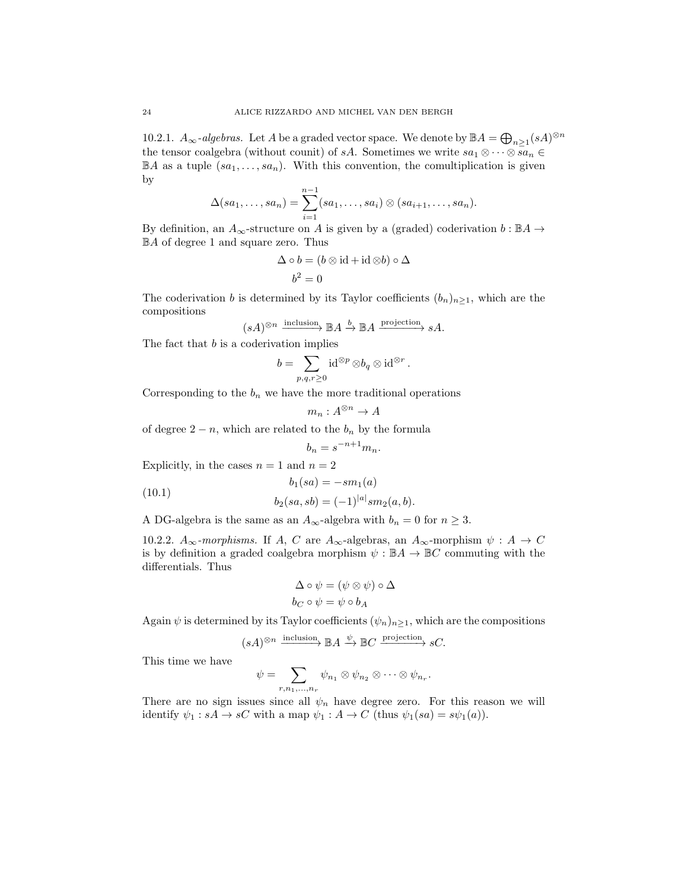10.2.1. *$A_\infty$-algebras.* Let $A$ be a graded vector space. We denote by $\mathbb{B}A = \bigoplus_{n\geq 1}(sA)^{\otimes n}$ the tensor coalgebra (without counit) of $sA$. Sometimes we write $sa_1 \otimes \cdots \otimes sa_n \in \mathbb{B}A$ as a tuple $(sa_1, \ldots, sa_n)$. With this convention, the comultiplication is given by

$$\Delta(sa_1, \ldots, sa_n) = \sum_{i=1}^{n-1} (sa_1, \ldots, sa_i) \otimes (sa_{i+1}, \ldots, sa_n).$$

By definition, an $A_\infty$-structure on $A$ is given by a (graded) coderivation $b : \mathbb{B}A \to \mathbb{B}A$ of degree 1 and square zero. Thus

$$\Delta \circ b = (b \otimes \mathrm{id} + \mathrm{id} \otimes b) \circ \Delta$$
$$b^2 = 0$$

The coderivation $b$ is determined by its Taylor coefficients $(b_n)_{n\geq 1}$, which are the compositions

$$(sA)^{\otimes n} \xrightarrow{\text{inclusion}} \mathbb{B}A \xrightarrow{b} \mathbb{B}A \xrightarrow{\text{projection}} sA.$$

The fact that $b$ is a coderivation implies

$$b = \sum_{p,q,r\geq 0} \mathrm{id}^{\otimes p} \otimes b_q \otimes \mathrm{id}^{\otimes r}.$$

Corresponding to the $b_n$ we have the more traditional operations

$$m_n : A^{\otimes n} \to A$$

of degree $2 - n$, which are related to the $b_n$ by the formula

$$b_n = s^{-n+1} m_n.$$

Explicitly, in the cases $n = 1$ and $n = 2$

$$\begin{aligned} b_1(sa) &= -sm_1(a) \\ b_2(sa, sb) &= (-1)^{|a|} sm_2(a, b). \end{aligned} \tag{10.1}$$

A DG-algebra is the same as an $A_\infty$-algebra with $b_n = 0$ for $n \geq 3$.

10.2.2. *$A_\infty$-morphisms.* If $A$, $C$ are $A_\infty$-algebras, an $A_\infty$-morphism $\psi : A \to C$ is by definition a graded coalgebra morphism $\psi : \mathbb{B}A \to \mathbb{B}C$ commuting with the differentials. Thus

$$\Delta \circ \psi = (\psi \otimes \psi) \circ \Delta$$
$$b_C \circ \psi = \psi \circ b_A$$

Again $\psi$ is determined by its Taylor coefficients $(\psi_n)_{n\geq 1}$, which are the compositions

$$(sA)^{\otimes n} \xrightarrow{\text{inclusion}} \mathbb{B}A \xrightarrow{\psi} \mathbb{B}C \xrightarrow{\text{projection}} sC.$$

This time we have

$$\psi = \sum_{r, n_1, \ldots, n_r} \psi_{n_1} \otimes \psi_{n_2} \otimes \cdots \otimes \psi_{n_r}.$$

There are no sign issues since all $\psi_n$ have degree zero. For this reason we will identify $\psi_1 : sA \to sC$ with a map $\psi_1 : A \to C$ (thus $\psi_1(sa) = s\psi_1(a)$).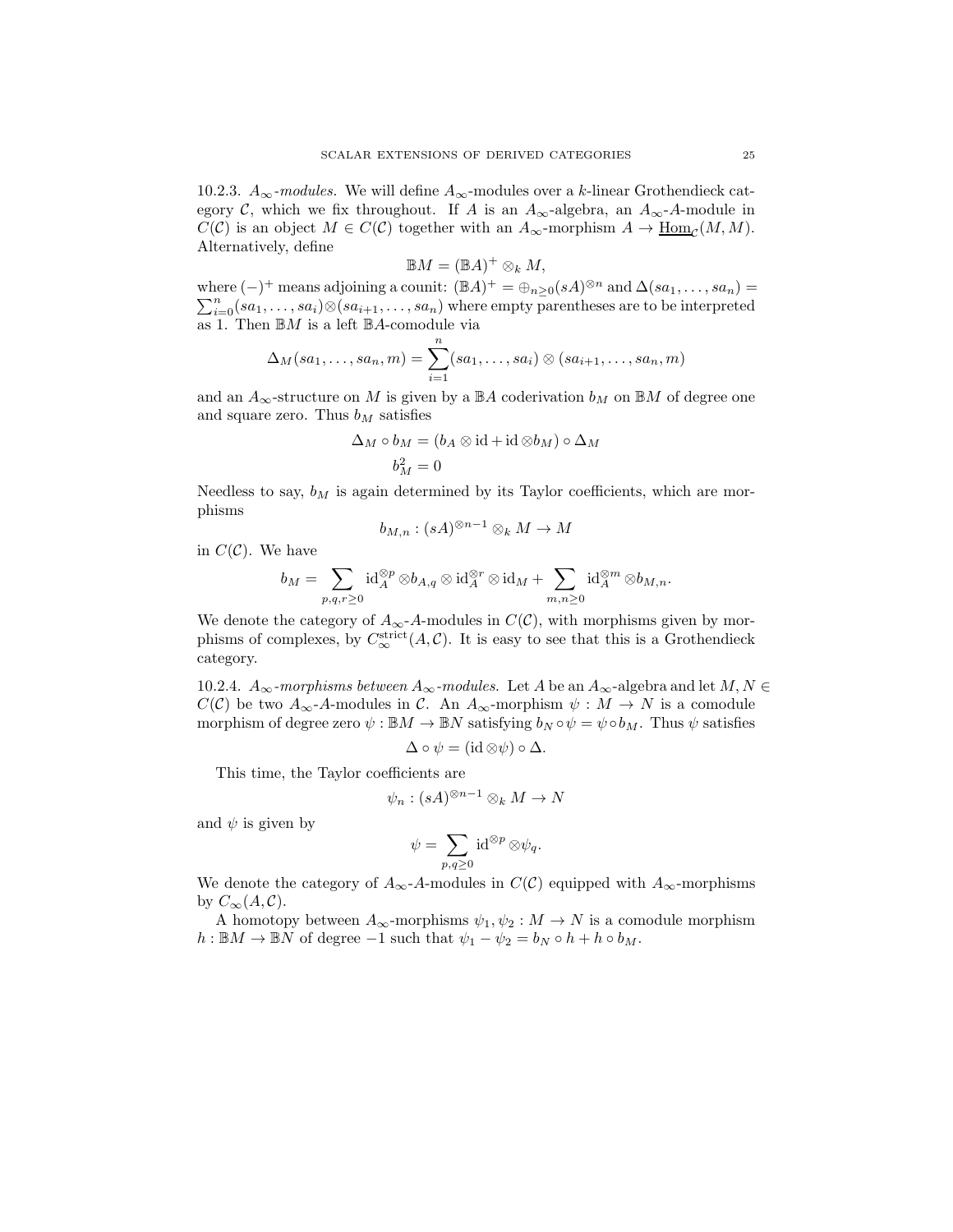10.2.3. *$A_\infty$-modules.* We will define $A_\infty$-modules over a $k$-linear Grothendieck category $\mathcal{C}$, which we fix throughout. If $A$ is an $A_\infty$-algebra, an $A_\infty$-$A$-module in $C(\mathcal{C})$ is an object $M \in C(\mathcal{C})$ together with an $A_\infty$-morphism $A \to \underline{\mathrm{Hom}}_{\mathcal{C}}(M, M)$. Alternatively, define

$$\mathbb{B}M = (\mathbb{B}A)^+ \otimes_k M,$$

where $(-)^+$ means adjoining a counit: $(\mathbb{B}A)^+ = \oplus_{n \geq 0} (sA)^{\otimes n}$ and $\Delta(sa_1, \ldots, sa_n) = \sum_{i=0}^n (sa_1, \ldots, sa_i) \otimes (sa_{i+1}, \ldots, sa_n)$ where empty parentheses are to be interpreted as 1. Then $\mathbb{B}M$ is a left $\mathbb{B}A$-comodule via

$$\Delta_M(sa_1, \ldots, sa_n, m) = \sum_{i=1}^n (sa_1, \ldots, sa_i) \otimes (sa_{i+1}, \ldots, sa_n, m)$$

and an $A_\infty$-structure on $M$ is given by a $\mathbb{B}A$ coderivation $b_M$ on $\mathbb{B}M$ of degree one and square zero. Thus $b_M$ satisfies

$$\Delta_M \circ b_M = (b_A \otimes \mathrm{id} + \mathrm{id} \otimes b_M) \circ \Delta_M$$
$$b_M^2 = 0$$

Needless to say, $b_M$ is again determined by its Taylor coefficients, which are morphisms

$$b_{M,n} : (sA)^{\otimes n-1} \otimes_k M \to M$$

in $C(\mathcal{C})$. We have

$$b_M = \sum_{p,q,r \geq 0} \mathrm{id}_A^{\otimes p} \otimes b_{A,q} \otimes \mathrm{id}_A^{\otimes r} \otimes \mathrm{id}_M + \sum_{m,n \geq 0} \mathrm{id}_A^{\otimes m} \otimes b_{M,n}.$$

We denote the category of $A_\infty$-$A$-modules in $C(\mathcal{C})$, with morphisms given by morphisms of complexes, by $C_\infty^{\mathrm{strict}}(A, \mathcal{C})$. It is easy to see that this is a Grothendieck category.

10.2.4. *$A_\infty$-morphisms between $A_\infty$-modules.* Let $A$ be an $A_\infty$-algebra and let $M, N \in C(\mathcal{C})$ be two $A_\infty$-$A$-modules in $\mathcal{C}$. An $A_\infty$-morphism $\psi : M \to N$ is a comodule morphism of degree zero $\psi : \mathbb{B}M \to \mathbb{B}N$ satisfying $b_N \circ \psi = \psi \circ b_M$. Thus $\psi$ satisfies

$$\Delta \circ \psi = (\mathrm{id} \otimes \psi) \circ \Delta.$$

This time, the Taylor coefficients are

$$\psi_n : (sA)^{\otimes n-1} \otimes_k M \to N$$

and $\psi$ is given by

$$\psi = \sum_{p,q \geq 0} \mathrm{id}^{\otimes p} \otimes \psi_q.$$

We denote the category of $A_\infty$-$A$-modules in $C(\mathcal{C})$ equipped with $A_\infty$-morphisms by $C_\infty(A, \mathcal{C})$.

A homotopy between $A_\infty$-morphisms $\psi_1, \psi_2 : M \to N$ is a comodule morphism $h : \mathbb{B}M \to \mathbb{B}N$ of degree $-1$ such that $\psi_1 - \psi_2 = b_N \circ h + h \circ b_M$.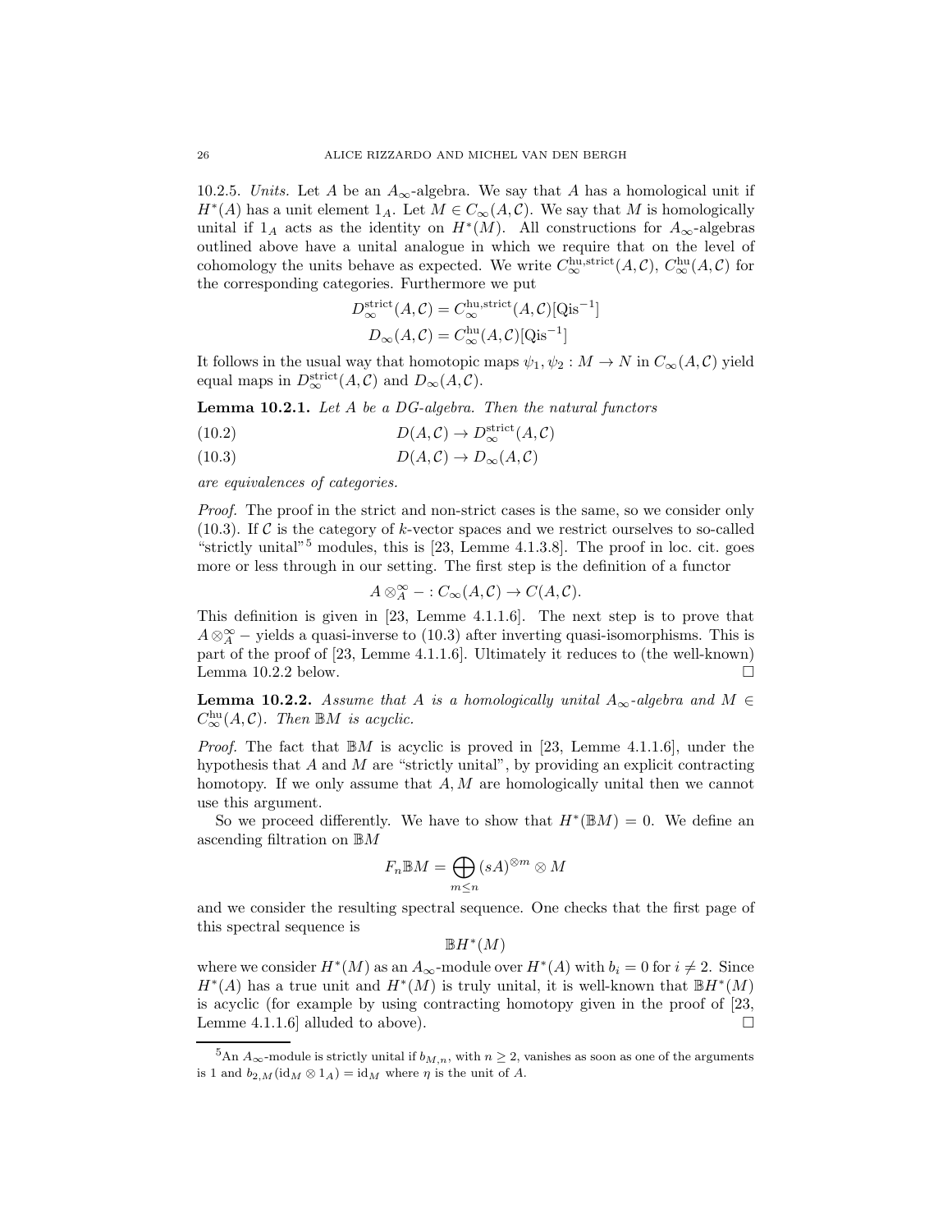10.2.5. *Units.* Let $A$ be an $A_\infty$-algebra. We say that $A$ has a homological unit if $H^*(A)$ has a unit element $1_A$. Let $M \in C_\infty(A, \mathcal{C})$. We say that $M$ is homologically unital if $1_A$ acts as the identity on $H^*(M)$. All constructions for $A_\infty$-algebras outlined above have a unital analogue in which we require that on the level of cohomology the units behave as expected. We write $C_\infty^{\text{hu,strict}}(A, \mathcal{C})$, $C_\infty^{\text{hu}}(A, \mathcal{C})$ for the corresponding categories. Furthermore we put

$$D_\infty^{\text{strict}}(A, \mathcal{C}) = C_\infty^{\text{hu,strict}}(A, \mathcal{C})[\text{Qis}^{-1}]$$
$$D_\infty(A, \mathcal{C}) = C_\infty^{\text{hu}}(A, \mathcal{C})[\text{Qis}^{-1}]$$

It follows in the usual way that homotopic maps $\psi_1, \psi_2 : M \to N$ in $C_\infty(A, \mathcal{C})$ yield equal maps in $D_\infty^{\text{strict}}(A, \mathcal{C})$ and $D_\infty(A, \mathcal{C})$.

**Lemma 10.2.1.** *Let $A$ be a DG-algebra. Then the natural functors*

$$D(A, \mathcal{C}) \to D_\infty^{\text{strict}}(A, \mathcal{C}) \tag{10.2}$$

$$D(A, \mathcal{C}) \to D_\infty(A, \mathcal{C}) \tag{10.3}$$

*are equivalences of categories.*

*Proof.* The proof in the strict and non-strict cases is the same, so we consider only (10.3). If $\mathcal{C}$ is the category of $k$-vector spaces and we restrict ourselves to so-called "strictly unital"[5] modules, this is [23, Lemme 4.1.3.8]. The proof in loc. cit. goes more or less through in our setting. The first step is the definition of a functor

$$A \otimes_A^\infty - : C_\infty(A, \mathcal{C}) \to C(A, \mathcal{C}).$$

This definition is given in [23, Lemme 4.1.1.6]. The next step is to prove that $A \otimes_A^\infty -$ yields a quasi-inverse to (10.3) after inverting quasi-isomorphisms. This is part of the proof of [23, Lemme 4.1.1.6]. Ultimately it reduces to (the well-known) Lemma 10.2.2 below. □

**Lemma 10.2.2.** *Assume that $A$ is a homologically unital $A_\infty$-algebra and $M \in C_\infty^{\text{hu}}(A, \mathcal{C})$. Then $\mathbb{B}M$ is acyclic.*

*Proof.* The fact that $\mathbb{B}M$ is acyclic is proved in [23, Lemme 4.1.1.6], under the hypothesis that $A$ and $M$ are "strictly unital", by providing an explicit contracting homotopy. If we only assume that $A, M$ are homologically unital then we cannot use this argument.

So we proceed differently. We have to show that $H^*(\mathbb{B}M) = 0$. We define an ascending filtration on $\mathbb{B}M$

$$F_n \mathbb{B}M = \bigoplus_{m \leq n} (sA)^{\otimes m} \otimes M$$

and we consider the resulting spectral sequence. One checks that the first page of this spectral sequence is

$$\mathbb{B}H^*(M)$$

where we consider $H^*(M)$ as an $A_\infty$-module over $H^*(A)$ with $b_i = 0$ for $i \neq 2$. Since $H^*(A)$ has a true unit and $H^*(M)$ is truly unital, it is well-known that $\mathbb{B}H^*(M)$ is acyclic (for example by using contracting homotopy given in the proof of [23, Lemme 4.1.1.6] alluded to above). □

[5] An $A_\infty$-module is strictly unital if $b_{M,n}$, with $n \geq 2$, vanishes as soon as one of the arguments is 1 and $b_{2,M}(\text{id}_M \otimes 1_A) = \text{id}_M$ where $\eta$ is the unit of $A$.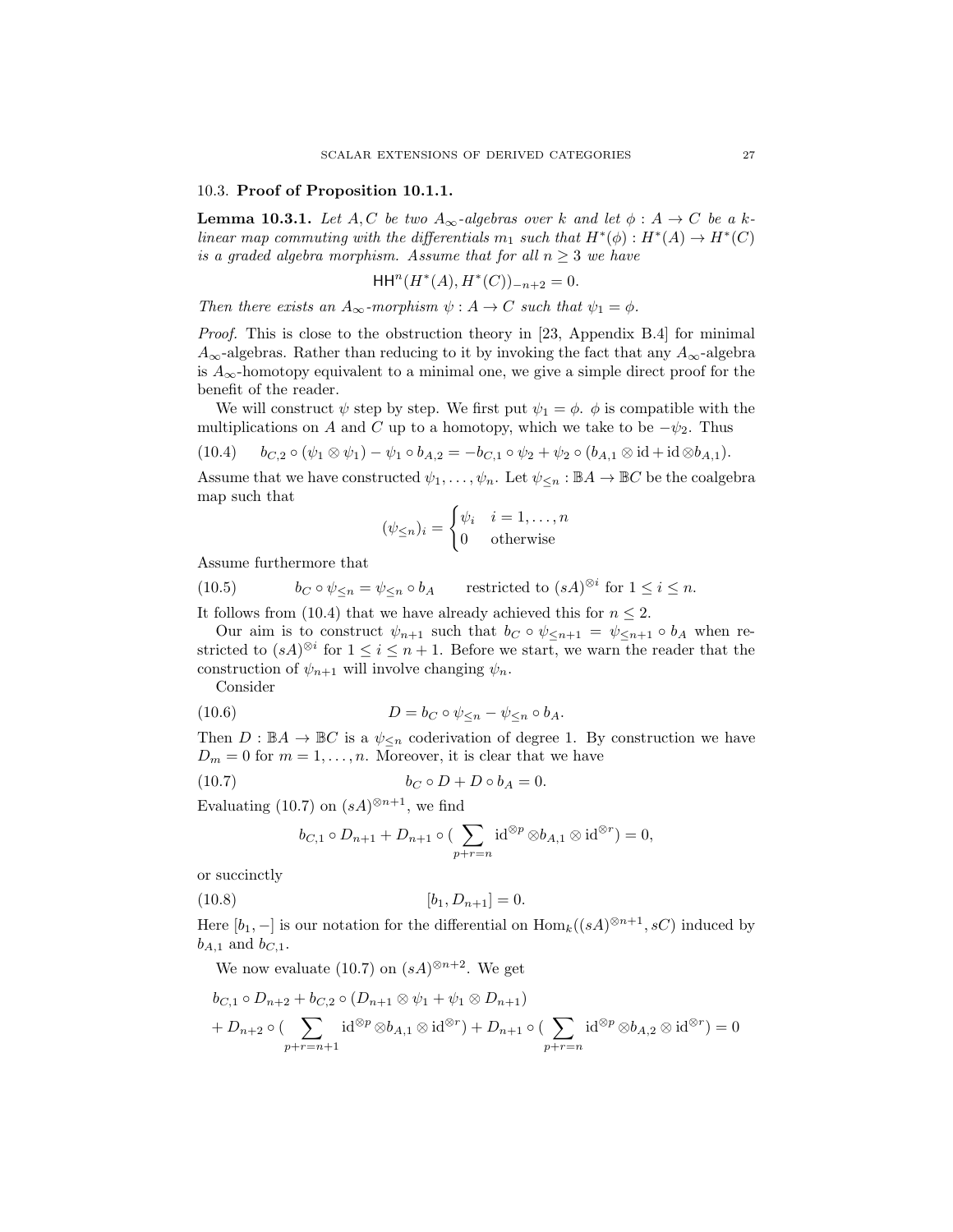### 10.3. **Proof of Proposition 10.1.1.**

**Lemma 10.3.1.** *Let $A, C$ be two $A_\infty$-algebras over $k$ and let $\phi : A \to C$ be a $k$-linear map commuting with the differentials $m_1$ such that $H^*(\phi) : H^*(A) \to H^*(C)$ is a graded algebra morphism. Assume that for all $n \geq 3$ we have*

$$\mathsf{HH}^n(H^*(A), H^*(C))_{-n+2} = 0.$$

*Then there exists an $A_\infty$-morphism $\psi : A \to C$ such that $\psi_1 = \phi$.*

*Proof.* This is close to the obstruction theory in [23, Appendix B.4] for minimal $A_\infty$-algebras. Rather than reducing to it by invoking the fact that any $A_\infty$-algebra is $A_\infty$-homotopy equivalent to a minimal one, we give a simple direct proof for the benefit of the reader.

We will construct $\psi$ step by step. We first put $\psi_1 = \phi$. $\phi$ is compatible with the multiplications on $A$ and $C$ up to a homotopy, which we take to be $-\psi_2$. Thus

$$b_{C,2} \circ (\psi_1 \otimes \psi_1) - \psi_1 \circ b_{A,2} = -b_{C,1} \circ \psi_2 + \psi_2 \circ (b_{A,1} \otimes \mathrm{id} + \mathrm{id} \otimes b_{A,1}). \tag{10.4}$$

Assume that we have constructed $\psi_1, \dots, \psi_n$. Let $\psi_{\leq n} : \mathbb{B}A \to \mathbb{B}C$ be the coalgebra map such that

$$(\psi_{\leq n})_i = \begin{cases} \psi_i & i = 1, \dots, n \\ 0 & \text{otherwise} \end{cases}$$

Assume furthermore that

$$b_C \circ \psi_{\leq n} = \psi_{\leq n} \circ b_A \qquad \text{restricted to } (sA)^{\otimes i} \text{ for } 1 \leq i \leq n. \tag{10.5}$$

It follows from (10.4) that we have already achieved this for $n \leq 2$.

Our aim is to construct $\psi_{n+1}$ such that $b_C \circ \psi_{\leq n+1} = \psi_{\leq n+1} \circ b_A$ when restricted to $(sA)^{\otimes i}$ for $1 \leq i \leq n+1$. Before we start, we warn the reader that the construction of $\psi_{n+1}$ will involve changing $\psi_n$.

Consider

$$D = b_C \circ \psi_{\leq n} - \psi_{\leq n} \circ b_A. \tag{10.6}$$

Then $D : \mathbb{B}A \to \mathbb{B}C$ is a $\psi_{\leq n}$ coderivation of degree 1. By construction we have $D_m = 0$ for $m = 1, \dots, n$. Moreover, it is clear that we have

$$b_C \circ D + D \circ b_A = 0. \tag{10.7}$$

Evaluating (10.7) on $(sA)^{\otimes n+1}$, we find

$$b_{C,1} \circ D_{n+1} + D_{n+1} \circ (\sum_{p+r=n} \mathrm{id}^{\otimes p} \otimes b_{A,1} \otimes \mathrm{id}^{\otimes r}) = 0,$$

or succinctly

$$[b_1, D_{n+1}] = 0. \tag{10.8}$$

Here $[b_1, -]$ is our notation for the differential on $\mathrm{Hom}_k((sA)^{\otimes n+1}, sC)$ induced by $b_{A,1}$ and $b_{C,1}$.

We now evaluate (10.7) on $(sA)^{\otimes n+2}$. We get

$$\begin{aligned} &b_{C,1} \circ D_{n+2} + b_{C,2} \circ (D_{n+1} \otimes \psi_1 + \psi_1 \otimes D_{n+1}) \\ &+ D_{n+2} \circ (\sum_{p+r=n+1} \mathrm{id}^{\otimes p} \otimes b_{A,1} \otimes \mathrm{id}^{\otimes r}) + D_{n+1} \circ (\sum_{p+r=n} \mathrm{id}^{\otimes p} \otimes b_{A,2} \otimes \mathrm{id}^{\otimes r}) = 0 \end{aligned}$$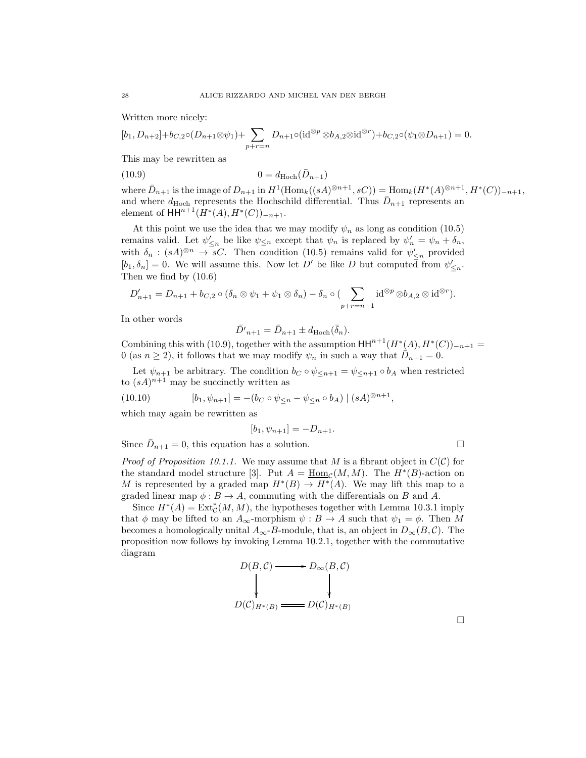Written more nicely:

$$[b_1, D_{n+2}]+b_{C,2}\circ(D_{n+1}\otimes\psi_1)+\sum_{p+r=n} D_{n+1}\circ(\mathrm{id}^{\otimes p}\otimes b_{A,2}\otimes\mathrm{id}^{\otimes r})+b_{C,2}\circ(\psi_1\otimes D_{n+1}) = 0.$$

This may be rewritten as

$$0 = d_{\mathrm{Hoch}}(\bar{D}_{n+1}) \tag{10.9}$$

where $\bar{D}_{n+1}$ is the image of $D_{n+1}$ in $H^1(\mathrm{Hom}_k((sA)^{\otimes n+1}, sC)) = \mathrm{Hom}_k(H^*(A)^{\otimes n+1}, H^*(C))_{-n+1}$, and where $d_{\mathrm{Hoch}}$ represents the Hochschild differential. Thus $\bar{D}_{n+1}$ represents an element of $\mathsf{HH}^{n+1}(H^*(A), H^*(C))_{-n+1}$.

At this point we use the idea that we may modify $\psi_n$ as long as condition (10.5) remains valid. Let $\psi'_{\le n}$ be like $\psi_{\le n}$ except that $\psi_n$ is replaced by $\psi'_n = \psi_n + \delta_n$, with $\delta_n : (sA)^{\otimes n} \to sC$. Then condition (10.5) remains valid for $\psi'_{\le n}$ provided $[b_1, \delta_n] = 0$. We will assume this. Now let $D'$ be like $D$ but computed from $\psi'_{\le n}$. Then we find by (10.6)

$$D'_{n+1} = D_{n+1} + b_{C,2}\circ(\delta_n\otimes\psi_1 + \psi_1\otimes\delta_n) - \delta_n\circ(\sum_{p+r=n-1}\mathrm{id}^{\otimes p}\otimes b_{A,2}\otimes\mathrm{id}^{\otimes r}).$$

In other words

$$\bar{D'}_{n+1} = \bar{D}_{n+1} \pm d_{\mathrm{Hoch}}(\bar{\delta}_n).$$

Combining this with (10.9), together with the assumption $\mathsf{HH}^{n+1}(H^*(A), H^*(C))_{-n+1} = 0$ (as $n \ge 2$), it follows that we may modify $\psi_n$ in such a way that $\bar{D}_{n+1} = 0$.

Let $\psi_{n+1}$ be arbitrary. The condition $b_C \circ \psi_{\le n+1} = \psi_{\le n+1}\circ b_A$ when restricted to $(sA)^{n+1}$ may be succinctly written as

$$[b_1, \psi_{n+1}] = -(b_C\circ\psi_{\le n} - \psi_{\le n}\circ b_A) \mid (sA)^{\otimes n+1}, \tag{10.10}$$

which may again be rewritten as

$$[b_1, \psi_{n+1}] = -D_{n+1}.$$

Since $\bar{D}_{n+1} = 0$, this equation has a solution. $\square$

*Proof of Proposition 10.1.1.* We may assume that $M$ is a fibrant object in $C(\mathcal{C})$ for the standard model structure [3]. Put $A = \underline{\mathrm{Hom}}_{\mathcal{C}}(M, M)$. The $H^*(B)$-action on $M$ is represented by a graded map $H^*(B) \to H^*(A)$. We may lift this map to a graded linear map $\phi : B \to A$, commuting with the differentials on $B$ and $A$.

Since $H^*(A) = \mathrm{Ext}^*_{\mathcal{C}}(M, M)$, the hypotheses together with Lemma 10.3.1 imply that $\phi$ may be lifted to an $A_\infty$-morphism $\psi : B \to A$ such that $\psi_1 = \phi$. Then $M$ becomes a homologically unital $A_\infty$-$B$-module, that is, an object in $D_\infty(B, \mathcal{C})$. The proposition now follows by invoking Lemma 10.2.1, together with the commutative diagram

$$\begin{array}{ccc} D(B,\mathcal{C}) & \longrightarrow & D_\infty(B,\mathcal{C}) \\ \downarrow & & \downarrow \\ D(\mathcal{C})_{H^*(B)} & = & D(\mathcal{C})_{H^*(B)} \end{array}$$

$\square$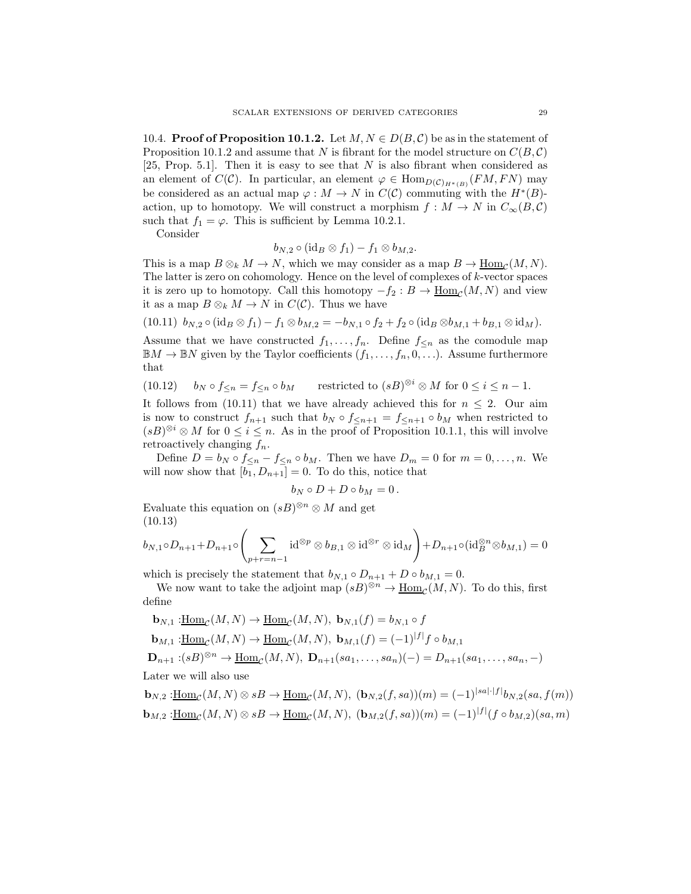10.4. **Proof of Proposition 10.1.2.** Let $M, N \in D(B, \mathcal{C})$ be as in the statement of Proposition 10.1.2 and assume that $N$ is fibrant for the model structure on $C(B, \mathcal{C})$ [25, Prop. 5.1]. Then it is easy to see that $N$ is also fibrant when considered as an element of $C(\mathcal{C})$. In particular, an element $\varphi \in \operatorname{Hom}_{D(\mathcal{C})_{H^*(B)}}(FM, FN)$ may be considered as an actual map $\varphi : M \to N$ in $C(\mathcal{C})$ commuting with the $H^*(B)$-action, up to homotopy. We will construct a morphism $f : M \to N$ in $C_\infty(B, \mathcal{C})$ such that $f_1 = \varphi$. This is sufficient by Lemma 10.2.1.

Consider

$$b_{N,2} \circ (\mathrm{id}_B \otimes f_1) - f_1 \otimes b_{M,2}.$$

This is a map $B \otimes_k M \to N$, which we may consider as a map $B \to \underline{\operatorname{Hom}}_{\mathcal{C}}(M, N)$. The latter is zero on cohomology. Hence on the level of complexes of $k$-vector spaces it is zero up to homotopy. Call this homotopy $-f_2 : B \to \underline{\operatorname{Hom}}_{\mathcal{C}}(M, N)$ and view it as a map $B \otimes_k M \to N$ in $C(\mathcal{C})$. Thus we have

$$b_{N,2} \circ (\mathrm{id}_B \otimes f_1) - f_1 \otimes b_{M,2} = -b_{N,1} \circ f_2 + f_2 \circ (\mathrm{id}_B \otimes b_{M,1} + b_{B,1} \otimes \mathrm{id}_M). \tag{10.11}$$

Assume that we have constructed $f_1, \ldots, f_n$. Define $f_{\leq n}$ as the comodule map $\mathbb{B}M \to \mathbb{B}N$ given by the Taylor coefficients $(f_1, \ldots, f_n, 0, \ldots)$. Assume furthermore that

$$b_N \circ f_{\leq n} = f_{\leq n} \circ b_M \qquad \text{restricted to } (sB)^{\otimes i} \otimes M \text{ for } 0 \leq i \leq n-1. \tag{10.12}$$

It follows from (10.11) that we have already achieved this for $n \leq 2$. Our aim is now to construct $f_{n+1}$ such that $b_N \circ f_{\leq n+1} = f_{\leq n+1} \circ b_M$ when restricted to $(sB)^{\otimes i} \otimes M$ for $0 \leq i \leq n$. As in the proof of Proposition 10.1.1, this will involve retroactively changing $f_n$.

Define $D = b_N \circ f_{\leq n} - f_{\leq n} \circ b_M$. Then we have $D_m = 0$ for $m = 0, \ldots, n$. We will now show that $[b_1, D_{n+1}] = 0$. To do this, notice that

$$b_N \circ D + D \circ b_M = 0\,.$$

Evaluate this equation on $(sB)^{\otimes n} \otimes M$ and get

$$b_{N,1} \circ D_{n+1} + D_{n+1} \circ \left( \sum_{p+r=n-1} \mathrm{id}^{\otimes p} \otimes b_{B,1} \otimes \mathrm{id}^{\otimes r} \otimes \mathrm{id}_M \right) + D_{n+1} \circ (\mathrm{id}_B^{\otimes n} \otimes b_{M,1}) = 0 \tag{10.13}$$

which is precisely the statement that $b_{N,1} \circ D_{n+1} + D \circ b_{M,1} = 0$.

We now want to take the adjoint map $(sB)^{\otimes n} \to \underline{\operatorname{Hom}}_{\mathcal{C}}(M, N)$. To do this, first define

$$\mathbf{b}_{N,1} : \underline{\operatorname{Hom}}_{\mathcal{C}}(M, N) \to \underline{\operatorname{Hom}}_{\mathcal{C}}(M, N),\ \mathbf{b}_{N,1}(f) = b_{N,1} \circ f$$

$$\mathbf{b}_{M,1} : \underline{\operatorname{Hom}}_{\mathcal{C}}(M, N) \to \underline{\operatorname{Hom}}_{\mathcal{C}}(M, N),\ \mathbf{b}_{M,1}(f) = (-1)^{|f|} f \circ b_{M,1}$$

$$\mathbf{D}_{n+1} : (sB)^{\otimes n} \to \underline{\operatorname{Hom}}_{\mathcal{C}}(M, N),\ \mathbf{D}_{n+1}(sa_1, \ldots, sa_n)(-) = D_{n+1}(sa_1, \ldots, sa_n, -)$$

Later we will also use

$$\mathbf{b}_{N,2} : \underline{\operatorname{Hom}}_{\mathcal{C}}(M, N) \otimes sB \to \underline{\operatorname{Hom}}_{\mathcal{C}}(M, N),\ (\mathbf{b}_{N,2}(f, sa))(m) = (-1)^{|sa| \cdot |f|} b_{N,2}(sa, f(m))$$

$$\mathbf{b}_{M,2} : \underline{\operatorname{Hom}}_{\mathcal{C}}(M, N) \otimes sB \to \underline{\operatorname{Hom}}_{\mathcal{C}}(M, N),\ (\mathbf{b}_{M,2}(f, sa))(m) = (-1)^{|f|} (f \circ b_{M,2})(sa, m)$$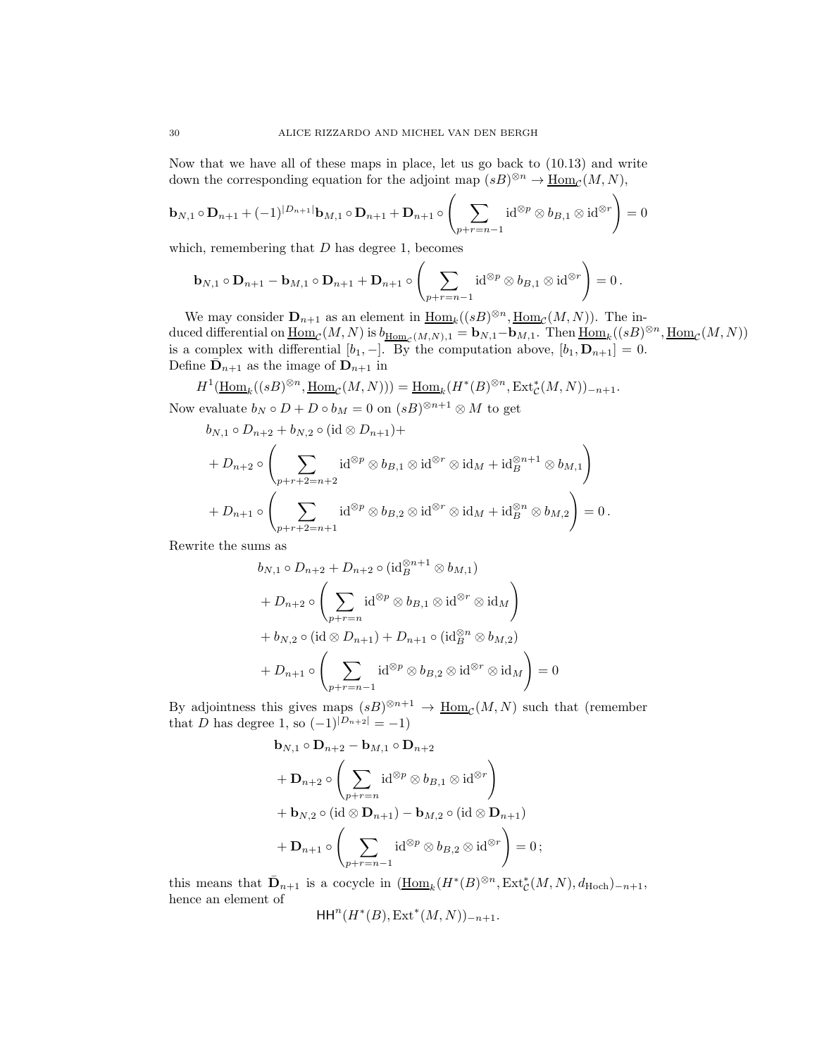Now that we have all of these maps in place, let us go back to (10.13) and write down the corresponding equation for the adjoint map $(sB)^{\otimes n} \to \underline{\mathrm{Hom}}_{\mathcal{C}}(M,N)$,

$$\mathbf{b}_{N,1} \circ \mathbf{D}_{n+1} + (-1)^{|D_{n+1}|} \mathbf{b}_{M,1} \circ \mathbf{D}_{n+1} + \mathbf{D}_{n+1} \circ \left( \sum_{p+r=n-1} \mathrm{id}^{\otimes p} \otimes b_{B,1} \otimes \mathrm{id}^{\otimes r} \right) = 0$$

which, remembering that $D$ has degree 1, becomes

$$\mathbf{b}_{N,1} \circ \mathbf{D}_{n+1} - \mathbf{b}_{M,1} \circ \mathbf{D}_{n+1} + \mathbf{D}_{n+1} \circ \left( \sum_{p+r=n-1} \mathrm{id}^{\otimes p} \otimes b_{B,1} \otimes \mathrm{id}^{\otimes r} \right) = 0 \,.$$

We may consider $\mathbf{D}_{n+1}$ as an element in $\underline{\mathrm{Hom}}_k((sB)^{\otimes n}, \underline{\mathrm{Hom}}_{\mathcal{C}}(M,N))$. The induced differential on $\underline{\mathrm{Hom}}_{\mathcal{C}}(M,N)$ is $b_{\underline{\mathrm{Hom}}_{\mathcal{C}}(M,N),1} = \mathbf{b}_{N,1} - \mathbf{b}_{M,1}$. Then $\underline{\mathrm{Hom}}_k((sB)^{\otimes n}, \underline{\mathrm{Hom}}_{\mathcal{C}}(M,N))$ is a complex with differential $[b_1, -]$. By the computation above, $[b_1, \mathbf{D}_{n+1}] = 0$. Define $\bar{\mathbf{D}}_{n+1}$ as the image of $\mathbf{D}_{n+1}$ in

$$H^1(\underline{\mathrm{Hom}}_k((sB)^{\otimes n}, \underline{\mathrm{Hom}}_{\mathcal{C}}(M,N))) = \underline{\mathrm{Hom}}_k(H^*(B)^{\otimes n}, \mathrm{Ext}^*_{\mathcal{C}}(M,N))_{-n+1}.$$

Now evaluate $b_N \circ D + D \circ b_M = 0$ on $(sB)^{\otimes n+1} \otimes M$ to get

$$\begin{aligned}
&b_{N,1} \circ D_{n+2} + b_{N,2} \circ (\mathrm{id} \otimes D_{n+1}) + \\
&+ D_{n+2} \circ \left( \sum_{p+r+2=n+2} \mathrm{id}^{\otimes p} \otimes b_{B,1} \otimes \mathrm{id}^{\otimes r} \otimes \mathrm{id}_M + \mathrm{id}_B^{\otimes n+1} \otimes b_{M,1} \right) \\
&+ D_{n+1} \circ \left( \sum_{p+r+2=n+1} \mathrm{id}^{\otimes p} \otimes b_{B,2} \otimes \mathrm{id}^{\otimes r} \otimes \mathrm{id}_M + \mathrm{id}_B^{\otimes n} \otimes b_{M,2} \right) = 0 \,.
\end{aligned}$$

Rewrite the sums as

$$\begin{aligned}
&b_{N,1} \circ D_{n+2} + D_{n+2} \circ (\mathrm{id}_B^{\otimes n+1} \otimes b_{M,1}) \\
&+ D_{n+2} \circ \left( \sum_{p+r=n} \mathrm{id}^{\otimes p} \otimes b_{B,1} \otimes \mathrm{id}^{\otimes r} \otimes \mathrm{id}_M \right) \\
&+ b_{N,2} \circ (\mathrm{id} \otimes D_{n+1}) + D_{n+1} \circ (\mathrm{id}_B^{\otimes n} \otimes b_{M,2}) \\
&+ D_{n+1} \circ \left( \sum_{p+r=n-1} \mathrm{id}^{\otimes p} \otimes b_{B,2} \otimes \mathrm{id}^{\otimes r} \otimes \mathrm{id}_M \right) = 0
\end{aligned}$$

By adjointness this gives maps $(sB)^{\otimes n+1} \to \underline{\mathrm{Hom}}_{\mathcal{C}}(M,N)$ such that (remember that $D$ has degree 1, so $(-1)^{|D_{n+2}|} = -1$)

$$\begin{aligned}
&\mathbf{b}_{N,1} \circ \mathbf{D}_{n+2} - \mathbf{b}_{M,1} \circ \mathbf{D}_{n+2} \\
&+ \mathbf{D}_{n+2} \circ \left( \sum_{p+r=n} \mathrm{id}^{\otimes p} \otimes b_{B,1} \otimes \mathrm{id}^{\otimes r} \right) \\
&+ \mathbf{b}_{N,2} \circ (\mathrm{id} \otimes \mathbf{D}_{n+1}) - \mathbf{b}_{M,2} \circ (\mathrm{id} \otimes \mathbf{D}_{n+1}) \\
&+ \mathbf{D}_{n+1} \circ \left( \sum_{p+r=n-1} \mathrm{id}^{\otimes p} \otimes b_{B,2} \otimes \mathrm{id}^{\otimes r} \right) = 0\,;
\end{aligned}$$

this means that $\bar{\mathbf{D}}_{n+1}$ is a cocycle in $(\underline{\mathrm{Hom}}_k(H^*(B)^{\otimes n}, \mathrm{Ext}^*_{\mathcal{C}}(M,N), d_{\mathrm{Hoch}})_{-n+1}$, hence an element of

$$\mathsf{HH}^n(H^*(B), \mathrm{Ext}^*(M,N))_{-n+1}.$$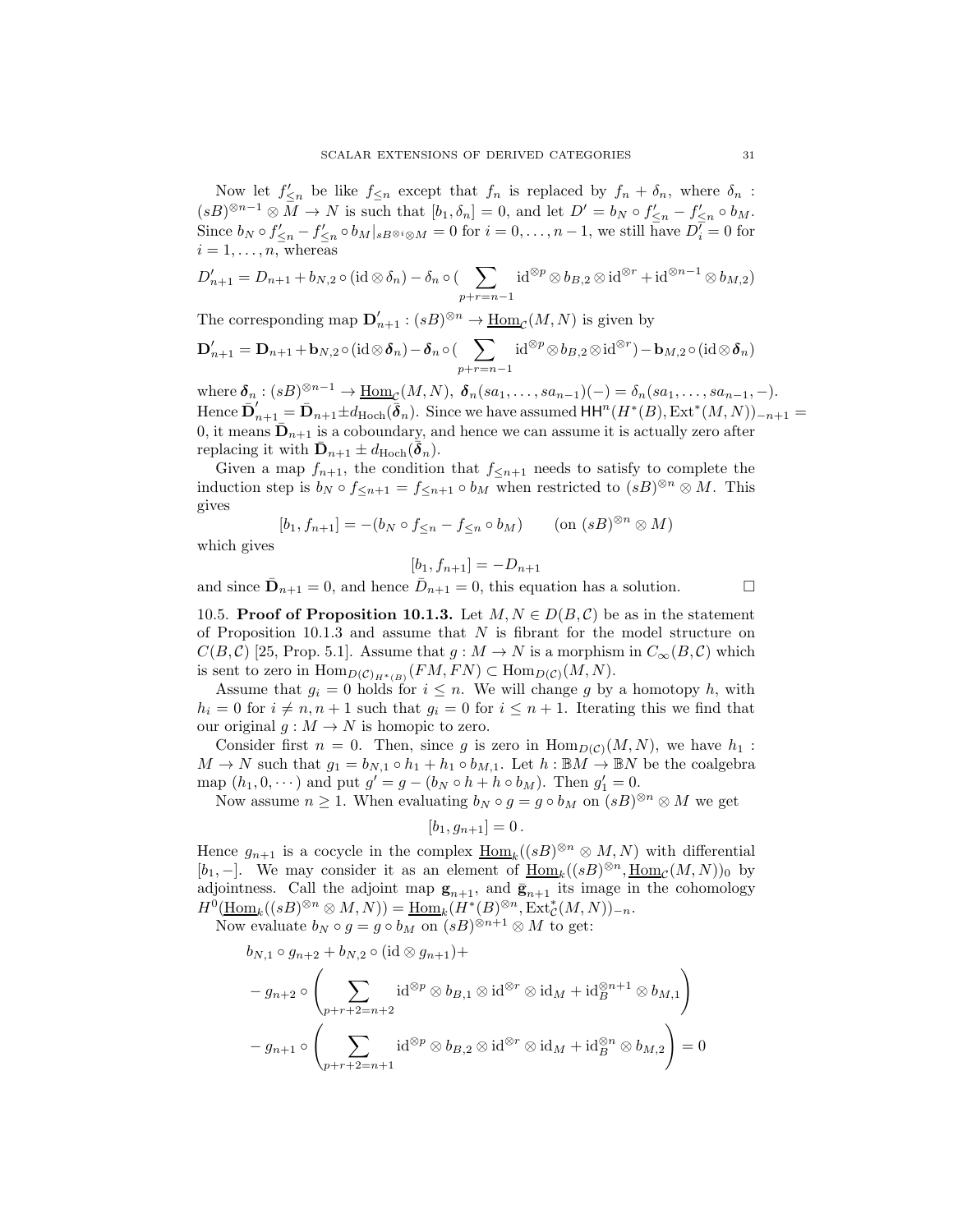Now let $f'_{\leq n}$ be like $f_{\leq n}$ except that $f_n$ is replaced by $f_n + \delta_n$, where $\delta_n : (sB)^{\otimes n-1} \otimes M \to N$ is such that $[b_1, \delta_n] = 0$, and let $D' = b_N \circ f'_{\leq n} - f'_{\leq n} \circ b_M$. Since $b_N \circ f'_{\leq n} - f'_{\leq n} \circ b_M|_{sB^{\otimes i} \otimes M} = 0$ for $i = 0, \ldots, n-1$, we still have $D'_i = 0$ for $i = 1, \ldots, n$, whereas

$$D'_{n+1} = D_{n+1} + b_{N,2} \circ (\mathrm{id} \otimes \delta_n) - \delta_n \circ (\sum_{p+r=n-1} \mathrm{id}^{\otimes p} \otimes b_{B,2} \otimes \mathrm{id}^{\otimes r} + \mathrm{id}^{\otimes n-1} \otimes b_{M,2})$$

The corresponding map $\mathbf{D}'_{n+1} : (sB)^{\otimes n} \to \underline{\mathrm{Hom}}_{\mathcal{C}}(M, N)$ is given by

$$\mathbf{D}'_{n+1} = \mathbf{D}_{n+1} + \mathbf{b}_{N,2} \circ (\mathrm{id} \otimes \boldsymbol{\delta}_n) - \boldsymbol{\delta}_n \circ (\sum_{p+r=n-1} \mathrm{id}^{\otimes p} \otimes b_{B,2} \otimes \mathrm{id}^{\otimes r}) - \mathbf{b}_{M,2} \circ (\mathrm{id} \otimes \boldsymbol{\delta}_n)$$

where $\boldsymbol{\delta}_n : (sB)^{\otimes n-1} \to \underline{\mathrm{Hom}}_{\mathcal{C}}(M, N)$, $\boldsymbol{\delta}_n(sa_1, \ldots, sa_{n-1})(-) = \delta_n(sa_1, \ldots, sa_{n-1}, -)$. Hence $\bar{\mathbf{D}}'_{n+1} = \bar{\mathbf{D}}_{n+1} \pm d_{\mathrm{Hoch}}(\bar{\boldsymbol{\delta}}_n)$. Since we have assumed $\mathsf{HH}^n(H^*(B), \mathrm{Ext}^*(M, N))_{-n+1} = 0$, it means $\bar{\mathbf{D}}_{n+1}$ is a coboundary, and hence we can assume it is actually zero after replacing it with $\bar{\mathbf{D}}_{n+1} \pm d_{\mathrm{Hoch}}(\bar{\boldsymbol{\delta}}_n)$.

Given a map $f_{n+1}$, the condition that $f_{\leq n+1}$ needs to satisfy to complete the induction step is $b_N \circ f_{\leq n+1} = f_{\leq n+1} \circ b_M$ when restricted to $(sB)^{\otimes n} \otimes M$. This gives

$$[b_1, f_{n+1}] = -(b_N \circ f_{\leq n} - f_{\leq n} \circ b_M) \qquad (\text{on } (sB)^{\otimes n} \otimes M)$$

which gives

$$[b_1, f_{n+1}] = -D_{n+1}$$

and since $\bar{\mathbf{D}}_{n+1} = 0$, and hence $\bar{D}_{n+1} = 0$, this equation has a solution. □

10.5. **Proof of Proposition 10.1.3.** Let $M, N \in D(B, \mathcal{C})$ be as in the statement of Proposition 10.1.3 and assume that $N$ is fibrant for the model structure on $C(B, \mathcal{C})$ [25, Prop. 5.1]. Assume that $g : M \to N$ is a morphism in $C_\infty(B, \mathcal{C})$ which is sent to zero in $\mathrm{Hom}_{D(\mathcal{C})_{H^*(B)}}(FM, FN) \subset \mathrm{Hom}_{D(\mathcal{C})}(M, N)$.

Assume that $g_i = 0$ holds for $i \leq n$. We will change $g$ by a homotopy $h$, with $h_i = 0$ for $i \neq n, n+1$ such that $g_i = 0$ for $i \leq n+1$. Iterating this we find that our original $g : M \to N$ is homopic to zero.

Consider first $n = 0$. Then, since $g$ is zero in $\mathrm{Hom}_{D(\mathcal{C})}(M, N)$, we have $h_1 : M \to N$ such that $g_1 = b_{N,1} \circ h_1 + h_1 \circ b_{M,1}$. Let $h : \mathbb{B}M \to \mathbb{B}N$ be the coalgebra map $(h_1, 0, \cdots)$ and put $g' = g - (b_N \circ h + h \circ b_M)$. Then $g'_1 = 0$.

Now assume $n \geq 1$. When evaluating $b_N \circ g = g \circ b_M$ on $(sB)^{\otimes n} \otimes M$ we get

$$[b_1, g_{n+1}] = 0\,.$$

Hence $g_{n+1}$ is a cocycle in the complex $\underline{\mathrm{Hom}}_k((sB)^{\otimes n} \otimes M, N)$ with differential $[b_1, -]$. We may consider it as an element of $\underline{\mathrm{Hom}}_k((sB)^{\otimes n}, \underline{\mathrm{Hom}}_{\mathcal{C}}(M, N))_0$ by adjointness. Call the adjoint map $\mathbf{g}_{n+1}$, and $\bar{\mathbf{g}}_{n+1}$ its image in the cohomology $H^0(\underline{\mathrm{Hom}}_k((sB)^{\otimes n} \otimes M, N)) = \underline{\mathrm{Hom}}_k(H^*(B)^{\otimes n}, \mathrm{Ext}^*_{\mathcal{C}}(M, N))_{-n}$.

Now evaluate $b_N \circ g = g \circ b_M$ on $(sB)^{\otimes n+1} \otimes M$ to get:

$$\begin{aligned}
&b_{N,1} \circ g_{n+2} + b_{N,2} \circ (\mathrm{id} \otimes g_{n+1}) + \\
&- g_{n+2} \circ \left( \sum_{p+r+2=n+2} \mathrm{id}^{\otimes p} \otimes b_{B,1} \otimes \mathrm{id}^{\otimes r} \otimes \mathrm{id}_M + \mathrm{id}_B^{\otimes n+1} \otimes b_{M,1} \right) \\
&- g_{n+1} \circ \left( \sum_{p+r+2=n+1} \mathrm{id}^{\otimes p} \otimes b_{B,2} \otimes \mathrm{id}^{\otimes r} \otimes \mathrm{id}_M + \mathrm{id}_B^{\otimes n} \otimes b_{M,2} \right) = 0
\end{aligned}$$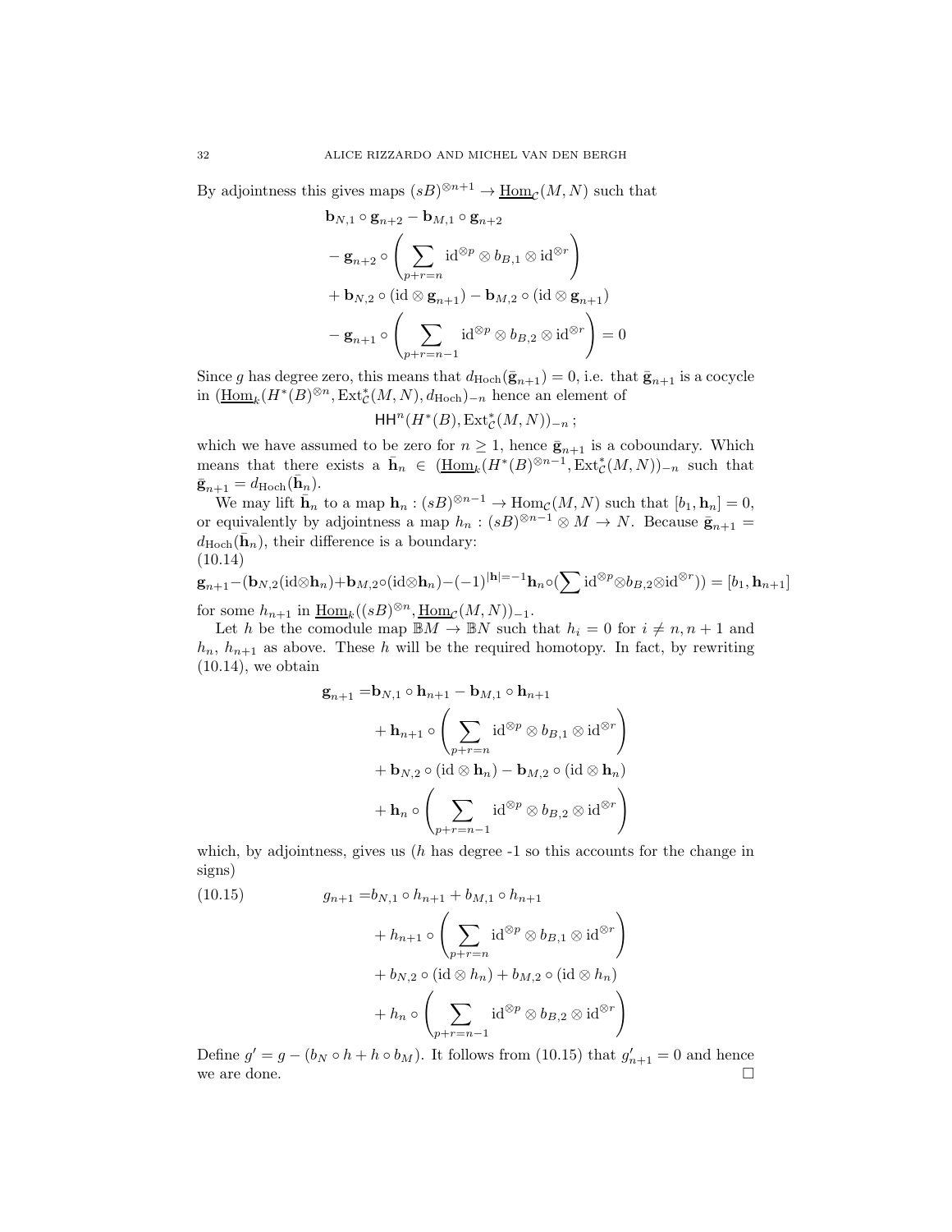By adjointness this gives maps $(sB)^{\otimes n+1} \to \underline{\mathrm{Hom}}_{\mathcal{C}}(M,N)$ such that

$$
\begin{aligned}
&\mathbf{b}_{N,1} \circ \mathbf{g}_{n+2} - \mathbf{b}_{M,1} \circ \mathbf{g}_{n+2} \\
&- \mathbf{g}_{n+2} \circ \left( \sum_{p+r=n} \mathrm{id}^{\otimes p} \otimes b_{B,1} \otimes \mathrm{id}^{\otimes r} \right) \\
&+ \mathbf{b}_{N,2} \circ (\mathrm{id} \otimes \mathbf{g}_{n+1}) - \mathbf{b}_{M,2} \circ (\mathrm{id} \otimes \mathbf{g}_{n+1}) \\
&- \mathbf{g}_{n+1} \circ \left( \sum_{p+r=n-1} \mathrm{id}^{\otimes p} \otimes b_{B,2} \otimes \mathrm{id}^{\otimes r} \right) = 0
\end{aligned}
$$

Since $g$ has degree zero, this means that $d_{\mathrm{Hoch}}(\bar{\mathbf{g}}_{n+1}) = 0$, i.e. that $\bar{\mathbf{g}}_{n+1}$ is a cocycle in $(\underline{\mathrm{Hom}}_k(H^*(B)^{\otimes n}, \mathrm{Ext}^*_{\mathcal{C}}(M,N), d_{\mathrm{Hoch}})_{-n}$ hence an element of

$$\mathsf{HH}^n(H^*(B), \mathrm{Ext}^*_{\mathcal{C}}(M,N))_{-n}\,;$$

which we have assumed to be zero for $n \geq 1$, hence $\bar{\mathbf{g}}_{n+1}$ is a coboundary. Which means that there exists a $\bar{\mathbf{h}}_n \in (\underline{\mathrm{Hom}}_k(H^*(B)^{\otimes n-1}, \mathrm{Ext}^*_{\mathcal{C}}(M,N))_{-n}$ such that $\bar{\mathbf{g}}_{n+1} = d_{\mathrm{Hoch}}(\bar{\mathbf{h}}_n)$.

We may lift $\bar{\mathbf{h}}_n$ to a map $\mathbf{h}_n : (sB)^{\otimes n-1} \to \mathrm{Hom}_{\mathcal{C}}(M,N)$ such that $[b_1, \mathbf{h}_n] = 0$, or equivalently by adjointness a map $h_n : (sB)^{\otimes n-1} \otimes M \to N$. Because $\bar{\mathbf{g}}_{n+1} = d_{\mathrm{Hoch}}(\bar{\mathbf{h}}_n)$, their difference is a boundary:

$$
\mathbf{g}_{n+1} - (\mathbf{b}_{N,2}(\mathrm{id}\otimes\mathbf{h}_n) + \mathbf{b}_{M,2}\circ(\mathrm{id}\otimes\mathbf{h}_n) - (-1)^{|\mathbf{h}|=-1}\mathbf{h}_n\circ(\sum \mathrm{id}^{\otimes p}\otimes b_{B,2}\otimes\mathrm{id}^{\otimes r})) = [b_1, \mathbf{h}_{n+1}] \tag{10.14}
$$

for some $h_{n+1}$ in $\underline{\mathrm{Hom}}_k((sB)^{\otimes n}, \underline{\mathrm{Hom}}_{\mathcal{C}}(M,N))_{-1}$.

Let $h$ be the comodule map $\mathbb{B}M \to \mathbb{B}N$ such that $h_i = 0$ for $i \neq n, n+1$ and $h_n$, $h_{n+1}$ as above. These $h$ will be the required homotopy. In fact, by rewriting (10.14), we obtain

$$
\begin{aligned}
\mathbf{g}_{n+1} =& \mathbf{b}_{N,1} \circ \mathbf{h}_{n+1} - \mathbf{b}_{M,1} \circ \mathbf{h}_{n+1} \\
&+ \mathbf{h}_{n+1} \circ \left( \sum_{p+r=n} \mathrm{id}^{\otimes p} \otimes b_{B,1} \otimes \mathrm{id}^{\otimes r} \right) \\
&+ \mathbf{b}_{N,2} \circ (\mathrm{id} \otimes \mathbf{h}_n) - \mathbf{b}_{M,2} \circ (\mathrm{id} \otimes \mathbf{h}_n) \\
&+ \mathbf{h}_n \circ \left( \sum_{p+r=n-1} \mathrm{id}^{\otimes p} \otimes b_{B,2} \otimes \mathrm{id}^{\otimes r} \right)
\end{aligned}
$$

which, by adjointness, gives us ($h$ has degree -1 so this accounts for the change in signs)

$$
\begin{aligned}
g_{n+1} =& b_{N,1} \circ h_{n+1} + b_{M,1} \circ h_{n+1} \\
&+ h_{n+1} \circ \left( \sum_{p+r=n} \mathrm{id}^{\otimes p} \otimes b_{B,1} \otimes \mathrm{id}^{\otimes r} \right) \\
&+ b_{N,2} \circ (\mathrm{id} \otimes h_n) + b_{M,2} \circ (\mathrm{id} \otimes h_n) \\
&+ h_n \circ \left( \sum_{p+r=n-1} \mathrm{id}^{\otimes p} \otimes b_{B,2} \otimes \mathrm{id}^{\otimes r} \right)
\end{aligned} \tag{10.15}
$$

Define $g' = g - (b_N \circ h + h \circ b_M)$. It follows from (10.15) that $g'_{n+1} = 0$ and hence we are done. $\square$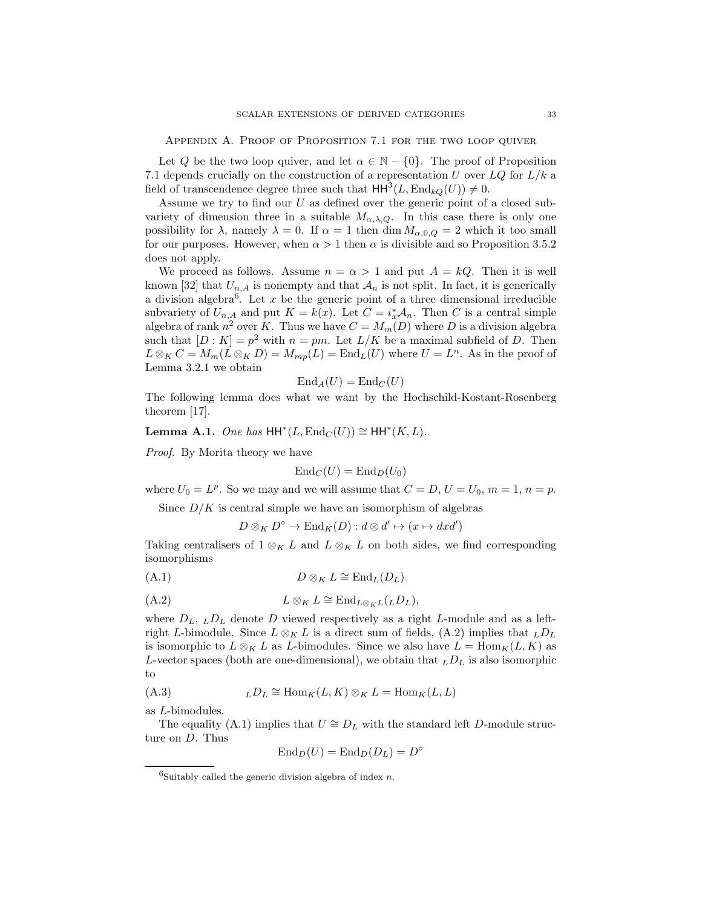## Appendix A. Proof of Proposition 7.1 for the two loop quiver

Let $Q$ be the two loop quiver, and let $\alpha \in \mathbb{N} - \{0\}$. The proof of Proposition 7.1 depends crucially on the construction of a representation $U$ over $LQ$ for $L/k$ a field of transcendence degree three such that $\mathsf{HH}^3(L, \operatorname{End}_{kQ}(U)) \neq 0$.

Assume we try to find our $U$ as defined over the generic point of a closed subvariety of dimension three in a suitable $M_{\alpha,\lambda,Q}$. In this case there is only one possibility for $\lambda$, namely $\lambda = 0$. If $\alpha = 1$ then $\dim M_{\alpha,0,Q} = 2$ which it too small for our purposes. However, when $\alpha > 1$ then $\alpha$ is divisible and so Proposition 3.5.2 does not apply.

We proceed as follows. Assume $n = \alpha > 1$ and put $A = kQ$. Then it is well known [32] that $U_{n,A}$ is nonempty and that $\mathcal{A}_n$ is not split. In fact, it is generically a division algebra[6]. Let $x$ be the generic point of a three dimensional irreducible subvariety of $U_{n,A}$ and put $K = k(x)$. Let $C = i_x^* \mathcal{A}_n$. Then $C$ is a central simple algebra of rank $n^2$ over $K$. Thus we have $C = M_m(D)$ where $D$ is a division algebra such that $[D : K] = p^2$ with $n = pm$. Let $L/K$ be a maximal subfield of $D$. Then $L \otimes_K C = M_m(L \otimes_K D) = M_{mp}(L) = \operatorname{End}_L(U)$ where $U = L^n$. As in the proof of Lemma 3.2.1 we obtain

$$\operatorname{End}_A(U) = \operatorname{End}_C(U)$$

The following lemma does what we want by the Hochschild-Kostant-Rosenberg theorem [17].

**Lemma A.1.** *One has* $\mathsf{HH}^*(L, \operatorname{End}_C(U)) \cong \mathsf{HH}^*(K, L)$.

*Proof.* By Morita theory we have

$$\operatorname{End}_C(U) = \operatorname{End}_D(U_0)$$

where $U_0 = L^p$. So we may and we will assume that $C = D$, $U = U_0$, $m = 1$, $n = p$.

Since $D/K$ is central simple we have an isomorphism of algebras

$$D \otimes_K D^\circ \to \operatorname{End}_K(D) : d \otimes d' \mapsto (x \mapsto dxd')$$

Taking centralisers of $1 \otimes_K L$ and $L \otimes_K L$ on both sides, we find corresponding isomorphisms

$$D \otimes_K L \cong \operatorname{End}_L(D_L) \tag{A.1}$$

$$L \otimes_K L \cong \operatorname{End}_{L \otimes_K L}({}_L D_L), \tag{A.2}$$

where $D_L$, ${}_L D_L$ denote $D$ viewed respectively as a right $L$-module and as a left-right $L$-bimodule. Since $L \otimes_K L$ is a direct sum of fields, (A.2) implies that ${}_L D_L$ is isomorphic to $L \otimes_K L$ as $L$-bimodules. Since we also have $L = \operatorname{Hom}_K(L, K)$ as $L$-vector spaces (both are one-dimensional), we obtain that ${}_L D_L$ is also isomorphic to

$${}_L D_L \cong \operatorname{Hom}_K(L, K) \otimes_K L = \operatorname{Hom}_K(L, L) \tag{A.3}$$

as $L$-bimodules.

The equality (A.1) implies that $U \cong D_L$ with the standard left $D$-module structure on $D$. Thus

$$\operatorname{End}_D(U) = \operatorname{End}_D(D_L) = D^\circ$$

[6] Suitably called the generic division algebra of index $n$.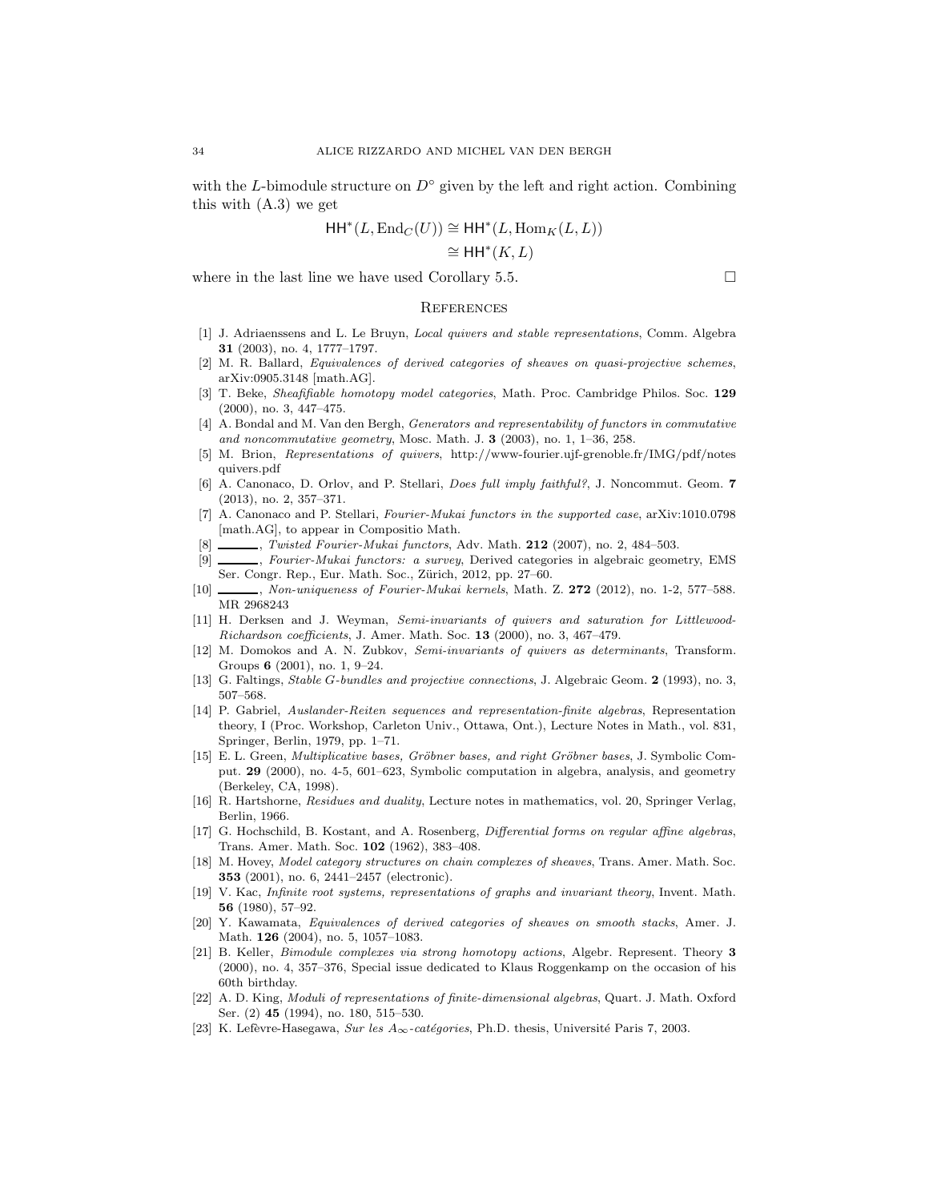with the $L$-bimodule structure on $D^\circ$ given by the left and right action. Combining this with (A.3) we get

$$\begin{aligned}\mathsf{HH}^*(L, \operatorname{End}_C(U)) &\cong \mathsf{HH}^*(L, \operatorname{Hom}_K(L, L)) \\ &\cong \mathsf{HH}^*(K, L)\end{aligned}$$

where in the last line we have used Corollary 5.5. □

## References

[1] J. Adriaenssens and L. Le Bruyn, *Local quivers and stable representations*, Comm. Algebra **31** (2003), no. 4, 1777–1797.

[2] M. R. Ballard, *Equivalences of derived categories of sheaves on quasi-projective schemes*, arXiv:0905.3148 [math.AG].

[3] T. Beke, *Sheafifiable homotopy model categories*, Math. Proc. Cambridge Philos. Soc. **129** (2000), no. 3, 447–475.

[4] A. Bondal and M. Van den Bergh, *Generators and representability of functors in commutative and noncommutative geometry*, Mosc. Math. J. **3** (2003), no. 1, 1–36, 258.

[5] M. Brion, *Representations of quivers*, http://www-fourier.ujf-grenoble.fr/IMG/pdf/notes quivers.pdf

[6] A. Canonaco, D. Orlov, and P. Stellari, *Does full imply faithful?*, J. Noncommut. Geom. **7** (2013), no. 2, 357–371.

[7] A. Canonaco and P. Stellari, *Fourier-Mukai functors in the supported case*, arXiv:1010.0798 [math.AG], to appear in Compositio Math.

[8] ———, *Twisted Fourier-Mukai functors*, Adv. Math. **212** (2007), no. 2, 484–503.

[9] ———, *Fourier-Mukai functors: a survey*, Derived categories in algebraic geometry, EMS Ser. Congr. Rep., Eur. Math. Soc., Zürich, 2012, pp. 27–60.

[10] ———, *Non-uniqueness of Fourier-Mukai kernels*, Math. Z. **272** (2012), no. 1-2, 577–588. MR 2968243

[11] H. Derksen and J. Weyman, *Semi-invariants of quivers and saturation for Littlewood-Richardson coefficients*, J. Amer. Math. Soc. **13** (2000), no. 3, 467–479.

[12] M. Domokos and A. N. Zubkov, *Semi-invariants of quivers as determinants*, Transform. Groups **6** (2001), no. 1, 9–24.

[13] G. Faltings, *Stable G-bundles and projective connections*, J. Algebraic Geom. **2** (1993), no. 3, 507–568.

[14] P. Gabriel, *Auslander-Reiten sequences and representation-finite algebras*, Representation theory, I (Proc. Workshop, Carleton Univ., Ottawa, Ont.), Lecture Notes in Math., vol. 831, Springer, Berlin, 1979, pp. 1–71.

[15] E. L. Green, *Multiplicative bases, Gröbner bases, and right Gröbner bases*, J. Symbolic Comput. **29** (2000), no. 4-5, 601–623, Symbolic computation in algebra, analysis, and geometry (Berkeley, CA, 1998).

[16] R. Hartshorne, *Residues and duality*, Lecture notes in mathematics, vol. 20, Springer Verlag, Berlin, 1966.

[17] G. Hochschild, B. Kostant, and A. Rosenberg, *Differential forms on regular affine algebras*, Trans. Amer. Math. Soc. **102** (1962), 383–408.

[18] M. Hovey, *Model category structures on chain complexes of sheaves*, Trans. Amer. Math. Soc. **353** (2001), no. 6, 2441–2457 (electronic).

[19] V. Kac, *Infinite root systems, representations of graphs and invariant theory*, Invent. Math. **56** (1980), 57–92.

[20] Y. Kawamata, *Equivalences of derived categories of sheaves on smooth stacks*, Amer. J. Math. **126** (2004), no. 5, 1057–1083.

[21] B. Keller, *Bimodule complexes via strong homotopy actions*, Algebr. Represent. Theory **3** (2000), no. 4, 357–376, Special issue dedicated to Klaus Roggenkamp on the occasion of his 60th birthday.

[22] A. D. King, *Moduli of representations of finite-dimensional algebras*, Quart. J. Math. Oxford Ser. (2) **45** (1994), no. 180, 515–530.

[23] K. Lefèvre-Hasegawa, *Sur les $A_\infty$-catégories*, Ph.D. thesis, Université Paris 7, 2003.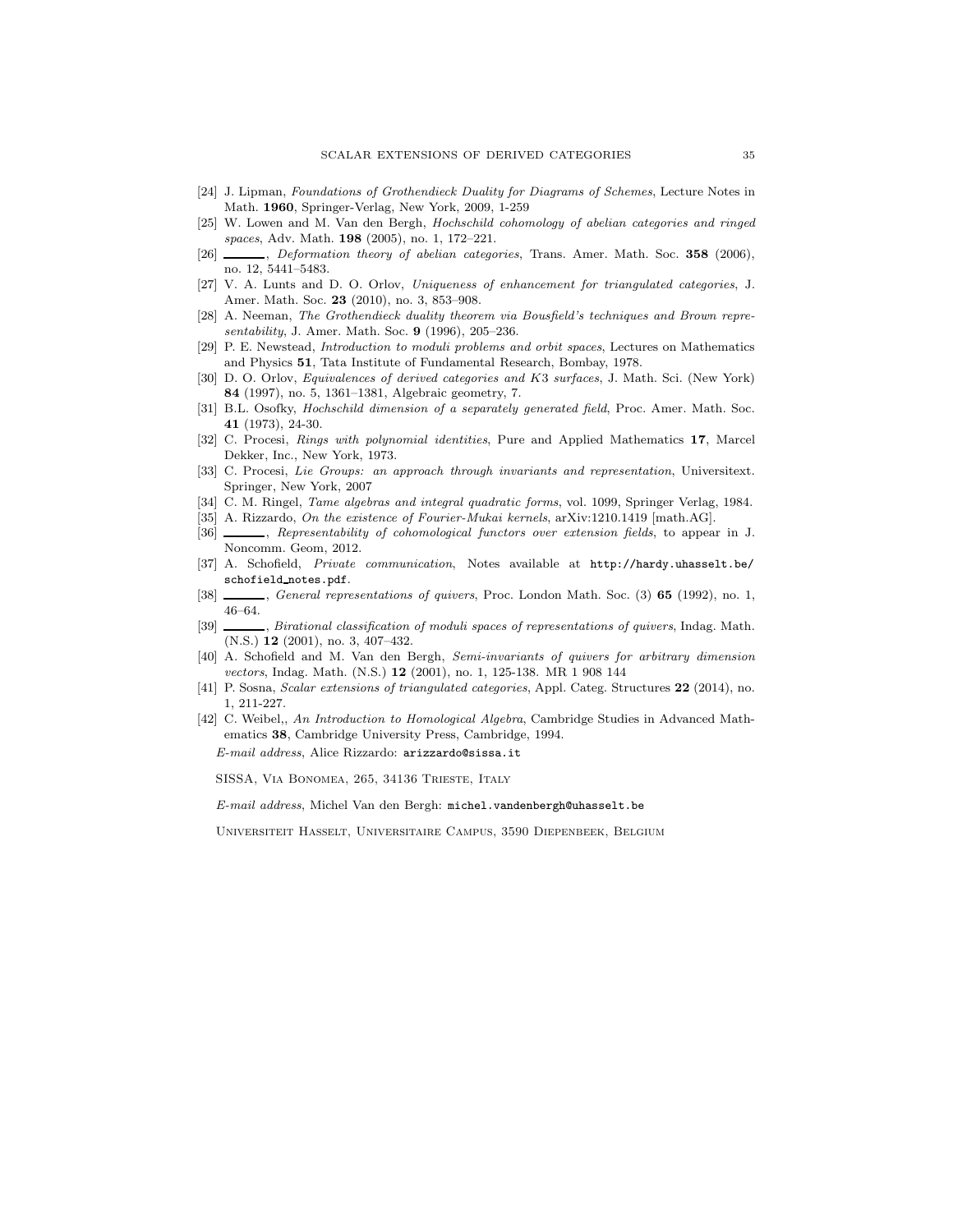[24] J. Lipman, *Foundations of Grothendieck Duality for Diagrams of Schemes*, Lecture Notes in Math. **1960**, Springer-Verlag, New York, 2009, 1-259

[25] W. Lowen and M. Van den Bergh, *Hochschild cohomology of abelian categories and ringed spaces*, Adv. Math. **198** (2005), no. 1, 172–221.

[26] ______, *Deformation theory of abelian categories*, Trans. Amer. Math. Soc. **358** (2006), no. 12, 5441–5483.

[27] V. A. Lunts and D. O. Orlov, *Uniqueness of enhancement for triangulated categories*, J. Amer. Math. Soc. **23** (2010), no. 3, 853–908.

[28] A. Neeman, *The Grothendieck duality theorem via Bousfield's techniques and Brown representability*, J. Amer. Math. Soc. **9** (1996), 205–236.

[29] P. E. Newstead, *Introduction to moduli problems and orbit spaces*, Lectures on Mathematics and Physics **51**, Tata Institute of Fundamental Research, Bombay, 1978.

[30] D. O. Orlov, *Equivalences of derived categories and K3 surfaces*, J. Math. Sci. (New York) **84** (1997), no. 5, 1361–1381, Algebraic geometry, 7.

[31] B.L. Osofky, *Hochschild dimension of a separately generated field*, Proc. Amer. Math. Soc. **41** (1973), 24-30.

[32] C. Procesi, *Rings with polynomial identities*, Pure and Applied Mathematics **17**, Marcel Dekker, Inc., New York, 1973.

[33] C. Procesi, *Lie Groups: an approach through invariants and representation*, Universitext. Springer, New York, 2007

[34] C. M. Ringel, *Tame algebras and integral quadratic forms*, vol. 1099, Springer Verlag, 1984.

[35] A. Rizzardo, *On the existence of Fourier-Mukai kernels*, arXiv:1210.1419 [math.AG].

[36] ______, *Representability of cohomological functors over extension fields*, to appear in J. Noncomm. Geom, 2012.

[37] A. Schofield, *Private communication*, Notes available at `http://hardy.uhasselt.be/schofield_notes.pdf`.

[38] ______, *General representations of quivers*, Proc. London Math. Soc. (3) **65** (1992), no. 1, 46–64.

[39] ______, *Birational classification of moduli spaces of representations of quivers*, Indag. Math. (N.S.) **12** (2001), no. 3, 407–432.

[40] A. Schofield and M. Van den Bergh, *Semi-invariants of quivers for arbitrary dimension vectors*, Indag. Math. (N.S.) **12** (2001), no. 1, 125-138. MR 1 908 144

[41] P. Sosna, *Scalar extensions of triangulated categories*, Appl. Categ. Structures **22** (2014), no. 1, 211-227.

[42] C. Weibel,, *An Introduction to Homological Algebra*, Cambridge Studies in Advanced Mathematics **38**, Cambridge University Press, Cambridge, 1994.

*E-mail address*, Alice Rizzardo: `arizzardo@sissa.it`

SISSA, Via Bonomea, 265, 34136 Trieste, Italy

*E-mail address*, Michel Van den Bergh: `michel.vandenbergh@uhasselt.be`

Universiteit Hasselt, Universitaire Campus, 3590 Diepenbeek, Belgium